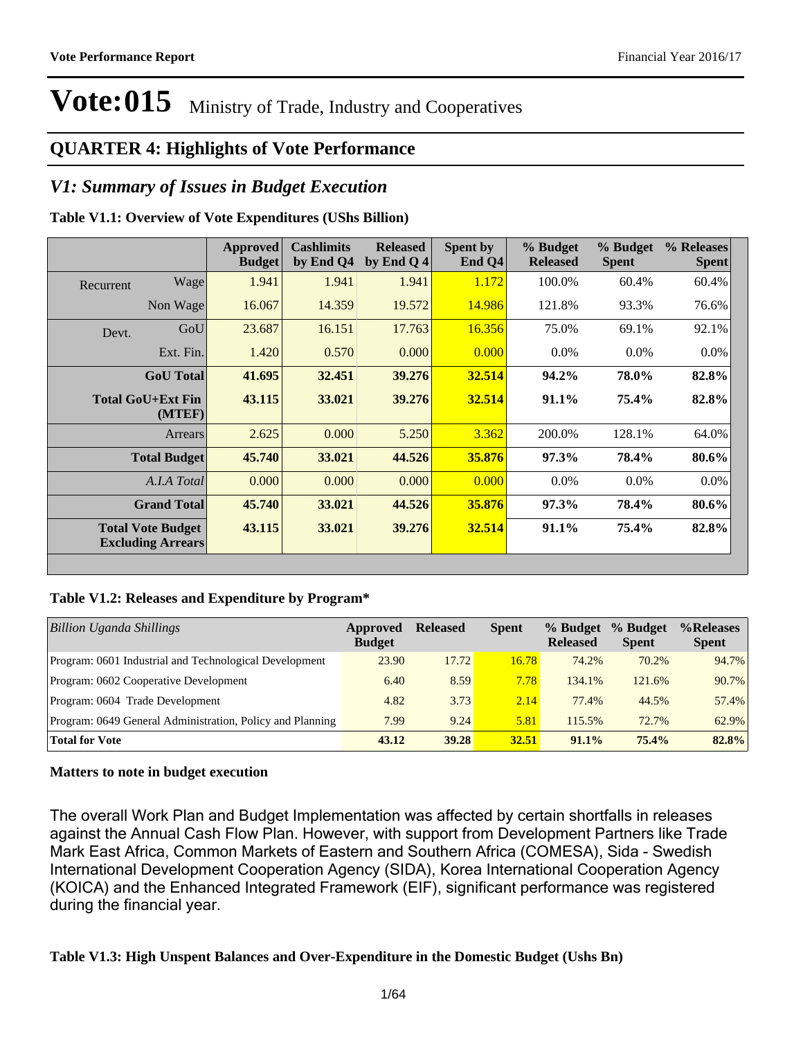# Vote:015 Ministry of Trade, Industry and Cooperatives

## QUARTER 4: Highlights of Vote Performance

## *V1: Summary of Issues in Budget Execution*

**Table V1.1: Overview of Vote Expenditures (UShs Billion)**

| | | Approved Budget | Cashlimits by End Q4 | Released by End Q 4 | Spent by End Q4 | % Budget Released | % Budget Spent | % Releases Spent |
|---|---|---|---|---|---|---|---|---|
| Recurrent | Wage | 1.941 | 1.941 | 1.941 | 1.172 | 100.0% | 60.4% | 60.4% |
| | Non Wage | 16.067 | 14.359 | 19.572 | 14.986 | 121.8% | 93.3% | 76.6% |
| Devt. | GoU | 23.687 | 16.151 | 17.763 | 16.356 | 75.0% | 69.1% | 92.1% |
| | Ext. Fin. | 1.420 | 0.570 | 0.000 | 0.000 | 0.0% | 0.0% | 0.0% |
| | **GoU Total** | **41.695** | **32.451** | **39.276** | **32.514** | **94.2%** | **78.0%** | **82.8%** |
| | **Total GoU+Ext Fin (MTEF)** | **43.115** | **33.021** | **39.276** | **32.514** | **91.1%** | **75.4%** | **82.8%** |
| | Arrears | 2.625 | 0.000 | 5.250 | 3.362 | 200.0% | 128.1% | 64.0% |
| | **Total Budget** | **45.740** | **33.021** | **44.526** | **35.876** | **97.3%** | **78.4%** | **80.6%** |
| | *A.I.A Total* | 0.000 | 0.000 | 0.000 | 0.000 | 0.0% | 0.0% | 0.0% |
| | **Grand Total** | **45.740** | **33.021** | **44.526** | **35.876** | **97.3%** | **78.4%** | **80.6%** |
| | **Total Vote Budget Excluding Arrears** | **43.115** | **33.021** | **39.276** | **32.514** | **91.1%** | **75.4%** | **82.8%** |

**Table V1.2: Releases and Expenditure by Program***

| *Billion Uganda Shillings* | Approved Budget | Released | Spent | % Budget Released | % Budget Spent | %Releases Spent |
|---|---|---|---|---|---|---|
| Program: 0601 Industrial and Technological Development | 23.90 | 17.72 | 16.78 | 74.2% | 70.2% | 94.7% |
| Program: 0602 Cooperative Development | 6.40 | 8.59 | 7.78 | 134.1% | 121.6% | 90.7% |
| Program: 0604 Trade Development | 4.82 | 3.73 | 2.14 | 77.4% | 44.5% | 57.4% |
| Program: 0649 General Administration, Policy and Planning | 7.99 | 9.24 | 5.81 | 115.5% | 72.7% | 62.9% |
| **Total for Vote** | **43.12** | **39.28** | **32.51** | **91.1%** | **75.4%** | **82.8%** |

**Matters to note in budget execution**

The overall Work Plan and Budget Implementation was affected by certain shortfalls in releases against the Annual Cash Flow Plan. However, with support from Development Partners like Trade Mark East Africa, Common Markets of Eastern and Southern Africa (COMESA), Sida - Swedish International Development Cooperation Agency (SIDA), Korea International Cooperation Agency (KOICA) and the Enhanced Integrated Framework (EIF), significant performance was registered during the financial year.

**Table V1.3: High Unspent Balances and Over-Expenditure in the Domestic Budget (Ushs Bn)**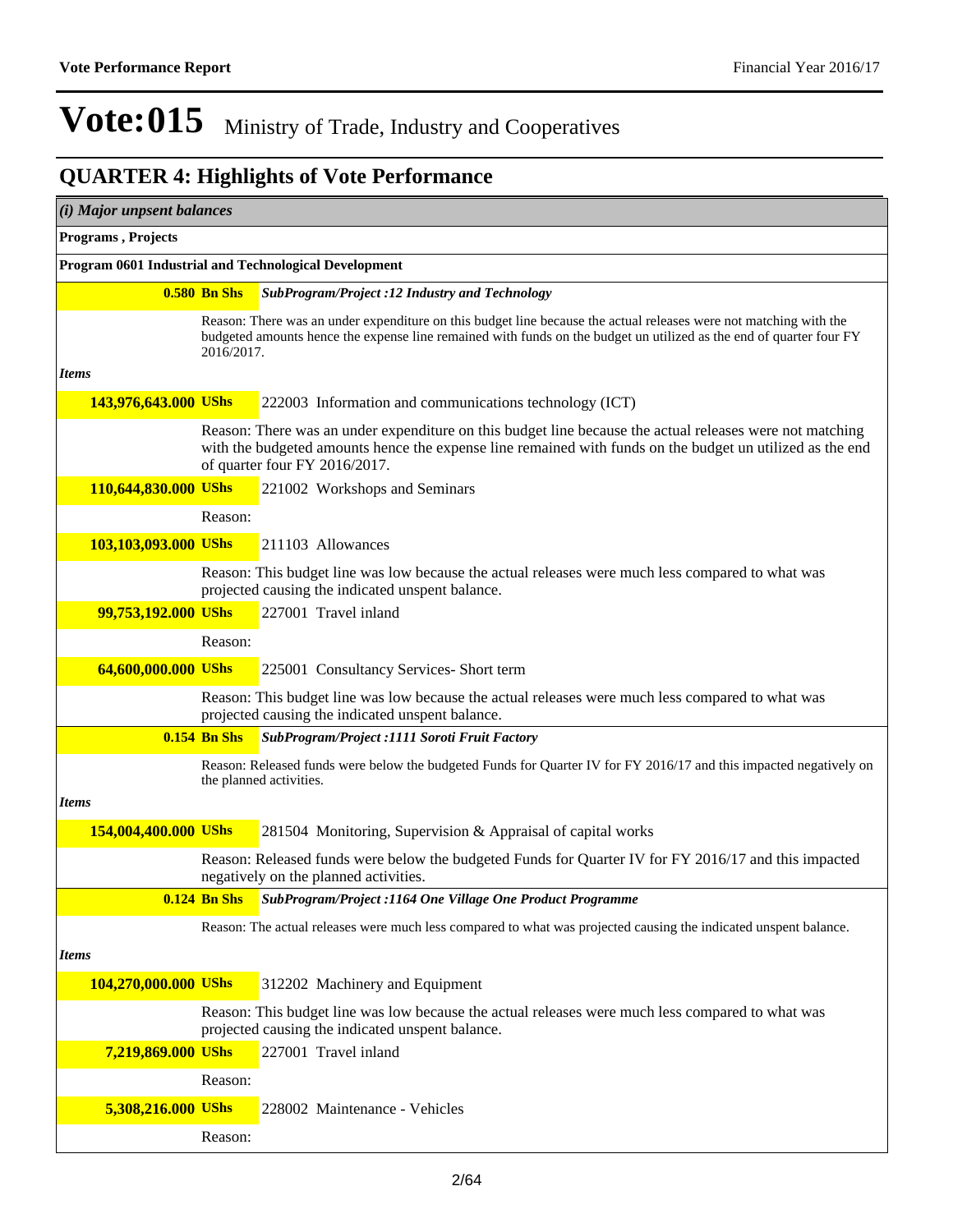# Vote:015 Ministry of Trade, Industry and Cooperatives

## QUARTER 4: Highlights of Vote Performance

***(i) Major unpsent balances***

**Programs , Projects**

**Program 0601 Industrial and Technological Development**

**0.580 Bn Shs** ***SubProgram/Project :12 Industry and Technology***

Reason: There was an under expenditure on this budget line because the actual releases were not matching with the budgeted amounts hence the expense line remained with funds on the budget un utilized as the end of quarter four FY 2016/2017.

***Items***

**143,976,643.000 UShs** 222003 Information and communications technology (ICT)

Reason: There was an under expenditure on this budget line because the actual releases were not matching with the budgeted amounts hence the expense line remained with funds on the budget un utilized as the end of quarter four FY 2016/2017.

**110,644,830.000 UShs** 221002 Workshops and Seminars

Reason:

**103,103,093.000 UShs** 211103 Allowances

Reason: This budget line was low because the actual releases were much less compared to what was projected causing the indicated unspent balance.

**99,753,192.000 UShs** 227001 Travel inland

Reason:

**64,600,000.000 UShs** 225001 Consultancy Services- Short term

Reason: This budget line was low because the actual releases were much less compared to what was projected causing the indicated unspent balance.

**0.154 Bn Shs** ***SubProgram/Project :1111 Soroti Fruit Factory***

Reason: Released funds were below the budgeted Funds for Quarter IV for FY 2016/17 and this impacted negatively on the planned activities.

***Items***

**154,004,400.000 UShs** 281504 Monitoring, Supervision & Appraisal of capital works

Reason: Released funds were below the budgeted Funds for Quarter IV for FY 2016/17 and this impacted negatively on the planned activities.

**0.124 Bn Shs** ***SubProgram/Project :1164 One Village One Product Programme***

Reason: The actual releases were much less compared to what was projected causing the indicated unspent balance.

***Items***

**104,270,000.000 UShs** 312202 Machinery and Equipment

Reason: This budget line was low because the actual releases were much less compared to what was projected causing the indicated unspent balance.

**7,219,869.000 UShs** 227001 Travel inland

Reason:

**5,308,216.000 UShs** 228002 Maintenance - Vehicles

Reason: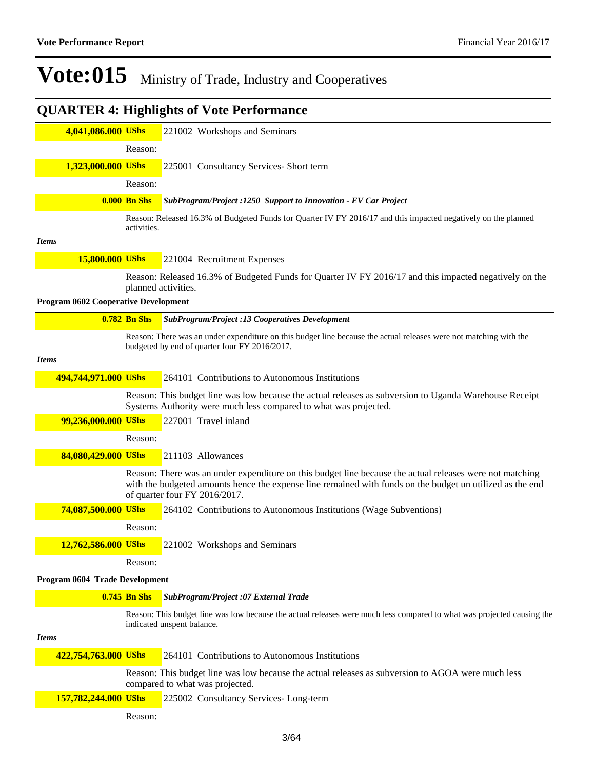# Vote:015 Ministry of Trade, Industry and Cooperatives

## QUARTER 4: Highlights of Vote Performance

| | | |
|---|---|---|
| **4,041,086.000** | **UShs** | 221002 Workshops and Seminars |
| | Reason: | |
| **1,323,000.000** | **UShs** | 225001 Consultancy Services- Short term |
| | Reason: | |
| **0.000** | **Bn Shs** | ***SubProgram/Project :1250 Support to Innovation - EV Car Project*** |
| | Reason: Released 16.3% of Budgeted Funds for Quarter IV FY 2016/17 and this impacted negatively on the planned activities. | |
| ***Items*** | | |
| **15,800.000** | **UShs** | 221004 Recruitment Expenses |
| | Reason: Released 16.3% of Budgeted Funds for Quarter IV FY 2016/17 and this impacted negatively on the planned activities. | |
| **Program 0602 Cooperative Development** | | |
| **0.782** | **Bn Shs** | ***SubProgram/Project :13 Cooperatives Development*** |
| | Reason: There was an under expenditure on this budget line because the actual releases were not matching with the budgeted by end of quarter four FY 2016/2017. | |
| ***Items*** | | |
| **494,744,971.000** | **UShs** | 264101 Contributions to Autonomous Institutions |
| | Reason: This budget line was low because the actual releases as subversion to Uganda Warehouse Receipt Systems Authority were much less compared to what was projected. | |
| **99,236,000.000** | **UShs** | 227001 Travel inland |
| | Reason: | |
| **84,080,429.000** | **UShs** | 211103 Allowances |
| | Reason: There was an under expenditure on this budget line because the actual releases were not matching with the budgeted amounts hence the expense line remained with funds on the budget un utilized as the end of quarter four FY 2016/2017. | |
| **74,087,500.000** | **UShs** | 264102 Contributions to Autonomous Institutions (Wage Subventions) |
| | Reason: | |
| **12,762,586.000** | **UShs** | 221002 Workshops and Seminars |
| | Reason: | |
| **Program 0604 Trade Development** | | |
| **0.745** | **Bn Shs** | ***SubProgram/Project :07 External Trade*** |
| | Reason: This budget line was low because the actual releases were much less compared to what was projected causing the indicated unspent balance. | |
| ***Items*** | | |
| **422,754,763.000** | **UShs** | 264101 Contributions to Autonomous Institutions |
| | Reason: This budget line was low because the actual releases as subversion to AGOA were much less compared to what was projected. | |
| **157,782,244.000** | **UShs** | 225002 Consultancy Services- Long-term |
| | Reason: | |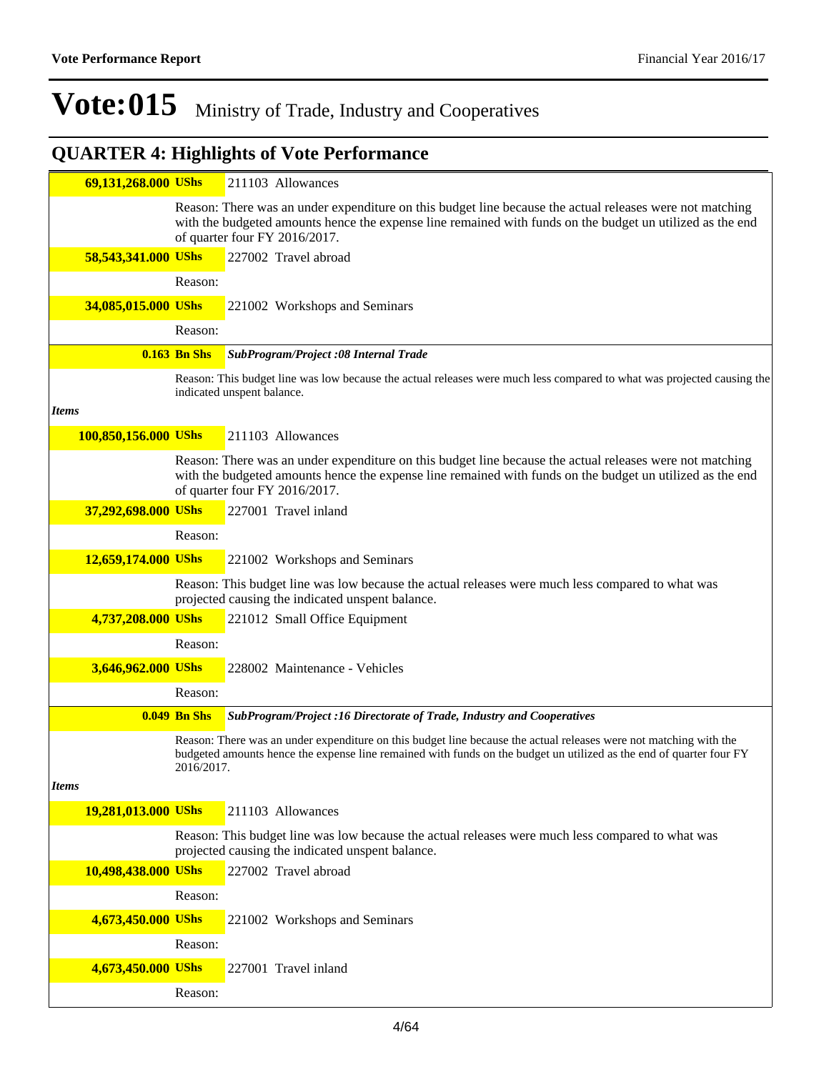# Vote:015 Ministry of Trade, Industry and Cooperatives

## QUARTER 4: Highlights of Vote Performance

| | |
|---|---|
| **69,131,268.000 UShs** | 211103 Allowances |
| | Reason: There was an under expenditure on this budget line because the actual releases were not matching with the budgeted amounts hence the expense line remained with funds on the budget un utilized as the end of quarter four FY 2016/2017. |
| **58,543,341.000 UShs** | 227002 Travel abroad |
| | Reason: |
| **34,085,015.000 UShs** | 221002 Workshops and Seminars |
| | Reason: |
| **0.163 Bn Shs** | ***SubProgram/Project :08 Internal Trade*** |
| | Reason: This budget line was low because the actual releases were much less compared to what was projected causing the indicated unspent balance. |
| ***Items*** | |
| **100,850,156.000 UShs** | 211103 Allowances |
| | Reason: There was an under expenditure on this budget line because the actual releases were not matching with the budgeted amounts hence the expense line remained with funds on the budget un utilized as the end of quarter four FY 2016/2017. |
| **37,292,698.000 UShs** | 227001 Travel inland |
| | Reason: |
| **12,659,174.000 UShs** | 221002 Workshops and Seminars |
| | Reason: This budget line was low because the actual releases were much less compared to what was projected causing the indicated unspent balance. |
| **4,737,208.000 UShs** | 221012 Small Office Equipment |
| | Reason: |
| **3,646,962.000 UShs** | 228002 Maintenance - Vehicles |
| | Reason: |
| **0.049 Bn Shs** | ***SubProgram/Project :16 Directorate of Trade, Industry and Cooperatives*** |
| | Reason: There was an under expenditure on this budget line because the actual releases were not matching with the budgeted amounts hence the expense line remained with funds on the budget un utilized as the end of quarter four FY 2016/2017. |
| ***Items*** | |
| **19,281,013.000 UShs** | 211103 Allowances |
| | Reason: This budget line was low because the actual releases were much less compared to what was projected causing the indicated unspent balance. |
| **10,498,438.000 UShs** | 227002 Travel abroad |
| | Reason: |
| **4,673,450.000 UShs** | 221002 Workshops and Seminars |
| | Reason: |
| **4,673,450.000 UShs** | 227001 Travel inland |
| | Reason: |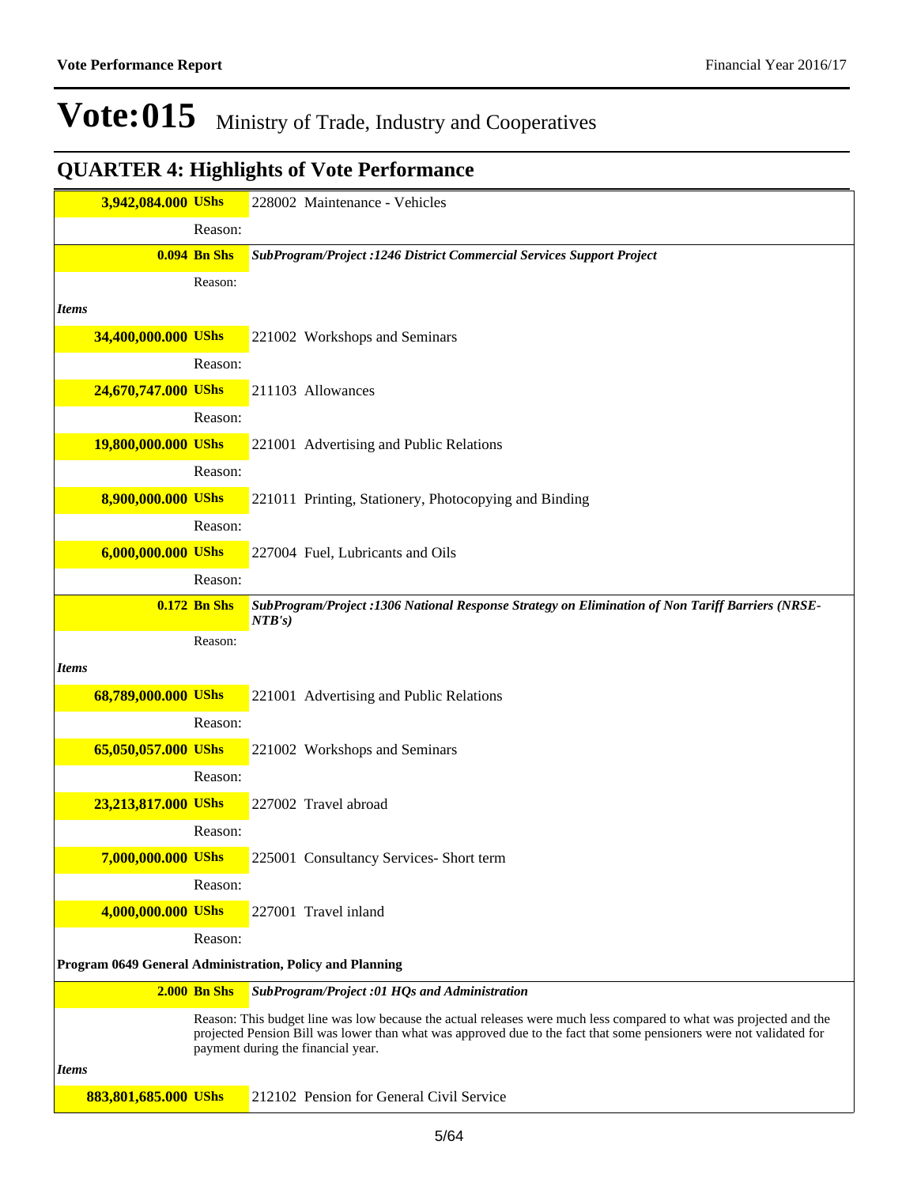# Vote:015 Ministry of Trade, Industry and Cooperatives

## QUARTER 4: Highlights of Vote Performance

| | | |
|---|---|---|
| **3,942,084.000 UShs** | | 228002 Maintenance - Vehicles |
| | Reason: | |
| **0.094 Bn Shs** | | ***SubProgram/Project :1246 District Commercial Services Support Project*** |
| | Reason: | |
| ***Items*** | | |
| **34,400,000.000 UShs** | | 221002 Workshops and Seminars |
| | Reason: | |
| **24,670,747.000 UShs** | | 211103 Allowances |
| | Reason: | |
| **19,800,000.000 UShs** | | 221001 Advertising and Public Relations |
| | Reason: | |
| **8,900,000.000 UShs** | | 221011 Printing, Stationery, Photocopying and Binding |
| | Reason: | |
| **6,000,000.000 UShs** | | 227004 Fuel, Lubricants and Oils |
| | Reason: | |
| **0.172 Bn Shs** | | ***SubProgram/Project :1306 National Response Strategy on Elimination of Non Tariff Barriers (NRSE-NTB's)*** |
| | Reason: | |
| ***Items*** | | |
| **68,789,000.000 UShs** | | 221001 Advertising and Public Relations |
| | Reason: | |
| **65,050,057.000 UShs** | | 221002 Workshops and Seminars |
| | Reason: | |
| **23,213,817.000 UShs** | | 227002 Travel abroad |
| | Reason: | |
| **7,000,000.000 UShs** | | 225001 Consultancy Services- Short term |
| | Reason: | |
| **4,000,000.000 UShs** | | 227001 Travel inland |
| | Reason: | |
| **Program 0649 General Administration, Policy and Planning** | | |
| **2.000 Bn Shs** | | ***SubProgram/Project :01 HQs and Administration*** |
| | Reason: This budget line was low because the actual releases were much less compared to what was projected and the projected Pension Bill was lower than what was approved due to the fact that some pensioners were not validated for payment during the financial year. | |
| ***Items*** | | |
| **883,801,685.000 UShs** | | 212102 Pension for General Civil Service |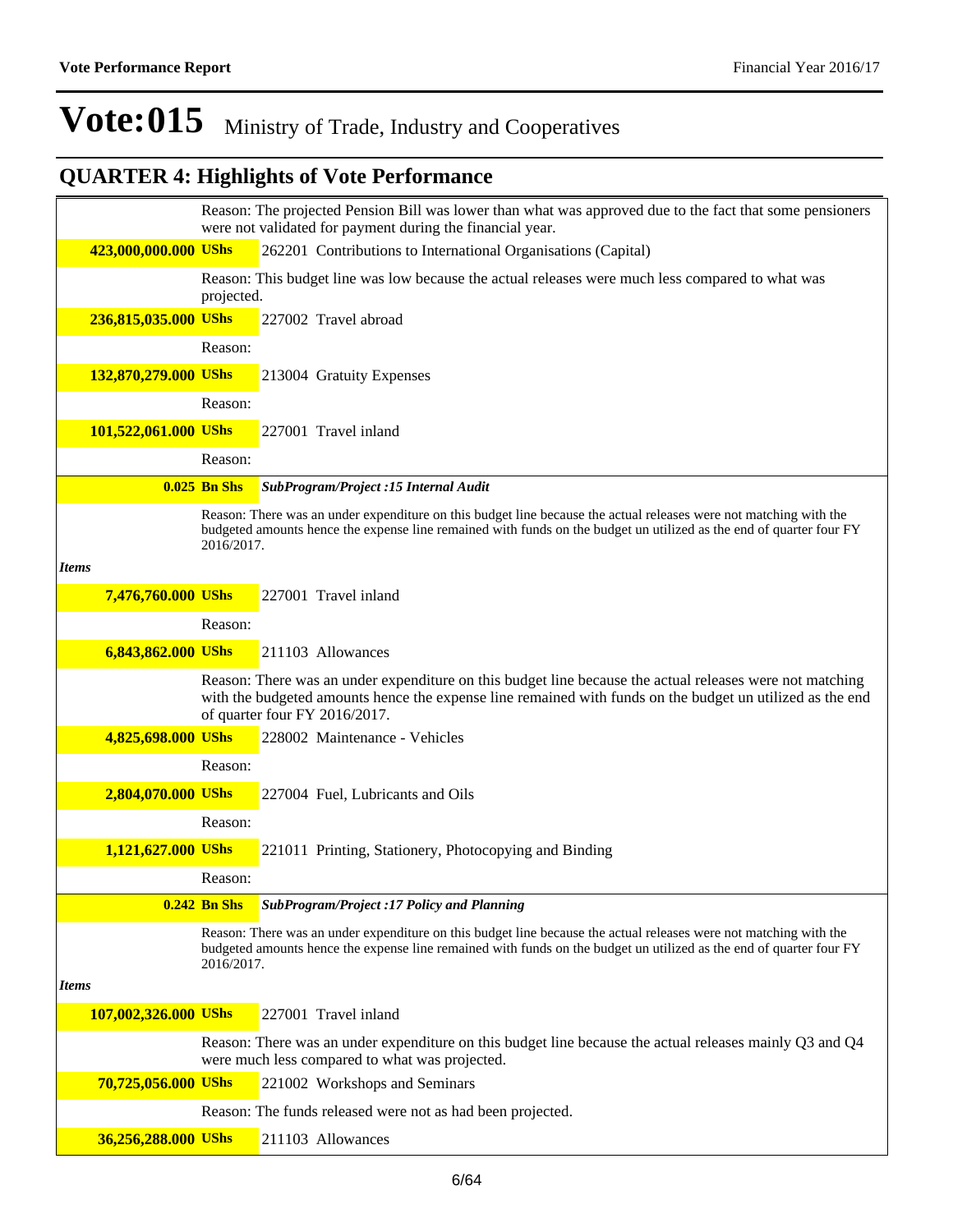# Vote:015 Ministry of Trade, Industry and Cooperatives

## QUARTER 4: Highlights of Vote Performance

Reason: The projected Pension Bill was lower than what was approved due to the fact that some pensioners were not validated for payment during the financial year.

**423,000,000.000 UShs** 262201 Contributions to International Organisations (Capital)

Reason: This budget line was low because the actual releases were much less compared to what was projected.

**236,815,035.000 UShs** 227002 Travel abroad

Reason:

**132,870,279.000 UShs** 213004 Gratuity Expenses

Reason:

**101,522,061.000 UShs** 227001 Travel inland

Reason:

**0.025 Bn Shs** ***SubProgram/Project :15 Internal Audit***

Reason: There was an under expenditure on this budget line because the actual releases were not matching with the budgeted amounts hence the expense line remained with funds on the budget un utilized as the end of quarter four FY 2016/2017.

***Items***

**7,476,760.000 UShs** 227001 Travel inland

Reason:

**6,843,862.000 UShs** 211103 Allowances

Reason: There was an under expenditure on this budget line because the actual releases were not matching with the budgeted amounts hence the expense line remained with funds on the budget un utilized as the end of quarter four FY 2016/2017.

**4,825,698.000 UShs** 228002 Maintenance - Vehicles

Reason:

**2,804,070.000 UShs** 227004 Fuel, Lubricants and Oils

Reason:

**1,121,627.000 UShs** 221011 Printing, Stationery, Photocopying and Binding

Reason:

**0.242 Bn Shs** ***SubProgram/Project :17 Policy and Planning***

Reason: There was an under expenditure on this budget line because the actual releases were not matching with the budgeted amounts hence the expense line remained with funds on the budget un utilized as the end of quarter four FY 2016/2017.

***Items***

**107,002,326.000 UShs** 227001 Travel inland

Reason: There was an under expenditure on this budget line because the actual releases mainly Q3 and Q4 were much less compared to what was projected.

**70,725,056.000 UShs** 221002 Workshops and Seminars

Reason: The funds released were not as had been projected.

**36,256,288.000 UShs** 211103 Allowances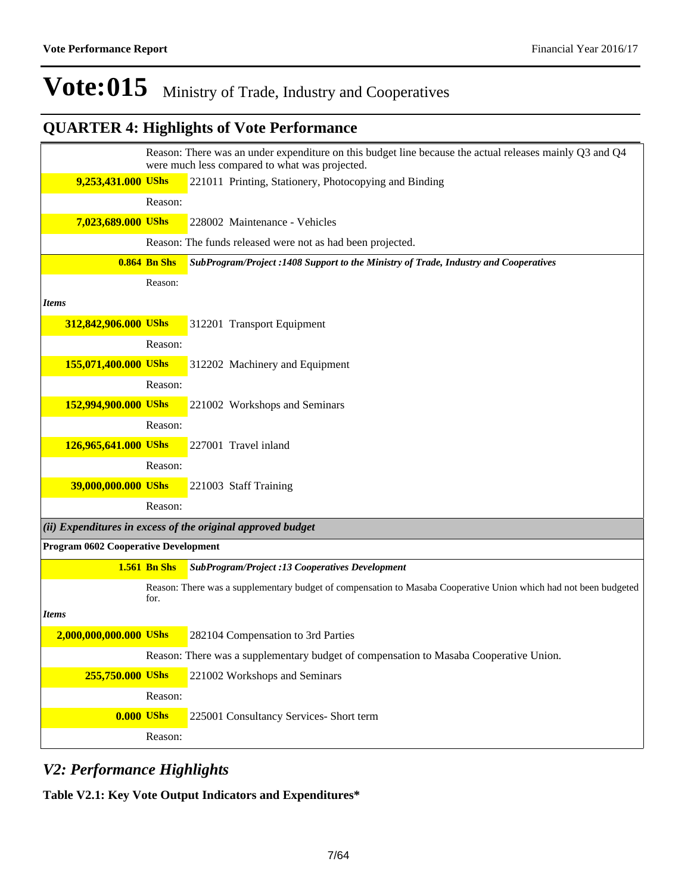# Vote:015 Ministry of Trade, Industry and Cooperatives

## QUARTER 4: Highlights of Vote Performance

| | | |
|---|---|---|
| | | Reason: There was an under expenditure on this budget line because the actual releases mainly Q3 and Q4 were much less compared to what was projected. |
| **9,253,431.000** | **UShs** | 221011 Printing, Stationery, Photocopying and Binding |
| | | Reason: |
| **7,023,689.000** | **UShs** | 228002 Maintenance - Vehicles |
| | | Reason: The funds released were not as had been projected. |
| **0.864** | **Bn Shs** | ***SubProgram/Project :1408 Support to the Ministry of Trade, Industry and Cooperatives*** |
| | | Reason: |
| ***Items*** | | |
| **312,842,906.000** | **UShs** | 312201 Transport Equipment |
| | | Reason: |
| **155,071,400.000** | **UShs** | 312202 Machinery and Equipment |
| | | Reason: |
| **152,994,900.000** | **UShs** | 221002 Workshops and Seminars |
| | | Reason: |
| **126,965,641.000** | **UShs** | 227001 Travel inland |
| | | Reason: |
| **39,000,000.000** | **UShs** | 221003 Staff Training |
| | | Reason: |
| ***(ii) Expenditures in excess of the original approved budget*** | | |
| **Program 0602 Cooperative Development** | | |
| **1.561** | **Bn Shs** | ***SubProgram/Project :13 Cooperatives Development*** |
| | | Reason: There was a supplementary budget of compensation to Masaba Cooperative Union which had not been budgeted for. |
| ***Items*** | | |
| **2,000,000,000.000** | **UShs** | 282104 Compensation to 3rd Parties |
| | | Reason: There was a supplementary budget of compensation to Masaba Cooperative Union. |
| **255,750.000** | **UShs** | 221002 Workshops and Seminars |
| | | Reason: |
| **0.000** | **UShs** | 225001 Consultancy Services- Short term |
| | | Reason: |

## *V2: Performance Highlights*

**Table V2.1: Key Vote Output Indicators and Expenditures***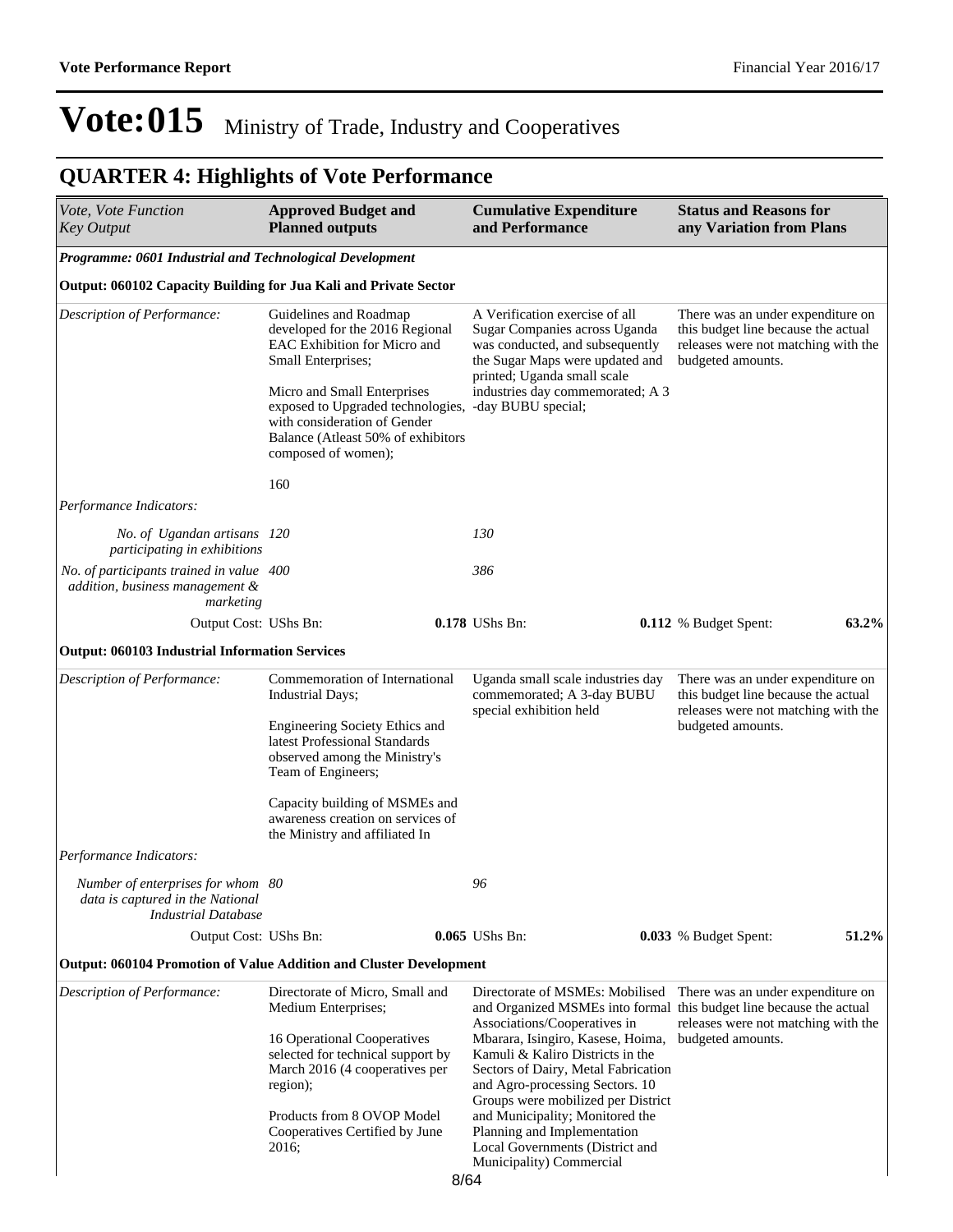# Vote:015 Ministry of Trade, Industry and Cooperatives

## QUARTER 4: Highlights of Vote Performance

| *Vote, Vote Function Key Output* | **Approved Budget and Planned outputs** | **Cumulative Expenditure and Performance** | **Status and Reasons for any Variation from Plans** |
|---|---|---|---|
| ***Programme: 0601 Industrial and Technological Development*** | | | |
| **Output: 060102 Capacity Building for Jua Kali and Private Sector** | | | |
| *Description of Performance:* | Guidelines and Roadmap developed for the 2016 Regional EAC Exhibition for Micro and Small Enterprises;<br><br>Micro and Small Enterprises exposed to Upgraded technologies, with consideration of Gender Balance (Atleast 50% of exhibitors composed of women);<br><br>160 | A Verification exercise of all Sugar Companies across Uganda was conducted, and subsequently the Sugar Maps were updated and printed; Uganda small scale industries day commemorated; A 3 -day BUBU special; | There was an under expenditure on this budget line because the actual releases were not matching with the budgeted amounts. |
| *Performance Indicators:* | | | |
| *No. of Ugandan artisans participating in exhibitions* | *120* | *130* | |
| *No. of participants trained in value addition, business management & marketing* | *400* | *386* | |
| Output Cost: UShs Bn: | **0.178** | UShs Bn: **0.112** | % Budget Spent: **63.2%** |
| **Output: 060103 Industrial Information Services** | | | |
| *Description of Performance:* | Commemoration of International Industrial Days;<br><br>Engineering Society Ethics and latest Professional Standards observed among the Ministry's Team of Engineers;<br><br>Capacity building of MSMEs and awareness creation on services of the Ministry and affiliated In | Uganda small scale industries day commemorated; A 3-day BUBU special exhibition held | There was an under expenditure on this budget line because the actual releases were not matching with the budgeted amounts. |
| *Performance Indicators:* | | | |
| *Number of enterprises for whom data is captured in the National Industrial Database* | *80* | *96* | |
| Output Cost: UShs Bn: | **0.065** | UShs Bn: **0.033** | % Budget Spent: **51.2%** |
| **Output: 060104 Promotion of Value Addition and Cluster Development** | | | |
| *Description of Performance:* | Directorate of Micro, Small and Medium Enterprises;<br><br>16 Operational Cooperatives selected for technical support by March 2016 (4 cooperatives per region);<br><br>Products from 8 OVOP Model Cooperatives Certified by June 2016; | Directorate of MSMEs: Mobilised and Organized MSMEs into formal Associations/Cooperatives in Mbarara, Isingiro, Kasese, Hoima, Kamuli & Kaliro Districts in the Sectors of Dairy, Metal Fabrication and Agro-processing Sectors. 10 Groups were mobilized per District and Municipality; Monitored the Planning and Implementation Local Governments (District and Municipality) Commercial | There was an under expenditure on this budget line because the actual releases were not matching with the budgeted amounts. |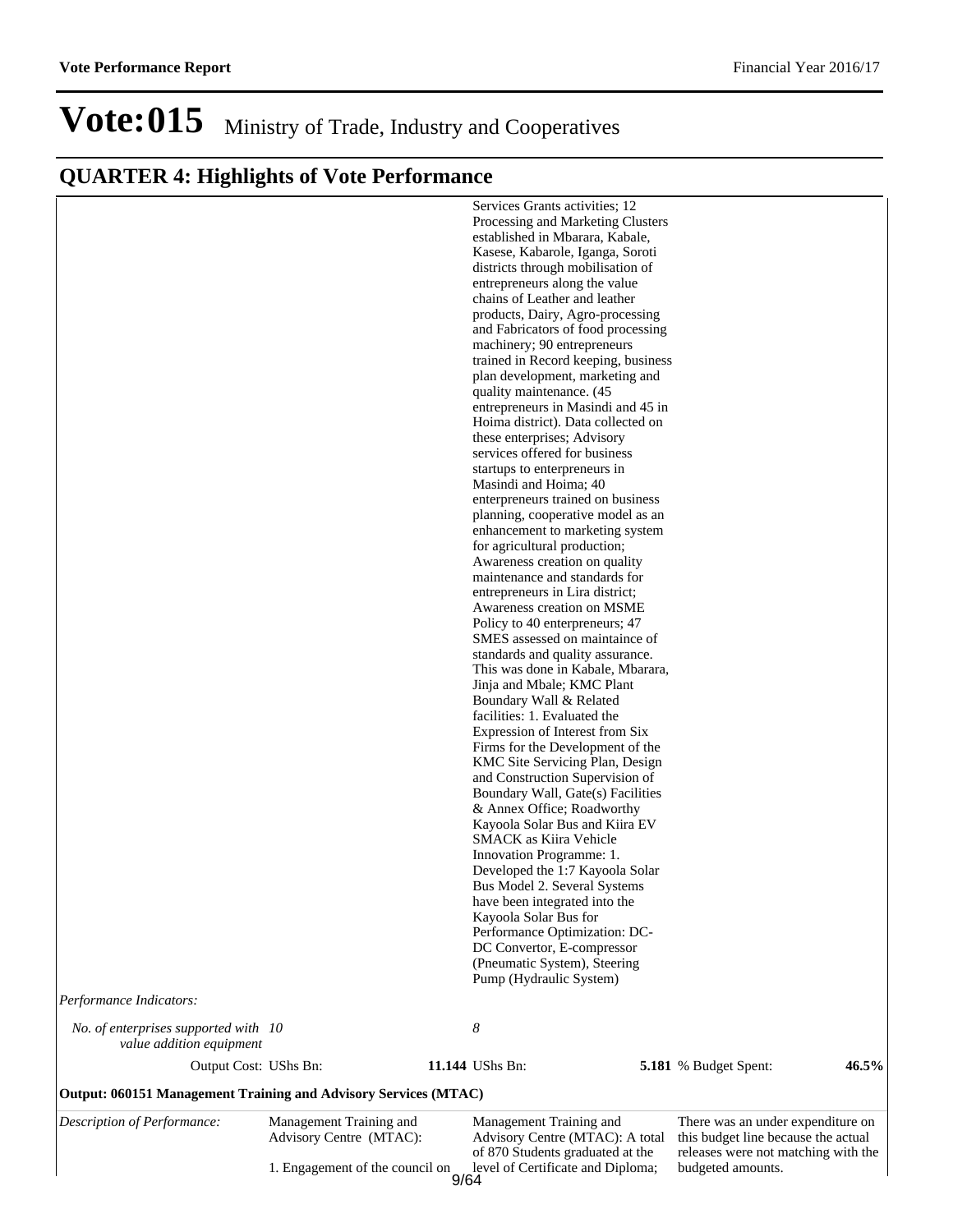# Vote:015 Ministry of Trade, Industry and Cooperatives

## QUARTER 4: Highlights of Vote Performance

| | | | |
|---|---|---|---|
| | | Services Grants activities; 12 Processing and Marketing Clusters established in Mbarara, Kabale, Kasese, Kabarole, Iganga, Soroti districts through mobilisation of entrepreneurs along the value chains of Leather and leather products, Dairy, Agro-processing and Fabricators of food processing machinery; 90 entrepreneurs trained in Record keeping, business plan development, marketing and quality maintenance. (45 entrepreneurs in Masindi and 45 in Hoima district). Data collected on these enterprises; Advisory services offered for business startups to enterpreneurs in Masindi and Hoima; 40 enterpreneurs trained on business planning, cooperative model as an enhancement to marketing system for agricultural production; Awareness creation on quality maintenance and standards for entrepreneurs in Lira district; Awareness creation on MSME Policy to 40 enterpreneurs; 47 SMES assessed on maintaince of standards and quality assurance. This was done in Kabale, Mbarara, Jinja and Mbale; KMC Plant Boundary Wall & Related facilities: 1. Evaluated the Expression of Interest from Six Firms for the Development of the KMC Site Servicing Plan, Design and Construction Supervision of Boundary Wall, Gate(s) Facilities & Annex Office; Roadworthy Kayoola Solar Bus and Kiira EV SMACK as Kiira Vehicle Innovation Programme: 1. Developed the 1:7 Kayoola Solar Bus Model 2. Several Systems have been integrated into the Kayoola Solar Bus for Performance Optimization: DC-DC Convertor, E-compressor (Pneumatic System), Steering Pump (Hydraulic System) | |
| *Performance Indicators:* | | | |
| *No. of enterprises supported with value addition equipment* | *10* | *8* | |
| Output Cost: UShs Bn: | **11.144** | UShs Bn: **5.181** | % Budget Spent: **46.5%** |

**Output: 060151 Management Training and Advisory Services (MTAC)**

| | | | |
|---|---|---|---|
| *Description of Performance:* | Management Training and Advisory Centre (MTAC):<br><br>1. Engagement of the council on | Management Training and Advisory Centre (MTAC): A total of 870 Students graduated at the level of Certificate and Diploma; | There was an under expenditure on this budget line because the actual releases were not matching with the budgeted amounts. |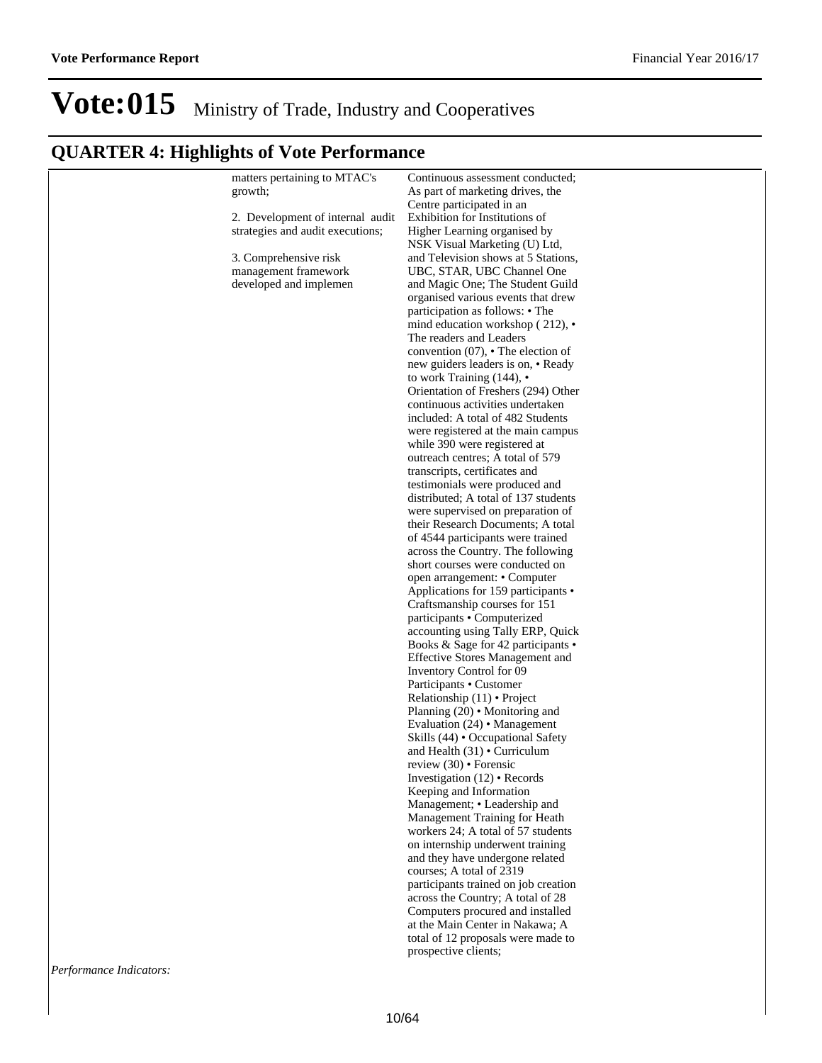# Vote:015 Ministry of Trade, Industry and Cooperatives

## QUARTER 4: Highlights of Vote Performance

| | | | |
|---|---|---|---|
| | matters pertaining to MTAC's growth;<br><br>2. Development of internal audit strategies and audit executions;<br><br>3. Comprehensive risk management framework developed and implemen | Continuous assessment conducted; As part of marketing drives, the Centre participated in an Exhibition for Institutions of Higher Learning organised by NSK Visual Marketing (U) Ltd, and Television shows at 5 Stations, UBC, STAR, UBC Channel One and Magic One; The Student Guild organised various events that drew participation as follows: • The mind education workshop ( 212), • The readers and Leaders convention (07), • The election of new guiders leaders is on, • Ready to work Training (144), • Orientation of Freshers (294) Other continuous activities undertaken included: A total of 482 Students were registered at the main campus while 390 were registered at outreach centres; A total of 579 transcripts, certificates and testimonials were produced and distributed; A total of 137 students were supervised on preparation of their Research Documents; A total of 4544 participants were trained across the Country. The following short courses were conducted on open arrangement: • Computer Applications for 159 participants • Craftsmanship courses for 151 participants • Computerized accounting using Tally ERP, Quick Books & Sage for 42 participants • Effective Stores Management and Inventory Control for 09 Participants • Customer Relationship (11) • Project Planning (20) • Monitoring and Evaluation (24) • Management Skills (44) • Occupational Safety and Health (31) • Curriculum review (30) • Forensic Investigation (12) • Records Keeping and Information Management; • Leadership and Management Training for Heath workers 24; A total of 57 students on internship underwent training and they have undergone related courses; A total of 2319 participants trained on job creation across the Country; A total of 28 Computers procured and installed at the Main Center in Nakawa; A total of 12 proposals were made to prospective clients; | |

*Performance Indicators:*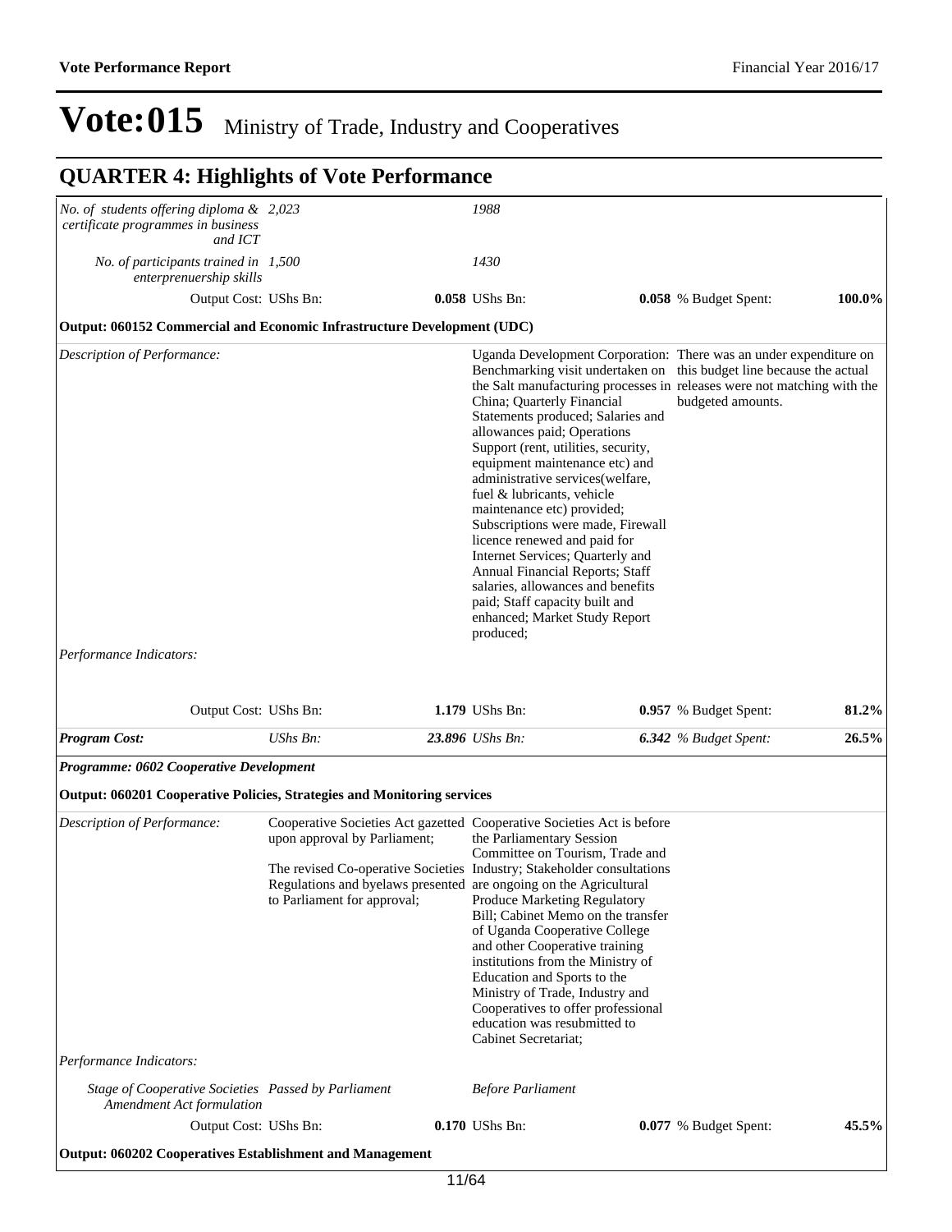# Vote:015 Ministry of Trade, Industry and Cooperatives

## QUARTER 4: Highlights of Vote Performance

| | | | | |
|---|---|---|---|---|
| *No. of students offering diploma & certificate programmes in business and ICT* | *2,023* | *1988* | | |
| *No. of participants trained in enterprenuership skills* | *1,500* | *1430* | | |
| Output Cost: UShs Bn: | **0.058** | UShs Bn: **0.058** | % Budget Spent: | **100.0%** |

**Output: 060152 Commercial and Economic Infrastructure Development (UDC)**

| | | | | |
|---|---|---|---|---|
| *Description of Performance:* | | Uganda Development Corporation: Benchmarking visit undertaken on the Salt manufacturing processes in China; Quarterly Financial Statements produced; Salaries and allowances paid; Operations Support (rent, utilities, security, equipment maintenance etc) and administrative services(welfare, fuel & lubricants, vehicle maintenance etc) provided; Subscriptions were made, Firewall licence renewed and paid for Internet Services; Quarterly and Annual Financial Reports; Staff salaries, allowances and benefits paid; Staff capacity built and enhanced; Market Study Report produced; | There was an under expenditure on this budget line because the actual releases were not matching with the budgeted amounts. | |
| *Performance Indicators:* | | | | |
| Output Cost: UShs Bn: | **1.179** | UShs Bn: **0.957** | % Budget Spent: | **81.2%** |
| ***Program Cost:*** | *UShs Bn:* ***23.896*** | *UShs Bn:* ***6.342*** | *% Budget Spent:* | ***26.5%*** |

***Programme: 0602 Cooperative Development***

**Output: 060201 Cooperative Policies, Strategies and Monitoring services**

| | | | | |
|---|---|---|---|---|
| *Description of Performance:* | Cooperative Societies Act gazetted upon approval by Parliament;<br><br>The revised Co-operative Societies Regulations and byelaws presented to Parliament for approval; | Cooperative Societies Act is before the Parliamentary Session Committee on Tourism, Trade and Industry; Stakeholder consultations are ongoing on the Agricultural Produce Marketing Regulatory Bill; Cabinet Memo on the transfer of Uganda Cooperative College and other Cooperative training institutions from the Ministry of Education and Sports to the Ministry of Trade, Industry and Cooperatives to offer professional education was resubmitted to Cabinet Secretariat; | | |
| *Performance Indicators:* | | | | |
| *Stage of Cooperative Societies Amendment Act formulation* | *Passed by Parliament* | *Before Parliament* | | |
| Output Cost: UShs Bn: | **0.170** | UShs Bn: **0.077** | % Budget Spent: | **45.5%** |

**Output: 060202 Cooperatives Establishment and Management**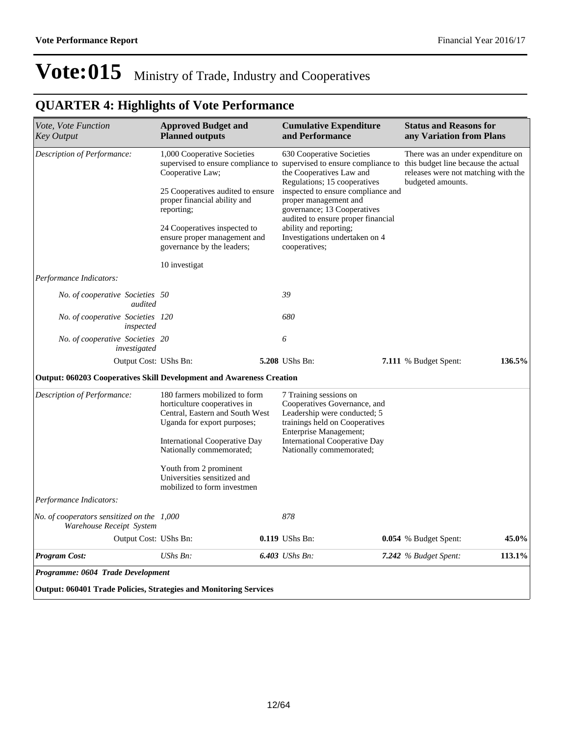# Vote:015 Ministry of Trade, Industry and Cooperatives

## QUARTER 4: Highlights of Vote Performance

| *Vote, Vote Function Key Output* | **Approved Budget and Planned outputs** | **Cumulative Expenditure and Performance** | **Status and Reasons for any Variation from Plans** |
|---|---|---|---|
| *Description of Performance:* | 1,000 Cooperative Societies supervised to ensure compliance to Cooperative Law;<br><br>25 Cooperatives audited to ensure proper financial ability and reporting;<br><br>24 Cooperatives inspected to ensure proper management and governance by the leaders;<br><br>10 investigat | 630 Cooperative Societies supervised to ensure compliance to the Cooperatives Law and Regulations; 15 cooperatives inspected to ensure compliance and proper management and governance; 13 Cooperatives audited to ensure proper financial ability and reporting; Investigations undertaken on 4 cooperatives; | There was an under expenditure on this budget line because the actual releases were not matching with the budgeted amounts. |
| *Performance Indicators:* | | | |
| *No. of cooperative Societies audited* | *50* | *39* | |
| *No. of cooperative Societies inspected* | *120* | *680* | |
| *No. of cooperative Societies investigated* | *20* | *6* | |
| Output Cost: | UShs Bn: **5.208** | UShs Bn: **7.111** | % Budget Spent: **136.5%** |
| **Output: 060203 Cooperatives Skill Development and Awareness Creation** | | | |
| *Description of Performance:* | 180 farmers mobilized to form horticulture cooperatives in Central, Eastern and South West Uganda for export purposes;<br><br>International Cooperative Day Nationally commemorated;<br><br>Youth from 2 prominent Universities sensitized and mobilized to form investmen | 7 Training sessions on Cooperatives Governance, and Leadership were conducted; 5 trainings held on Cooperatives Enterprise Management; International Cooperative Day Nationally commemorated; | |
| *Performance Indicators:* | | | |
| *No. of cooperators sensitized on the Warehouse Receipt System* | *1,000* | *878* | |
| Output Cost: | UShs Bn: **0.119** | UShs Bn: **0.054** | % Budget Spent: **45.0%** |
| ***Program Cost:*** | *UShs Bn:* ***6.403*** | *UShs Bn:* ***7.242*** | *% Budget Spent:* **113.1%** |
| ***Programme: 0604 Trade Development*** | | | |
| **Output: 060401 Trade Policies, Strategies and Monitoring Services** | | | |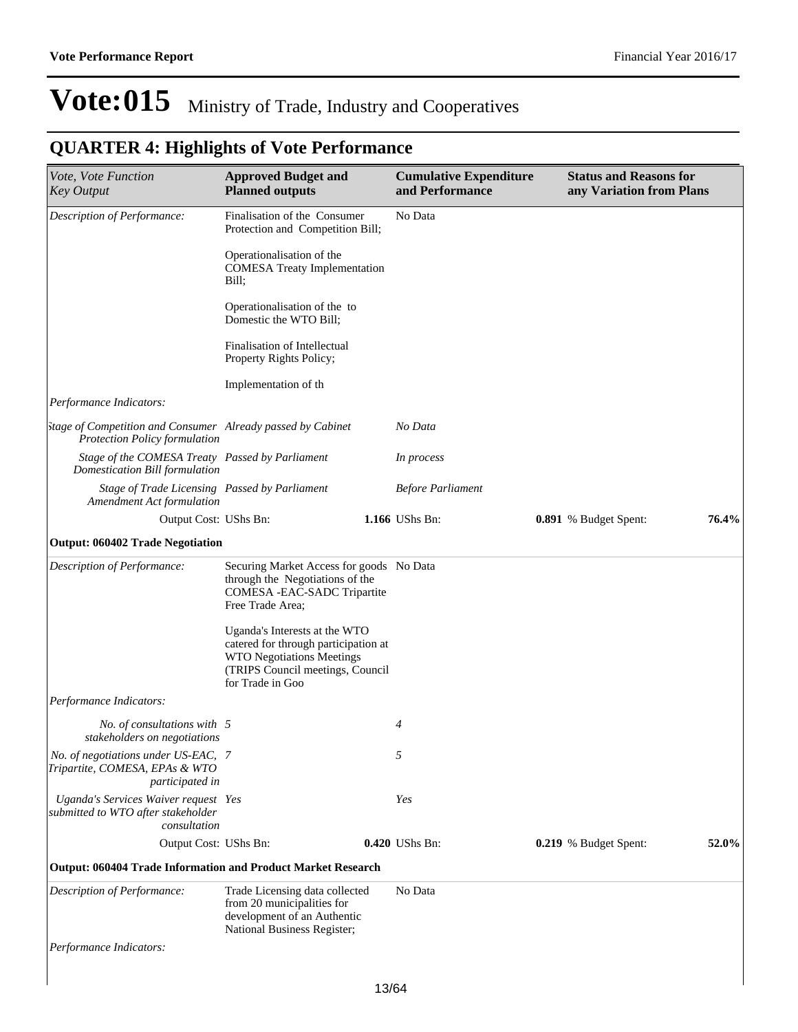# Vote:015 Ministry of Trade, Industry and Cooperatives

## QUARTER 4: Highlights of Vote Performance

| *Vote, Vote Function Key Output* | **Approved Budget and Planned outputs** | **Cumulative Expenditure and Performance** | **Status and Reasons for any Variation from Plans** |
|---|---|---|---|
| *Description of Performance:* | Finalisation of the Consumer Protection and Competition Bill;<br><br>Operationalisation of the COMESA Treaty Implementation Bill;<br><br>Operationalisation of the to Domestic the WTO Bill;<br><br>Finalisation of Intellectual Property Rights Policy;<br><br>Implementation of th | No Data | |
| *Performance Indicators:* | | | |
| *Stage of Competition and Consumer Protection Policy formulation* | *Already passed by Cabinet* | *No Data* | |
| *Stage of the COMESA Treaty Domestication Bill formulation* | *Passed by Parliament* | *In process* | |
| *Stage of Trade Licensing Amendment Act formulation* | *Passed by Parliament* | *Before Parliament* | |
| Output Cost: UShs Bn: | **1.166** UShs Bn: | **0.891** % Budget Spent: | **76.4%** |
| **Output: 060402 Trade Negotiation** | | | |
| *Description of Performance:* | Securing Market Access for goods through the Negotiations of the COMESA -EAC-SADC Tripartite Free Trade Area;<br><br>Uganda's Interests at the WTO catered for through participation at WTO Negotiations Meetings (TRIPS Council meetings, Council for Trade in Goo | No Data | |
| *Performance Indicators:* | | | |
| *No. of consultations with stakeholders on negotiations* | *5* | *4* | |
| *No. of negotiations under US-EAC, Tripartite, COMESA, EPAs & WTO participated in* | *7* | *5* | |
| *Uganda's Services Waiver request submitted to WTO after stakeholder consultation* | *Yes* | *Yes* | |
| Output Cost: UShs Bn: | **0.420** UShs Bn: | **0.219** % Budget Spent: | **52.0%** |
| **Output: 060404 Trade Information and Product Market Research** | | | |
| *Description of Performance:* | Trade Licensing data collected from 20 municipalities for development of an Authentic National Business Register; | No Data | |
| *Performance Indicators:* | | | |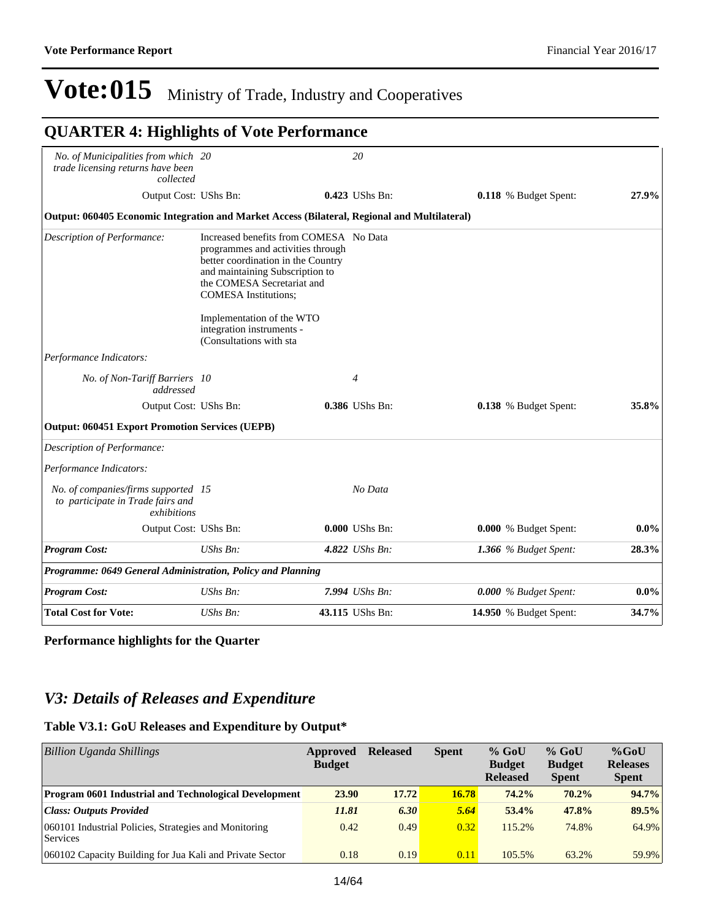# Vote:015 Ministry of Trade, Industry and Cooperatives

## QUARTER 4: Highlights of Vote Performance

| | | | | |
|---|---|---|---|---|
| *No. of Municipalities from which trade licensing returns have been collected* | *20* | *20* | | |
| Output Cost: | UShs Bn: | **0.423** UShs Bn: | **0.118** % Budget Spent: | **27.9%** |
| **Output: 060405 Economic Integration and Market Access (Bilateral, Regional and Multilateral)** | | | | |
| *Description of Performance:* | Increased benefits from COMESA programmes and activities through better coordination in the Country and maintaining Subscription to the COMESA Secretariat and COMESA Institutions;<br><br>Implementation of the WTO integration instruments - (Consultations with sta | No Data | | |
| *Performance Indicators:* | | | | |
| *No. of Non-Tariff Barriers addressed* | *10* | *4* | | |
| Output Cost: | UShs Bn: | **0.386** UShs Bn: | **0.138** % Budget Spent: | **35.8%** |
| **Output: 060451 Export Promotion Services (UEPB)** | | | | |
| *Description of Performance:* | | | | |
| *Performance Indicators:* | | | | |
| *No. of companies/firms supported to participate in Trade fairs and exhibitions* | *15* | *No Data* | | |
| Output Cost: | UShs Bn: | **0.000** UShs Bn: | **0.000** % Budget Spent: | **0.0%** |
| ***Program Cost:*** | *UShs Bn:* | ***4.822*** *UShs Bn:* | ***1.366*** *% Budget Spent:* | **28.3%** |
| ***Programme: 0649 General Administration, Policy and Planning*** | | | | |
| ***Program Cost:*** | *UShs Bn:* | ***7.994*** *UShs Bn:* | ***0.000*** *% Budget Spent:* | **0.0%** |
| **Total Cost for Vote:** | *UShs Bn:* | **43.115** UShs Bn: | **14.950** % Budget Spent: | **34.7%** |

**Performance highlights for the Quarter**

## *V3: Details of Releases and Expenditure*

### Table V3.1: GoU Releases and Expenditure by Output*

| *Billion Uganda Shillings* | Approved Budget | Released | Spent | % GoU Budget Released | % GoU Budget Spent | %GoU Releases Spent |
|---|---|---|---|---|---|---|
| **Program 0601 Industrial and Technological Development** | **23.90** | **17.72** | **16.78** | **74.2%** | **70.2%** | **94.7%** |
| ***Class: Outputs Provided*** | ***11.81*** | ***6.30*** | ***5.64*** | **53.4%** | **47.8%** | **89.5%** |
| 060101 Industrial Policies, Strategies and Monitoring Services | 0.42 | 0.49 | 0.32 | 115.2% | 74.8% | 64.9% |
| 060102 Capacity Building for Jua Kali and Private Sector | 0.18 | 0.19 | 0.11 | 105.5% | 63.2% | 59.9% |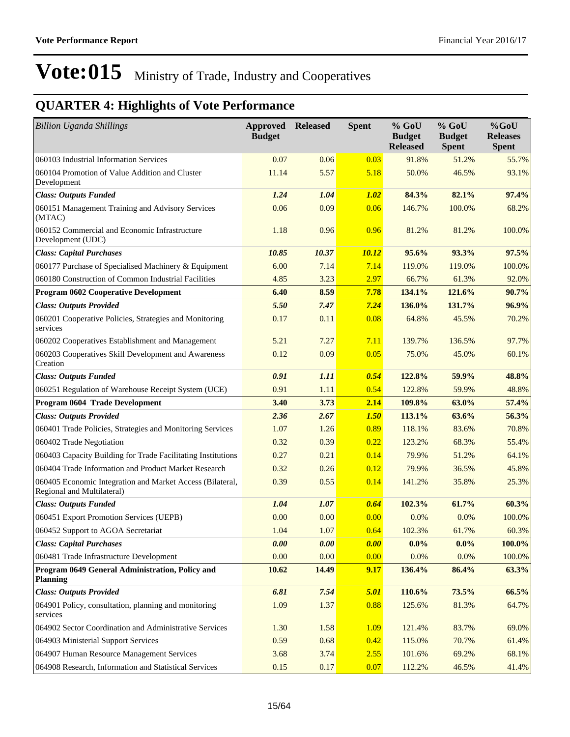# Vote:015 Ministry of Trade, Industry and Cooperatives

## QUARTER 4: Highlights of Vote Performance

| *Billion Uganda Shillings* | Approved Budget | Released | Spent | % GoU Budget Released | % GoU Budget Spent | %GoU Releases Spent |
|---|---|---|---|---|---|---|
| 060103 Industrial Information Services | 0.07 | 0.06 | 0.03 | 91.8% | 51.2% | 55.7% |
| 060104 Promotion of Value Addition and Cluster Development | 11.14 | 5.57 | 5.18 | 50.0% | 46.5% | 93.1% |
| ***Class: Outputs Funded*** | ***1.24*** | ***1.04*** | ***1.02*** | **84.3%** | **82.1%** | **97.4%** |
| 060151 Management Training and Advisory Services (MTAC) | 0.06 | 0.09 | 0.06 | 146.7% | 100.0% | 68.2% |
| 060152 Commercial and Economic Infrastructure Development (UDC) | 1.18 | 0.96 | 0.96 | 81.2% | 81.2% | 100.0% |
| ***Class: Capital Purchases*** | ***10.85*** | ***10.37*** | ***10.12*** | **95.6%** | **93.3%** | **97.5%** |
| 060177 Purchase of Specialised Machinery & Equipment | 6.00 | 7.14 | 7.14 | 119.0% | 119.0% | 100.0% |
| 060180 Construction of Common Industrial Facilities | 4.85 | 3.23 | 2.97 | 66.7% | 61.3% | 92.0% |
| **Program 0602 Cooperative Development** | **6.40** | **8.59** | **7.78** | **134.1%** | **121.6%** | **90.7%** |
| ***Class: Outputs Provided*** | ***5.50*** | ***7.47*** | ***7.24*** | **136.0%** | **131.7%** | **96.9%** |
| 060201 Cooperative Policies, Strategies and Monitoring services | 0.17 | 0.11 | 0.08 | 64.8% | 45.5% | 70.2% |
| 060202 Cooperatives Establishment and Management | 5.21 | 7.27 | 7.11 | 139.7% | 136.5% | 97.7% |
| 060203 Cooperatives Skill Development and Awareness Creation | 0.12 | 0.09 | 0.05 | 75.0% | 45.0% | 60.1% |
| ***Class: Outputs Funded*** | ***0.91*** | ***1.11*** | ***0.54*** | **122.8%** | **59.9%** | **48.8%** |
| 060251 Regulation of Warehouse Receipt System (UCE) | 0.91 | 1.11 | 0.54 | 122.8% | 59.9% | 48.8% |
| **Program 0604 Trade Development** | **3.40** | **3.73** | **2.14** | **109.8%** | **63.0%** | **57.4%** |
| ***Class: Outputs Provided*** | ***2.36*** | ***2.67*** | ***1.50*** | **113.1%** | **63.6%** | **56.3%** |
| 060401 Trade Policies, Strategies and Monitoring Services | 1.07 | 1.26 | 0.89 | 118.1% | 83.6% | 70.8% |
| 060402 Trade Negotiation | 0.32 | 0.39 | 0.22 | 123.2% | 68.3% | 55.4% |
| 060403 Capacity Building for Trade Facilitating Institutions | 0.27 | 0.21 | 0.14 | 79.9% | 51.2% | 64.1% |
| 060404 Trade Information and Product Market Research | 0.32 | 0.26 | 0.12 | 79.9% | 36.5% | 45.8% |
| 060405 Economic Integration and Market Access (Bilateral, Regional and Multilateral) | 0.39 | 0.55 | 0.14 | 141.2% | 35.8% | 25.3% |
| ***Class: Outputs Funded*** | ***1.04*** | ***1.07*** | ***0.64*** | **102.3%** | **61.7%** | **60.3%** |
| 060451 Export Promotion Services (UEPB) | 0.00 | 0.00 | 0.00 | 0.0% | 0.0% | 100.0% |
| 060452 Support to AGOA Secretariat | 1.04 | 1.07 | 0.64 | 102.3% | 61.7% | 60.3% |
| ***Class: Capital Purchases*** | ***0.00*** | ***0.00*** | ***0.00*** | **0.0%** | **0.0%** | **100.0%** |
| 060481 Trade Infrastructure Development | 0.00 | 0.00 | 0.00 | 0.0% | 0.0% | 100.0% |
| **Program 0649 General Administration, Policy and Planning** | **10.62** | **14.49** | **9.17** | **136.4%** | **86.4%** | **63.3%** |
| ***Class: Outputs Provided*** | ***6.81*** | ***7.54*** | ***5.01*** | **110.6%** | **73.5%** | **66.5%** |
| 064901 Policy, consultation, planning and monitoring services | 1.09 | 1.37 | 0.88 | 125.6% | 81.3% | 64.7% |
| 064902 Sector Coordination and Administrative Services | 1.30 | 1.58 | 1.09 | 121.4% | 83.7% | 69.0% |
| 064903 Ministerial Support Services | 0.59 | 0.68 | 0.42 | 115.0% | 70.7% | 61.4% |
| 064907 Human Resource Management Services | 3.68 | 3.74 | 2.55 | 101.6% | 69.2% | 68.1% |
| 064908 Research, Information and Statistical Services | 0.15 | 0.17 | 0.07 | 112.2% | 46.5% | 41.4% |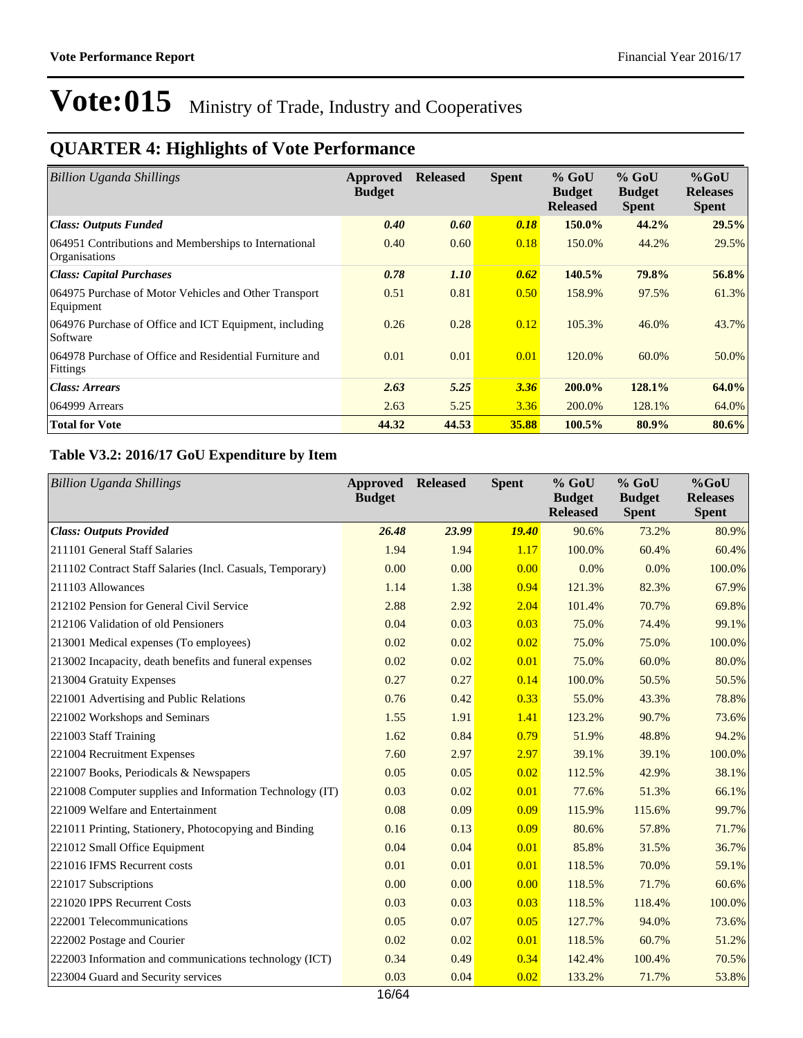# Vote:015 Ministry of Trade, Industry and Cooperatives

## QUARTER 4: Highlights of Vote Performance

| *Billion Uganda Shillings* | Approved Budget | Released | Spent | % GoU Budget Released | % GoU Budget Spent | %GoU Releases Spent |
|---|---|---|---|---|---|---|
| ***Class: Outputs Funded*** | ***0.40*** | ***0.60*** | ***0.18*** | **150.0%** | **44.2%** | **29.5%** |
| 064951 Contributions and Memberships to International Organisations | 0.40 | 0.60 | 0.18 | 150.0% | 44.2% | 29.5% |
| ***Class: Capital Purchases*** | ***0.78*** | ***1.10*** | ***0.62*** | **140.5%** | **79.8%** | **56.8%** |
| 064975 Purchase of Motor Vehicles and Other Transport Equipment | 0.51 | 0.81 | 0.50 | 158.9% | 97.5% | 61.3% |
| 064976 Purchase of Office and ICT Equipment, including Software | 0.26 | 0.28 | 0.12 | 105.3% | 46.0% | 43.7% |
| 064978 Purchase of Office and Residential Furniture and Fittings | 0.01 | 0.01 | 0.01 | 120.0% | 60.0% | 50.0% |
| ***Class: Arrears*** | ***2.63*** | ***5.25*** | ***3.36*** | **200.0%** | **128.1%** | **64.0%** |
| 064999 Arrears | 2.63 | 5.25 | 3.36 | 200.0% | 128.1% | 64.0% |
| **Total for Vote** | **44.32** | **44.53** | **35.88** | **100.5%** | **80.9%** | **80.6%** |

### Table V3.2: 2016/17 GoU Expenditure by Item

| *Billion Uganda Shillings* | Approved Budget | Released | Spent | % GoU Budget Released | % GoU Budget Spent | %GoU Releases Spent |
|---|---|---|---|---|---|---|
| ***Class: Outputs Provided*** | ***26.48*** | ***23.99*** | ***19.40*** | 90.6% | 73.2% | 80.9% |
| 211101 General Staff Salaries | 1.94 | 1.94 | 1.17 | 100.0% | 60.4% | 60.4% |
| 211102 Contract Staff Salaries (Incl. Casuals, Temporary) | 0.00 | 0.00 | 0.00 | 0.0% | 0.0% | 100.0% |
| 211103 Allowances | 1.14 | 1.38 | 0.94 | 121.3% | 82.3% | 67.9% |
| 212102 Pension for General Civil Service | 2.88 | 2.92 | 2.04 | 101.4% | 70.7% | 69.8% |
| 212106 Validation of old Pensioners | 0.04 | 0.03 | 0.03 | 75.0% | 74.4% | 99.1% |
| 213001 Medical expenses (To employees) | 0.02 | 0.02 | 0.02 | 75.0% | 75.0% | 100.0% |
| 213002 Incapacity, death benefits and funeral expenses | 0.02 | 0.02 | 0.01 | 75.0% | 60.0% | 80.0% |
| 213004 Gratuity Expenses | 0.27 | 0.27 | 0.14 | 100.0% | 50.5% | 50.5% |
| 221001 Advertising and Public Relations | 0.76 | 0.42 | 0.33 | 55.0% | 43.3% | 78.8% |
| 221002 Workshops and Seminars | 1.55 | 1.91 | 1.41 | 123.2% | 90.7% | 73.6% |
| 221003 Staff Training | 1.62 | 0.84 | 0.79 | 51.9% | 48.8% | 94.2% |
| 221004 Recruitment Expenses | 7.60 | 2.97 | 2.97 | 39.1% | 39.1% | 100.0% |
| 221007 Books, Periodicals & Newspapers | 0.05 | 0.05 | 0.02 | 112.5% | 42.9% | 38.1% |
| 221008 Computer supplies and Information Technology (IT) | 0.03 | 0.02 | 0.01 | 77.6% | 51.3% | 66.1% |
| 221009 Welfare and Entertainment | 0.08 | 0.09 | 0.09 | 115.9% | 115.6% | 99.7% |
| 221011 Printing, Stationery, Photocopying and Binding | 0.16 | 0.13 | 0.09 | 80.6% | 57.8% | 71.7% |
| 221012 Small Office Equipment | 0.04 | 0.04 | 0.01 | 85.8% | 31.5% | 36.7% |
| 221016 IFMS Recurrent costs | 0.01 | 0.01 | 0.01 | 118.5% | 70.0% | 59.1% |
| 221017 Subscriptions | 0.00 | 0.00 | 0.00 | 118.5% | 71.7% | 60.6% |
| 221020 IPPS Recurrent Costs | 0.03 | 0.03 | 0.03 | 118.5% | 118.4% | 100.0% |
| 222001 Telecommunications | 0.05 | 0.07 | 0.05 | 127.7% | 94.0% | 73.6% |
| 222002 Postage and Courier | 0.02 | 0.02 | 0.01 | 118.5% | 60.7% | 51.2% |
| 222003 Information and communications technology (ICT) | 0.34 | 0.49 | 0.34 | 142.4% | 100.4% | 70.5% |
| 223004 Guard and Security services | 0.03 | 0.04 | 0.02 | 133.2% | 71.7% | 53.8% |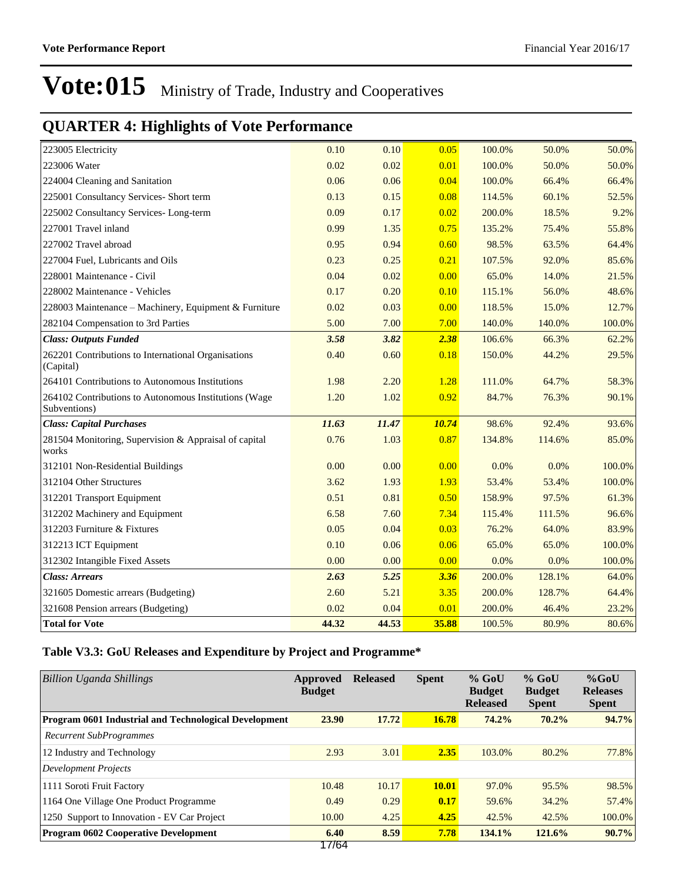# Vote:015 Ministry of Trade, Industry and Cooperatives

## QUARTER 4: Highlights of Vote Performance

| | | | | | | |
|---|---|---|---|---|---|---|
| 223005 Electricity | 0.10 | 0.10 | 0.05 | 100.0% | 50.0% | 50.0% |
| 223006 Water | 0.02 | 0.02 | 0.01 | 100.0% | 50.0% | 50.0% |
| 224004 Cleaning and Sanitation | 0.06 | 0.06 | 0.04 | 100.0% | 66.4% | 66.4% |
| 225001 Consultancy Services- Short term | 0.13 | 0.15 | 0.08 | 114.5% | 60.1% | 52.5% |
| 225002 Consultancy Services- Long-term | 0.09 | 0.17 | 0.02 | 200.0% | 18.5% | 9.2% |
| 227001 Travel inland | 0.99 | 1.35 | 0.75 | 135.2% | 75.4% | 55.8% |
| 227002 Travel abroad | 0.95 | 0.94 | 0.60 | 98.5% | 63.5% | 64.4% |
| 227004 Fuel, Lubricants and Oils | 0.23 | 0.25 | 0.21 | 107.5% | 92.0% | 85.6% |
| 228001 Maintenance - Civil | 0.04 | 0.02 | 0.00 | 65.0% | 14.0% | 21.5% |
| 228002 Maintenance - Vehicles | 0.17 | 0.20 | 0.10 | 115.1% | 56.0% | 48.6% |
| 228003 Maintenance – Machinery, Equipment & Furniture | 0.02 | 0.03 | 0.00 | 118.5% | 15.0% | 12.7% |
| 282104 Compensation to 3rd Parties | 5.00 | 7.00 | 7.00 | 140.0% | 140.0% | 100.0% |
| ***Class: Outputs Funded*** | ***3.58*** | ***3.82*** | ***2.38*** | 106.6% | 66.3% | 62.2% |
| 262201 Contributions to International Organisations (Capital) | 0.40 | 0.60 | 0.18 | 150.0% | 44.2% | 29.5% |
| 264101 Contributions to Autonomous Institutions | 1.98 | 2.20 | 1.28 | 111.0% | 64.7% | 58.3% |
| 264102 Contributions to Autonomous Institutions (Wage Subventions) | 1.20 | 1.02 | 0.92 | 84.7% | 76.3% | 90.1% |
| ***Class: Capital Purchases*** | ***11.63*** | ***11.47*** | ***10.74*** | 98.6% | 92.4% | 93.6% |
| 281504 Monitoring, Supervision & Appraisal of capital works | 0.76 | 1.03 | 0.87 | 134.8% | 114.6% | 85.0% |
| 312101 Non-Residential Buildings | 0.00 | 0.00 | 0.00 | 0.0% | 0.0% | 100.0% |
| 312104 Other Structures | 3.62 | 1.93 | 1.93 | 53.4% | 53.4% | 100.0% |
| 312201 Transport Equipment | 0.51 | 0.81 | 0.50 | 158.9% | 97.5% | 61.3% |
| 312202 Machinery and Equipment | 6.58 | 7.60 | 7.34 | 115.4% | 111.5% | 96.6% |
| 312203 Furniture & Fixtures | 0.05 | 0.04 | 0.03 | 76.2% | 64.0% | 83.9% |
| 312213 ICT Equipment | 0.10 | 0.06 | 0.06 | 65.0% | 65.0% | 100.0% |
| 312302 Intangible Fixed Assets | 0.00 | 0.00 | 0.00 | 0.0% | 0.0% | 100.0% |
| ***Class: Arrears*** | ***2.63*** | ***5.25*** | ***3.36*** | 200.0% | 128.1% | 64.0% |
| 321605 Domestic arrears (Budgeting) | 2.60 | 5.21 | 3.35 | 200.0% | 128.7% | 64.4% |
| 321608 Pension arrears (Budgeting) | 0.02 | 0.04 | 0.01 | 200.0% | 46.4% | 23.2% |
| **Total for Vote** | **44.32** | **44.53** | **35.88** | 100.5% | 80.9% | 80.6% |

### Table V3.3: GoU Releases and Expenditure by Project and Programme*

| *Billion Uganda Shillings* | Approved Budget | Released | Spent | % GoU Budget Released | % GoU Budget Spent | %GoU Releases Spent |
|---|---|---|---|---|---|---|
| **Program 0601 Industrial and Technological Development** | **23.90** | **17.72** | **16.78** | **74.2%** | **70.2%** | **94.7%** |
| *Recurrent SubProgrammes* | | | | | | |
| 12 Industry and Technology | 2.93 | 3.01 | **2.35** | 103.0% | 80.2% | 77.8% |
| *Development Projects* | | | | | | |
| 1111 Soroti Fruit Factory | 10.48 | 10.17 | **10.01** | 97.0% | 95.5% | 98.5% |
| 1164 One Village One Product Programme | 0.49 | 0.29 | **0.17** | 59.6% | 34.2% | 57.4% |
| 1250 Support to Innovation - EV Car Project | 10.00 | 4.25 | **4.25** | 42.5% | 42.5% | 100.0% |
| **Program 0602 Cooperative Development** | **6.40** | **8.59** | **7.78** | **134.1%** | **121.6%** | **90.7%** |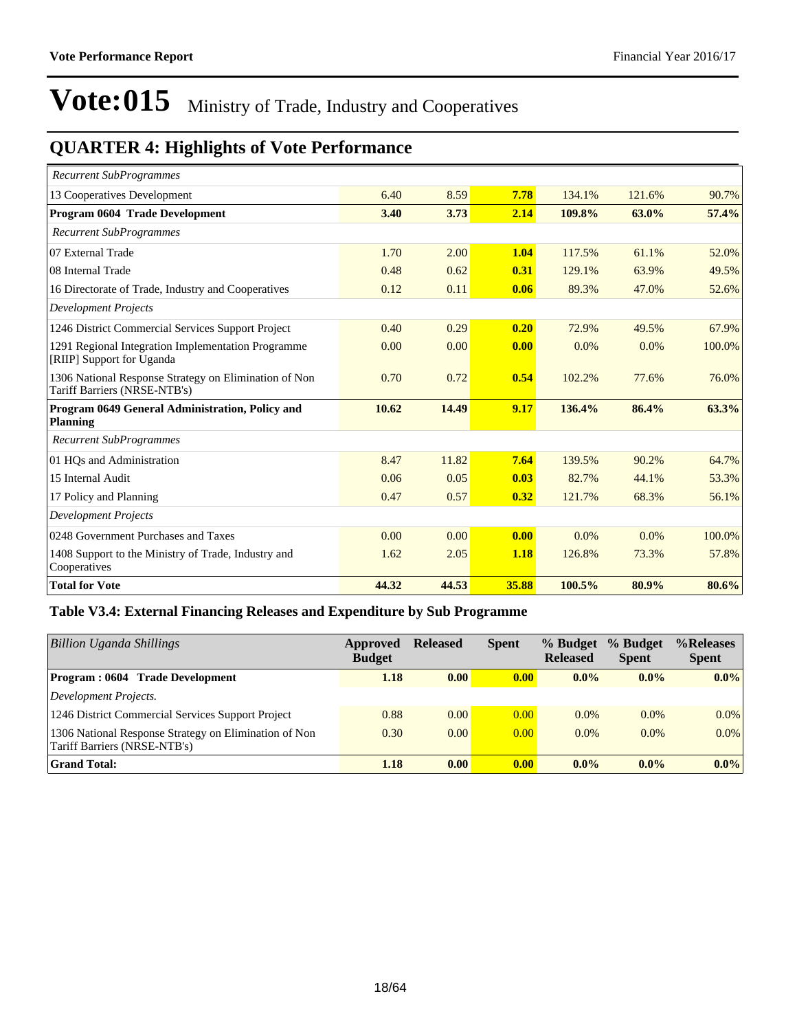# Vote:015 Ministry of Trade, Industry and Cooperatives

## QUARTER 4: Highlights of Vote Performance

| | | | | | | |
|---|---|---|---|---|---|---|
| *Recurrent SubProgrammes* | | | | | | |
| 13 Cooperatives Development | 6.40 | 8.59 | 7.78 | 134.1% | 121.6% | 90.7% |
| **Program 0604 Trade Development** | **3.40** | **3.73** | **2.14** | **109.8%** | **63.0%** | **57.4%** |
| *Recurrent SubProgrammes* | | | | | | |
| 07 External Trade | 1.70 | 2.00 | 1.04 | 117.5% | 61.1% | 52.0% |
| 08 Internal Trade | 0.48 | 0.62 | 0.31 | 129.1% | 63.9% | 49.5% |
| 16 Directorate of Trade, Industry and Cooperatives | 0.12 | 0.11 | 0.06 | 89.3% | 47.0% | 52.6% |
| *Development Projects* | | | | | | |
| 1246 District Commercial Services Support Project | 0.40 | 0.29 | 0.20 | 72.9% | 49.5% | 67.9% |
| 1291 Regional Integration Implementation Programme [RIIP] Support for Uganda | 0.00 | 0.00 | 0.00 | 0.0% | 0.0% | 100.0% |
| 1306 National Response Strategy on Elimination of Non Tariff Barriers (NRSE-NTB's) | 0.70 | 0.72 | 0.54 | 102.2% | 77.6% | 76.0% |
| **Program 0649 General Administration, Policy and Planning** | **10.62** | **14.49** | **9.17** | **136.4%** | **86.4%** | **63.3%** |
| *Recurrent SubProgrammes* | | | | | | |
| 01 HQs and Administration | 8.47 | 11.82 | 7.64 | 139.5% | 90.2% | 64.7% |
| 15 Internal Audit | 0.06 | 0.05 | 0.03 | 82.7% | 44.1% | 53.3% |
| 17 Policy and Planning | 0.47 | 0.57 | 0.32 | 121.7% | 68.3% | 56.1% |
| *Development Projects* | | | | | | |
| 0248 Government Purchases and Taxes | 0.00 | 0.00 | 0.00 | 0.0% | 0.0% | 100.0% |
| 1408 Support to the Ministry of Trade, Industry and Cooperatives | 1.62 | 2.05 | 1.18 | 126.8% | 73.3% | 57.8% |
| **Total for Vote** | **44.32** | **44.53** | **35.88** | **100.5%** | **80.9%** | **80.6%** |

### Table V3.4: External Financing Releases and Expenditure by Sub Programme

| *Billion Uganda Shillings* | Approved Budget | Released | Spent | % Budget Released | % Budget Spent | %Releases Spent |
|---|---|---|---|---|---|---|
| **Program : 0604 Trade Development** | **1.18** | **0.00** | **0.00** | **0.0%** | **0.0%** | **0.0%** |
| *Development Projects.* | | | | | | |
| 1246 District Commercial Services Support Project | 0.88 | 0.00 | 0.00 | 0.0% | 0.0% | 0.0% |
| 1306 National Response Strategy on Elimination of Non Tariff Barriers (NRSE-NTB's) | 0.30 | 0.00 | 0.00 | 0.0% | 0.0% | 0.0% |
| **Grand Total:** | **1.18** | **0.00** | **0.00** | **0.0%** | **0.0%** | **0.0%** |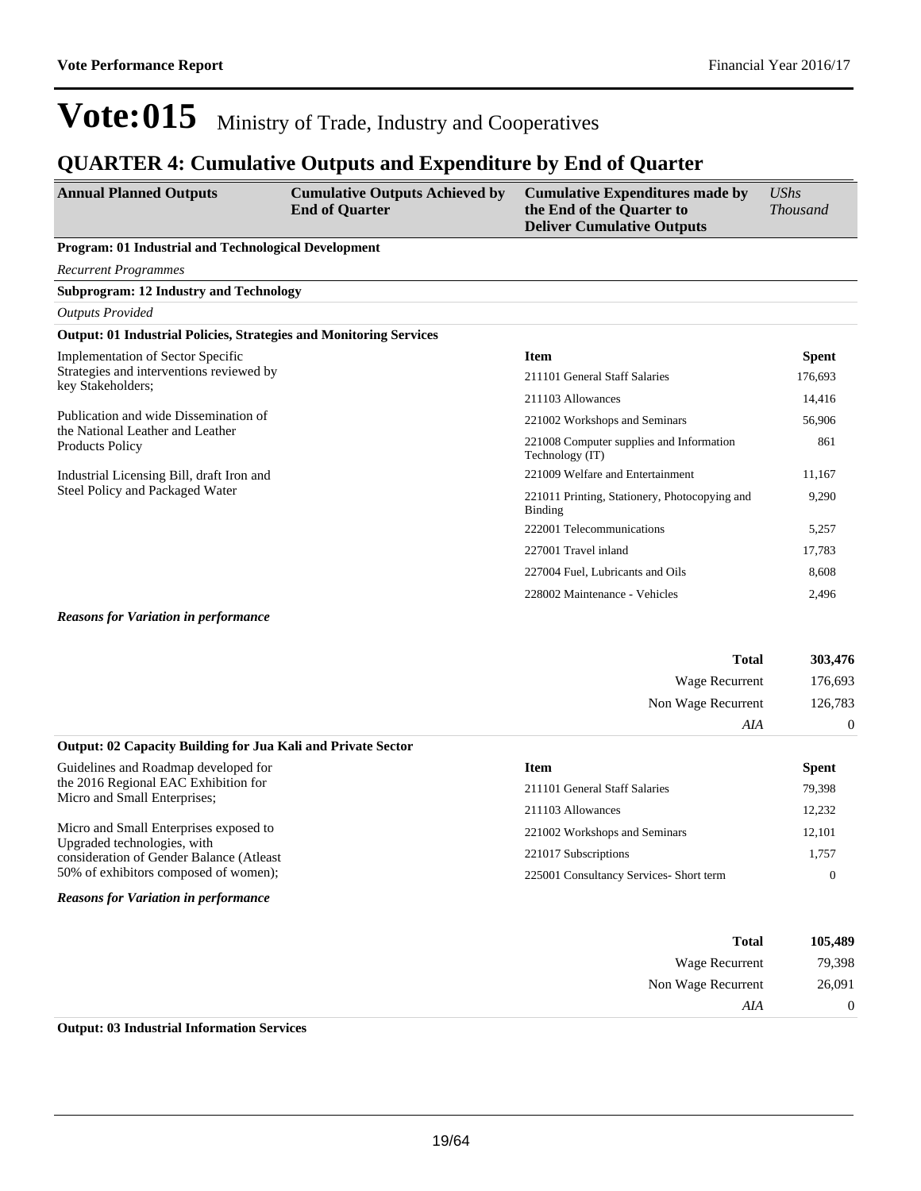# Vote:015 Ministry of Trade, Industry and Cooperatives

## QUARTER 4: Cumulative Outputs and Expenditure by End of Quarter

| Annual Planned Outputs | Cumulative Outputs Achieved by End of Quarter | Cumulative Expenditures made by the End of the Quarter to Deliver Cumulative Outputs | *UShs Thousand* |
|---|---|---|---|

**Program: 01 Industrial and Technological Development**

*Recurrent Programmes*

**Subprogram: 12 Industry and Technology**

*Outputs Provided*

**Output: 01 Industrial Policies, Strategies and Monitoring Services**

Implementation of Sector Specific Strategies and interventions reviewed by key Stakeholders;

Publication and wide Dissemination of the National Leather and Leather Products Policy

Industrial Licensing Bill, draft Iron and Steel Policy and Packaged Water

| Item | Spent |
|---|---|
| 211101 General Staff Salaries | 176,693 |
| 211103 Allowances | 14,416 |
| 221002 Workshops and Seminars | 56,906 |
| 221008 Computer supplies and Information Technology (IT) | 861 |
| 221009 Welfare and Entertainment | 11,167 |
| 221011 Printing, Stationery, Photocopying and Binding | 9,290 |
| 222001 Telecommunications | 5,257 |
| 227001 Travel inland | 17,783 |
| 227004 Fuel, Lubricants and Oils | 8,608 |
| 228002 Maintenance - Vehicles | 2,496 |

***Reasons for Variation in performance***

| | |
|---|---|
| **Total** | **303,476** |
| Wage Recurrent | 176,693 |
| Non Wage Recurrent | 126,783 |
| *AIA* | 0 |

**Output: 02 Capacity Building for Jua Kali and Private Sector**

Guidelines and Roadmap developed for the 2016 Regional EAC Exhibition for Micro and Small Enterprises;

Micro and Small Enterprises exposed to Upgraded technologies, with consideration of Gender Balance (Atleast 50% of exhibitors composed of women);

| Item | Spent |
|---|---|
| 211101 General Staff Salaries | 79,398 |
| 211103 Allowances | 12,232 |
| 221002 Workshops and Seminars | 12,101 |
| 221017 Subscriptions | 1,757 |
| 225001 Consultancy Services- Short term | 0 |

***Reasons for Variation in performance***

| | |
|---|---|
| **Total** | **105,489** |
| Wage Recurrent | 79,398 |
| Non Wage Recurrent | 26,091 |
| *AIA* | 0 |

**Output: 03 Industrial Information Services**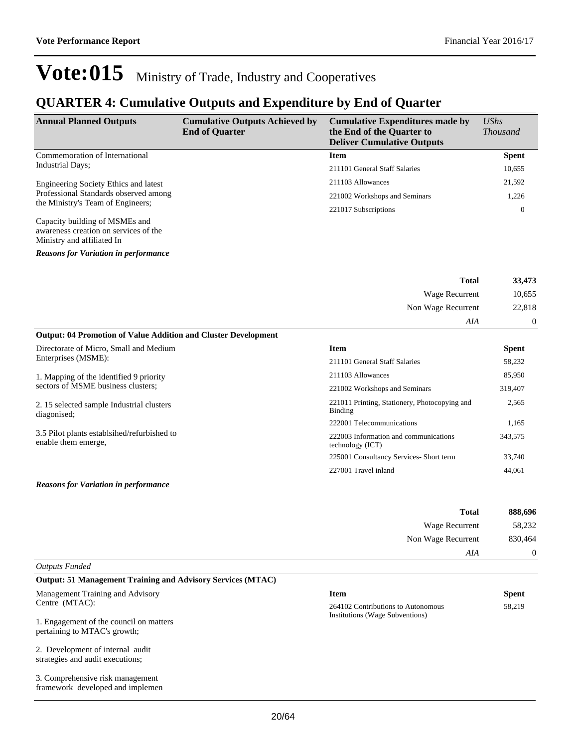# Vote:015 Ministry of Trade, Industry and Cooperatives

## QUARTER 4: Cumulative Outputs and Expenditure by End of Quarter

| Annual Planned Outputs | Cumulative Outputs Achieved by End of Quarter | Cumulative Expenditures made by the End of the Quarter to Deliver Cumulative Outputs | *UShs Thousand* |
|---|---|---|---|
| Commemoration of International Industrial Days;<br><br>Engineering Society Ethics and latest Professional Standards observed among the Ministry's Team of Engineers;<br><br>Capacity building of MSMEs and awareness creation on services of the Ministry and affiliated In | | **Item** | **Spent** |
| | | 211101 General Staff Salaries | 10,655 |
| | | 211103 Allowances | 21,592 |
| | | 221002 Workshops and Seminars | 1,226 |
| | | 221017 Subscriptions | 0 |

***Reasons for Variation in performance***

| | |
|---|---|
| **Total** | **33,473** |
| Wage Recurrent | 10,655 |
| Non Wage Recurrent | 22,818 |
| *AIA* | 0 |

**Output: 04 Promotion of Value Addition and Cluster Development**

| Annual Planned Outputs | Cumulative Outputs Achieved by End of Quarter | Item | Spent |
|---|---|---|---|
| Directorate of Micro, Small and Medium Enterprises (MSME):<br><br>1. Mapping of the identified 9 priority sectors of MSME business clusters;<br><br>2. 15 selected sample Industrial clusters diagonised;<br><br>3.5 Pilot plants establsihed/refurbished to enable them emerge, | | **Item** | **Spent** |
| | | 211101 General Staff Salaries | 58,232 |
| | | 211103 Allowances | 85,950 |
| | | 221002 Workshops and Seminars | 319,407 |
| | | 221011 Printing, Stationery, Photocopying and Binding | 2,565 |
| | | 222001 Telecommunications | 1,165 |
| | | 222003 Information and communications technology (ICT) | 343,575 |
| | | 225001 Consultancy Services- Short term | 33,740 |
| | | 227001 Travel inland | 44,061 |

***Reasons for Variation in performance***

| | |
|---|---|
| **Total** | **888,696** |
| Wage Recurrent | 58,232 |
| Non Wage Recurrent | 830,464 |
| *AIA* | 0 |

*Outputs Funded*

**Output: 51 Management Training and Advisory Services (MTAC)**

| Annual Planned Outputs | Cumulative Outputs Achieved by End of Quarter | Item | Spent |
|---|---|---|---|
| Management Training and Advisory Centre (MTAC):<br><br>1. Engagement of the council on matters pertaining to MTAC's growth;<br><br>2. Development of internal audit strategies and audit executions;<br><br>3. Comprehensive risk management framework developed and implemen | | **Item** | **Spent** |
| | | 264102 Contributions to Autonomous Institutions (Wage Subventions) | 58,219 |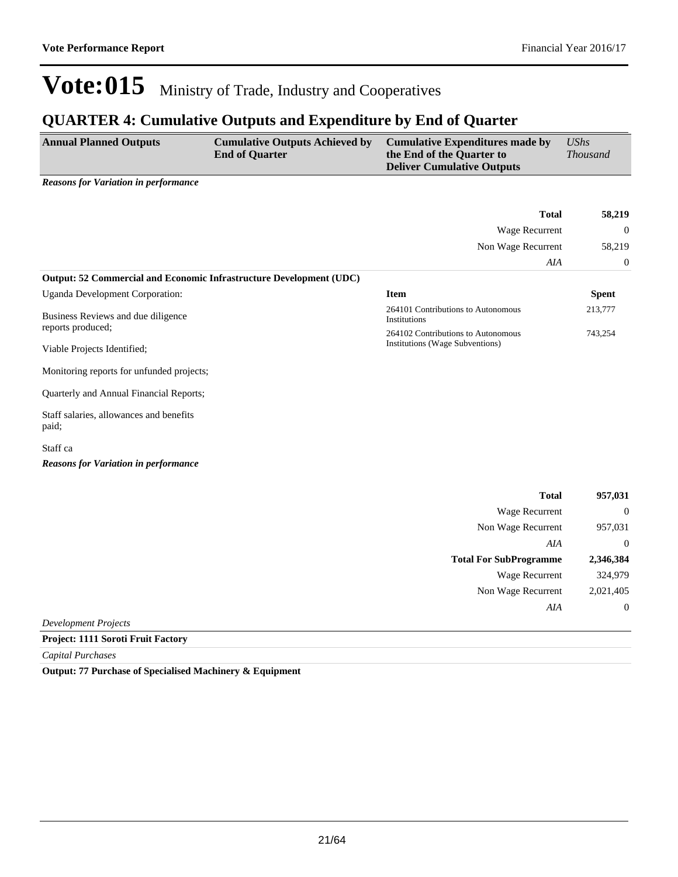# Vote:015 Ministry of Trade, Industry and Cooperatives

## QUARTER 4: Cumulative Outputs and Expenditure by End of Quarter

| Annual Planned Outputs | Cumulative Outputs Achieved by End of Quarter | Cumulative Expenditures made by the End of the Quarter to Deliver Cumulative Outputs | *UShs Thousand* |
|---|---|---|---|

***Reasons for Variation in performance***

| | |
|---|---|
| **Total** | **58,219** |
| Wage Recurrent | 0 |
| Non Wage Recurrent | 58,219 |
| *AIA* | 0 |

**Output: 52 Commercial and Economic Infrastructure Development (UDC)**

Uganda Development Corporation:

Business Reviews and due diligence reports produced;

Viable Projects Identified;

Monitoring reports for unfunded projects;

Quarterly and Annual Financial Reports;

Staff salaries, allowances and benefits paid;

Staff ca

| Item | Spent |
|---|---|
| 264101 Contributions to Autonomous Institutions | 213,777 |
| 264102 Contributions to Autonomous Institutions (Wage Subventions) | 743,254 |

***Reasons for Variation in performance***

| | |
|---|---|
| **Total** | **957,031** |
| Wage Recurrent | 0 |
| Non Wage Recurrent | 957,031 |
| *AIA* | 0 |
| **Total For SubProgramme** | **2,346,384** |
| Wage Recurrent | 324,979 |
| Non Wage Recurrent | 2,021,405 |
| *AIA* | 0 |

*Development Projects*

**Project: 1111 Soroti Fruit Factory**

*Capital Purchases*

**Output: 77 Purchase of Specialised Machinery & Equipment**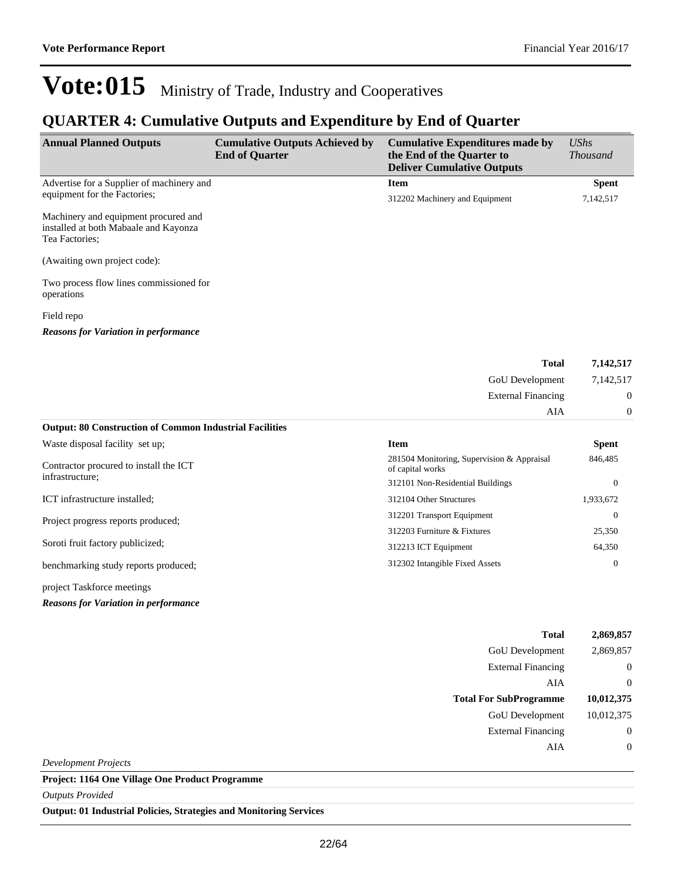# Vote:015 Ministry of Trade, Industry and Cooperatives

## QUARTER 4: Cumulative Outputs and Expenditure by End of Quarter

| Annual Planned Outputs | Cumulative Outputs Achieved by End of Quarter | Cumulative Expenditures made by the End of the Quarter to Deliver Cumulative Outputs | *UShs Thousand* |
|---|---|---|---|
| Advertise for a Supplier of machinery and equipment for the Factories;<br><br>Machinery and equipment procured and installed at both Mabaale and Kayonza Tea Factories;<br><br>(Awaiting own project code):<br><br>Two process flow lines commissioned for operations<br><br>Field repo | | **Item** | **Spent** |
| | | 312202 Machinery and Equipment | 7,142,517 |

***Reasons for Variation in performance***

| | |
|---|---|
| **Total** | **7,142,517** |
| GoU Development | 7,142,517 |
| External Financing | 0 |
| AIA | 0 |

**Output: 80 Construction of Common Industrial Facilities**

| Annual Planned Outputs | Cumulative Outputs Achieved by End of Quarter | Item | Spent |
|---|---|---|---|
| Waste disposal facility set up;<br><br>Contractor procured to install the ICT infrastructure;<br><br>ICT infrastructure installed;<br><br>Project progress reports produced;<br><br>Soroti fruit factory publicized;<br><br>benchmarking study reports produced;<br><br>project Taskforce meetings | | 281504 Monitoring, Supervision & Appraisal of capital works | 846,485 |
| | | 312101 Non-Residential Buildings | 0 |
| | | 312104 Other Structures | 1,933,672 |
| | | 312201 Transport Equipment | 0 |
| | | 312203 Furniture & Fixtures | 25,350 |
| | | 312213 ICT Equipment | 64,350 |
| | | 312302 Intangible Fixed Assets | 0 |

***Reasons for Variation in performance***

| | |
|---|---|
| **Total** | **2,869,857** |
| GoU Development | 2,869,857 |
| External Financing | 0 |
| AIA | 0 |
| **Total For SubProgramme** | **10,012,375** |
| GoU Development | 10,012,375 |
| External Financing | 0 |
| AIA | 0 |

*Development Projects*

**Project: 1164 One Village One Product Programme**

*Outputs Provided*

**Output: 01 Industrial Policies, Strategies and Monitoring Services**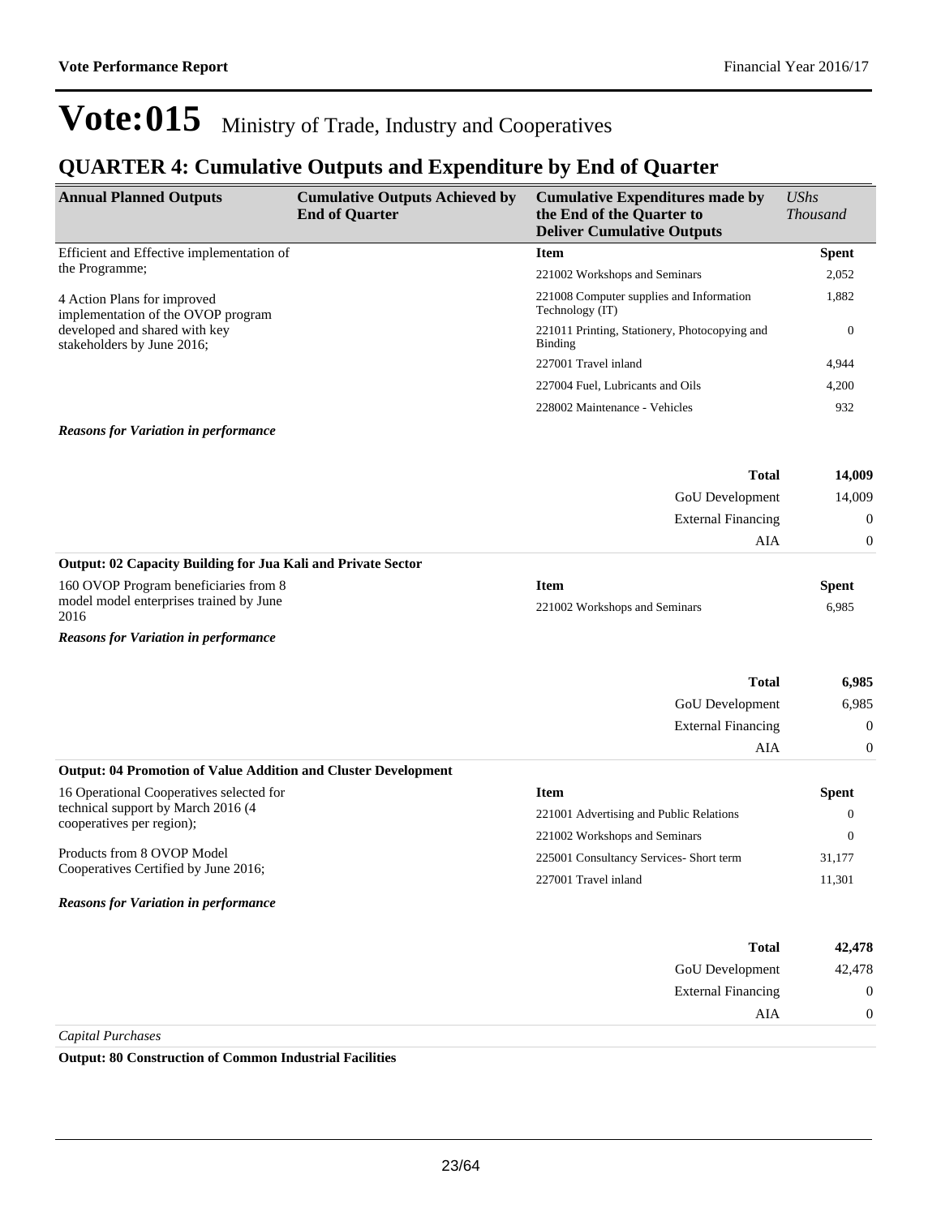# Vote:015 Ministry of Trade, Industry and Cooperatives

## QUARTER 4: Cumulative Outputs and Expenditure by End of Quarter

| Annual Planned Outputs | Cumulative Outputs Achieved by End of Quarter | Cumulative Expenditures made by the End of the Quarter to Deliver Cumulative Outputs | *UShs Thousand* |
|---|---|---|---|
| Efficient and Effective implementation of the Programme;<br><br>4 Action Plans for improved implementation of the OVOP program developed and shared with key stakeholders by June 2016; | | **Item** | **Spent** |
| | | 221002 Workshops and Seminars | 2,052 |
| | | 221008 Computer supplies and Information Technology (IT) | 1,882 |
| | | 221011 Printing, Stationery, Photocopying and Binding | 0 |
| | | 227001 Travel inland | 4,944 |
| | | 227004 Fuel, Lubricants and Oils | 4,200 |
| | | 228002 Maintenance - Vehicles | 932 |
| ***Reasons for Variation in performance*** | | | |
| | | **Total** | **14,009** |
| | | GoU Development | 14,009 |
| | | External Financing | 0 |
| | | AIA | 0 |
| **Output: 02 Capacity Building for Jua Kali and Private Sector** | | | |
| 160 OVOP Program beneficiaries from 8 model model enterprises trained by June 2016 | | **Item** | **Spent** |
| | | 221002 Workshops and Seminars | 6,985 |
| ***Reasons for Variation in performance*** | | | |
| | | **Total** | **6,985** |
| | | GoU Development | 6,985 |
| | | External Financing | 0 |
| | | AIA | 0 |
| **Output: 04 Promotion of Value Addition and Cluster Development** | | | |
| 16 Operational Cooperatives selected for technical support by March 2016 (4 cooperatives per region);<br><br>Products from 8 OVOP Model Cooperatives Certified by June 2016; | | **Item** | **Spent** |
| | | 221001 Advertising and Public Relations | 0 |
| | | 221002 Workshops and Seminars | 0 |
| | | 225001 Consultancy Services- Short term | 31,177 |
| | | 227001 Travel inland | 11,301 |
| ***Reasons for Variation in performance*** | | | |
| | | **Total** | **42,478** |
| | | GoU Development | 42,478 |
| | | External Financing | 0 |
| | | AIA | 0 |

*Capital Purchases*

**Output: 80 Construction of Common Industrial Facilities**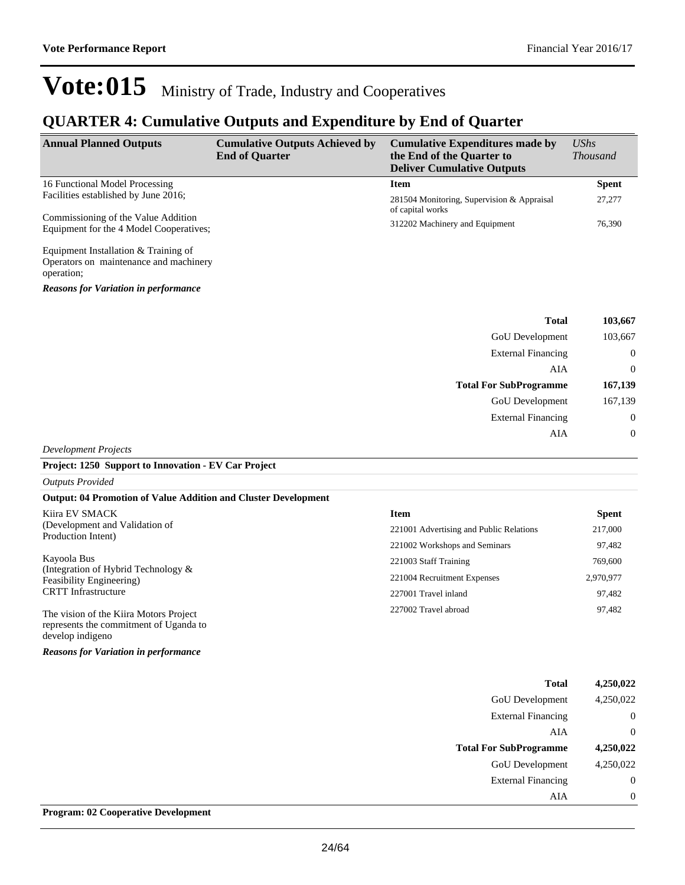# Vote:015 Ministry of Trade, Industry and Cooperatives

## QUARTER 4: Cumulative Outputs and Expenditure by End of Quarter

| Annual Planned Outputs | Cumulative Outputs Achieved by End of Quarter | Cumulative Expenditures made by the End of the Quarter to Deliver Cumulative Outputs | *UShs Thousand* |
|---|---|---|---|
| 16 Functional Model Processing Facilities established by June 2016;<br><br>Commissioning of the Value Addition Equipment for the 4 Model Cooperatives;<br><br>Equipment Installation & Training of Operators on maintenance and machinery operation; | | **Item** | **Spent** |
| | | 281504 Monitoring, Supervision & Appraisal of capital works | 27,277 |
| | | 312202 Machinery and Equipment | 76,390 |

***Reasons for Variation in performance***

| | |
|---|---|
| **Total** | **103,667** |
| GoU Development | 103,667 |
| External Financing | 0 |
| AIA | 0 |
| **Total For SubProgramme** | **167,139** |
| GoU Development | 167,139 |
| External Financing | 0 |
| AIA | 0 |

*Development Projects*

**Project: 1250 Support to Innovation - EV Car Project**

*Outputs Provided*

**Output: 04 Promotion of Value Addition and Cluster Development**

| Annual Planned Outputs | Cumulative Outputs Achieved by End of Quarter | Item | Spent |
|---|---|---|---|
| Kiira EV SMACK<br>(Development and Validation of Production Intent)<br><br>Kayoola Bus<br>(Integration of Hybrid Technology & Feasibility Engineering)<br>CRTT Infrastructure<br><br>The vision of the Kiira Motors Project represents the commitment of Uganda to develop indigeno | | 221001 Advertising and Public Relations | 217,000 |
| | | 221002 Workshops and Seminars | 97,482 |
| | | 221003 Staff Training | 769,600 |
| | | 221004 Recruitment Expenses | 2,970,977 |
| | | 227001 Travel inland | 97,482 |
| | | 227002 Travel abroad | 97,482 |

***Reasons for Variation in performance***

| | |
|---|---|
| **Total** | **4,250,022** |
| GoU Development | 4,250,022 |
| External Financing | 0 |
| AIA | 0 |
| **Total For SubProgramme** | **4,250,022** |
| GoU Development | 4,250,022 |
| External Financing | 0 |
| AIA | 0 |

**Program: 02 Cooperative Development**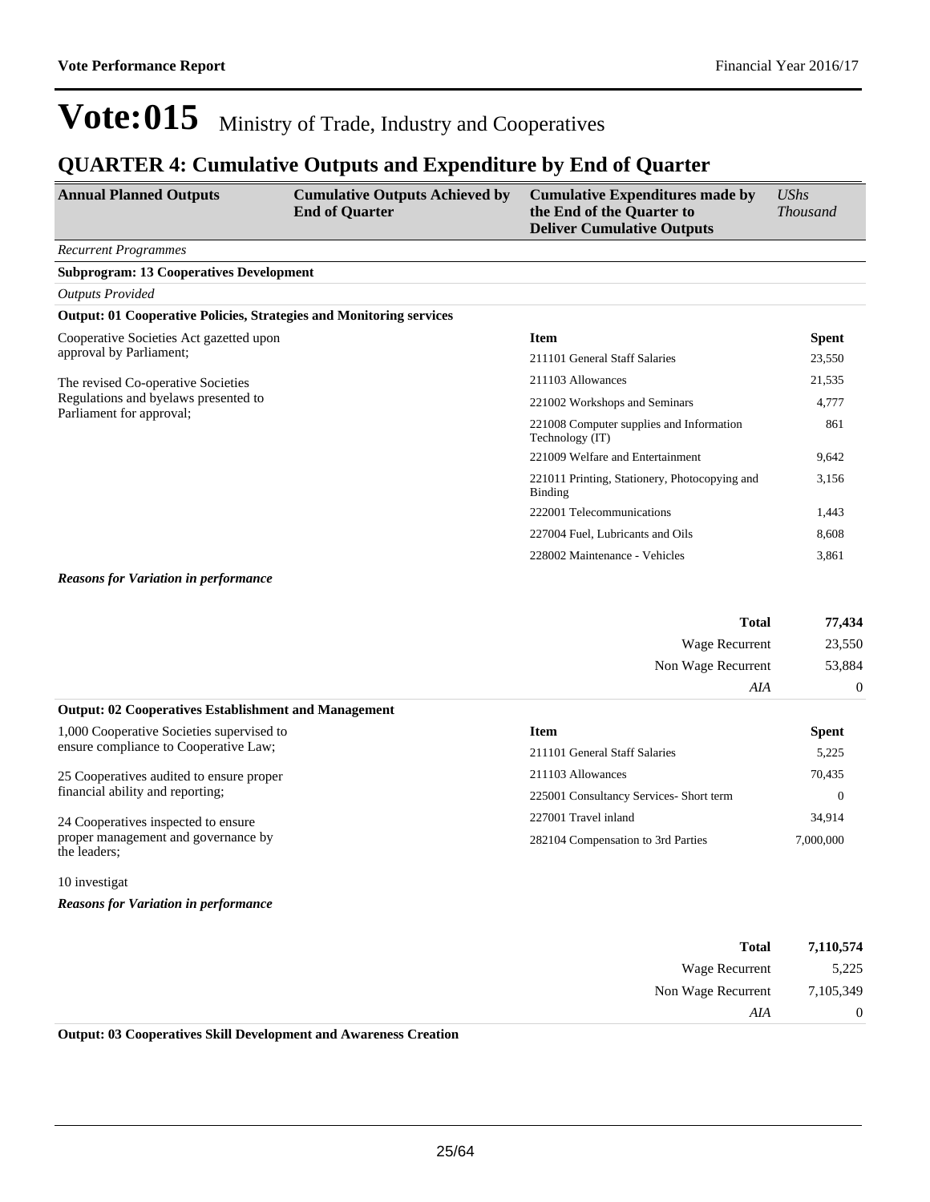# Vote:015 Ministry of Trade, Industry and Cooperatives

## QUARTER 4: Cumulative Outputs and Expenditure by End of Quarter

| Annual Planned Outputs | Cumulative Outputs Achieved by End of Quarter | Cumulative Expenditures made by the End of the Quarter to Deliver Cumulative Outputs | *UShs Thousand* |
|---|---|---|---|

*Recurrent Programmes*

**Subprogram: 13 Cooperatives Development**

*Outputs Provided*

**Output: 01 Cooperative Policies, Strategies and Monitoring services**

Cooperative Societies Act gazetted upon approval by Parliament;

The revised Co-operative Societies Regulations and byelaws presented to Parliament for approval;

| Item | Spent |
|---|---|
| 211101 General Staff Salaries | 23,550 |
| 211103 Allowances | 21,535 |
| 221002 Workshops and Seminars | 4,777 |
| 221008 Computer supplies and Information Technology (IT) | 861 |
| 221009 Welfare and Entertainment | 9,642 |
| 221011 Printing, Stationery, Photocopying and Binding | 3,156 |
| 222001 Telecommunications | 1,443 |
| 227004 Fuel, Lubricants and Oils | 8,608 |
| 228002 Maintenance - Vehicles | 3,861 |

***Reasons for Variation in performance***

| | |
|---|---|
| **Total** | **77,434** |
| Wage Recurrent | 23,550 |
| Non Wage Recurrent | 53,884 |
| *AIA* | 0 |

**Output: 02 Cooperatives Establishment and Management**

1,000 Cooperative Societies supervised to ensure compliance to Cooperative Law;

25 Cooperatives audited to ensure proper financial ability and reporting;

24 Cooperatives inspected to ensure proper management and governance by the leaders;

10 investigat

| Item | Spent |
|---|---|
| 211101 General Staff Salaries | 5,225 |
| 211103 Allowances | 70,435 |
| 225001 Consultancy Services- Short term | 0 |
| 227001 Travel inland | 34,914 |
| 282104 Compensation to 3rd Parties | 7,000,000 |

***Reasons for Variation in performance***

| | |
|---|---|
| **Total** | **7,110,574** |
| Wage Recurrent | 5,225 |
| Non Wage Recurrent | 7,105,349 |
| *AIA* | 0 |

**Output: 03 Cooperatives Skill Development and Awareness Creation**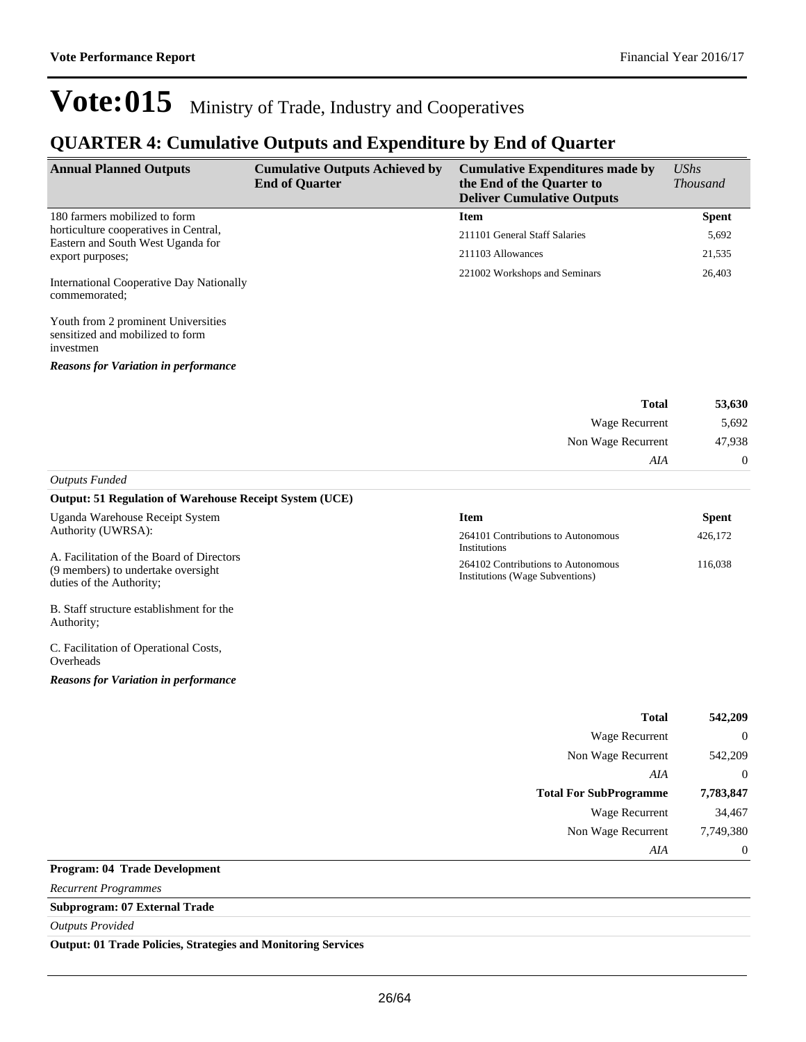# Vote:015 Ministry of Trade, Industry and Cooperatives

## QUARTER 4: Cumulative Outputs and Expenditure by End of Quarter

| Annual Planned Outputs | Cumulative Outputs Achieved by End of Quarter | Cumulative Expenditures made by the End of the Quarter to Deliver Cumulative Outputs | *UShs Thousand* |
|---|---|---|---|
| 180 farmers mobilized to form horticulture cooperatives in Central, Eastern and South West Uganda for export purposes;<br><br>International Cooperative Day Nationally commemorated;<br><br>Youth from 2 prominent Universities sensitized and mobilized to form investmen | | **Item** | **Spent** |
| | | 211101 General Staff Salaries | 5,692 |
| | | 211103 Allowances | 21,535 |
| | | 221002 Workshops and Seminars | 26,403 |

***Reasons for Variation in performance***

| | |
|---|---|
| **Total** | **53,630** |
| Wage Recurrent | 5,692 |
| Non Wage Recurrent | 47,938 |
| *AIA* | 0 |

*Outputs Funded*

**Output: 51 Regulation of Warehouse Receipt System (UCE)**

| Annual Planned Outputs | Cumulative Outputs Achieved by End of Quarter | Item | Spent |
|---|---|---|---|
| Uganda Warehouse Receipt System Authority (UWRSA):<br><br>A. Facilitation of the Board of Directors (9 members) to undertake oversight duties of the Authority;<br><br>B. Staff structure establishment for the Authority;<br><br>C. Facilitation of Operational Costs, Overheads | | 264101 Contributions to Autonomous Institutions | 426,172 |
| | | 264102 Contributions to Autonomous Institutions (Wage Subventions) | 116,038 |

***Reasons for Variation in performance***

| | |
|---|---|
| **Total** | **542,209** |
| Wage Recurrent | 0 |
| Non Wage Recurrent | 542,209 |
| *AIA* | 0 |
| **Total For SubProgramme** | **7,783,847** |
| Wage Recurrent | 34,467 |
| Non Wage Recurrent | 7,749,380 |
| *AIA* | 0 |

**Program: 04 Trade Development**

*Recurrent Programmes*

**Subprogram: 07 External Trade**

*Outputs Provided*

**Output: 01 Trade Policies, Strategies and Monitoring Services**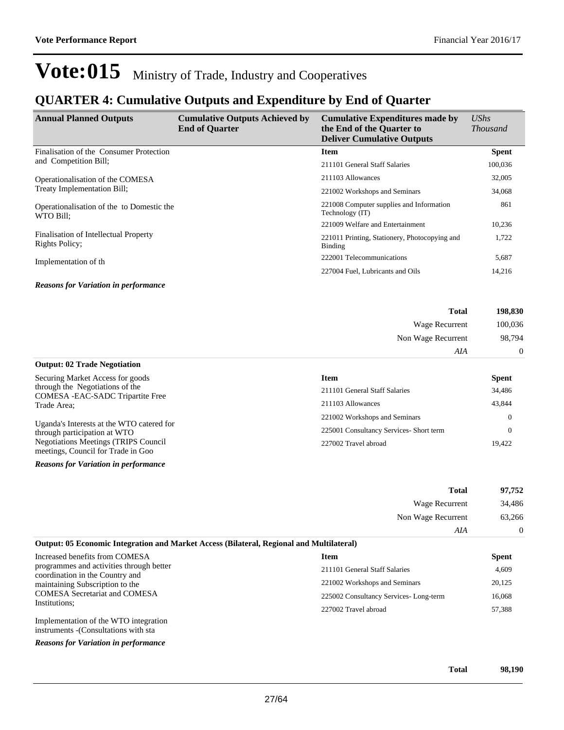# Vote:015 Ministry of Trade, Industry and Cooperatives

## QUARTER 4: Cumulative Outputs and Expenditure by End of Quarter

| Annual Planned Outputs | Cumulative Outputs Achieved by End of Quarter | Cumulative Expenditures made by the End of the Quarter to Deliver Cumulative Outputs | *UShs Thousand* |
|---|---|---|---|
| Finalisation of the Consumer Protection and Competition Bill;<br><br>Operationalisation of the COMESA Treaty Implementation Bill;<br><br>Operationalisation of the to Domestic the WTO Bill;<br><br>Finalisation of Intellectual Property Rights Policy;<br><br>Implementation of th | | **Item** | **Spent** |
| | | 211101 General Staff Salaries | 100,036 |
| | | 211103 Allowances | 32,005 |
| | | 221002 Workshops and Seminars | 34,068 |
| | | 221008 Computer supplies and Information Technology (IT) | 861 |
| | | 221009 Welfare and Entertainment | 10,236 |
| | | 221011 Printing, Stationery, Photocopying and Binding | 1,722 |
| | | 222001 Telecommunications | 5,687 |
| | | 227004 Fuel, Lubricants and Oils | 14,216 |

***Reasons for Variation in performance***

| | |
|---|---|
| **Total** | **198,830** |
| Wage Recurrent | 100,036 |
| Non Wage Recurrent | 98,794 |
| *AIA* | 0 |

**Output: 02 Trade Negotiation**

| Annual Planned Outputs | Cumulative Outputs Achieved by End of Quarter | Item | Spent |
|---|---|---|---|
| Securing Market Access for goods through the Negotiations of the COMESA -EAC-SADC Tripartite Free Trade Area;<br><br>Uganda's Interests at the WTO catered for through participation at WTO Negotiations Meetings (TRIPS Council meetings, Council for Trade in Goo | | **Item** | **Spent** |
| | | 211101 General Staff Salaries | 34,486 |
| | | 211103 Allowances | 43,844 |
| | | 221002 Workshops and Seminars | 0 |
| | | 225001 Consultancy Services- Short term | 0 |
| | | 227002 Travel abroad | 19,422 |

***Reasons for Variation in performance***

| | |
|---|---|
| **Total** | **97,752** |
| Wage Recurrent | 34,486 |
| Non Wage Recurrent | 63,266 |
| *AIA* | 0 |

**Output: 05 Economic Integration and Market Access (Bilateral, Regional and Multilateral)**

| Annual Planned Outputs | Cumulative Outputs Achieved by End of Quarter | Item | Spent |
|---|---|---|---|
| Increased benefits from COMESA programmes and activities through better coordination in the Country and maintaining Subscription to the COMESA Secretariat and COMESA Institutions;<br><br>Implementation of the WTO integration instruments -(Consultations with sta | | **Item** | **Spent** |
| | | 211101 General Staff Salaries | 4,609 |
| | | 221002 Workshops and Seminars | 20,125 |
| | | 225002 Consultancy Services- Long-term | 16,068 |
| | | 227002 Travel abroad | 57,388 |

***Reasons for Variation in performance***

| | |
|---|---|
| **Total** | **98,190** |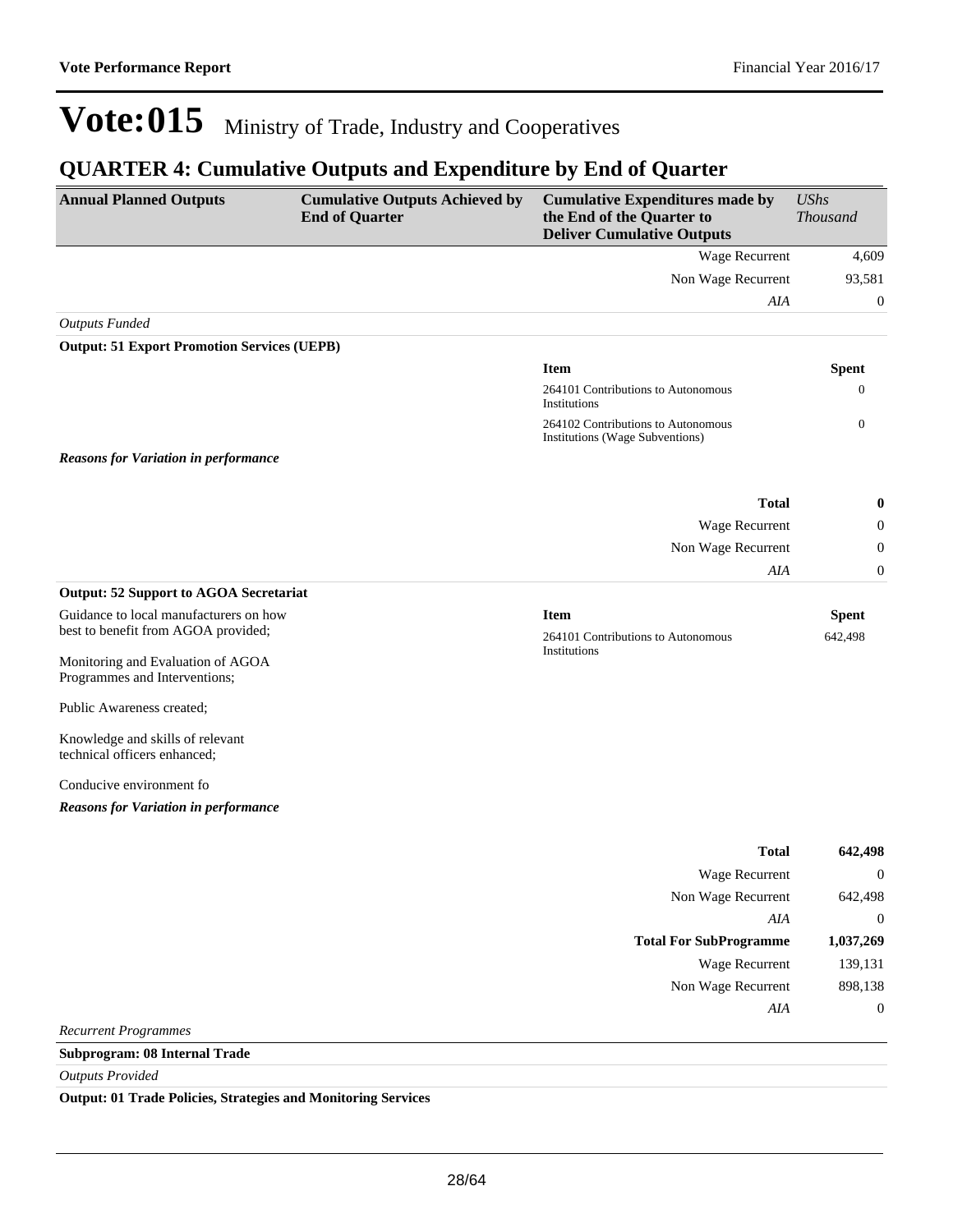# Vote:015 Ministry of Trade, Industry and Cooperatives

## QUARTER 4: Cumulative Outputs and Expenditure by End of Quarter

| Annual Planned Outputs | Cumulative Outputs Achieved by End of Quarter | Cumulative Expenditures made by the End of the Quarter to Deliver Cumulative Outputs | *UShs Thousand* |
|---|---|---|---|
| | | Wage Recurrent | 4,609 |
| | | Non Wage Recurrent | 93,581 |
| | | *AIA* | 0 |

*Outputs Funded*

**Output: 51 Export Promotion Services (UEPB)**

| Item | Spent |
|---|---|
| 264101 Contributions to Autonomous Institutions | 0 |
| 264102 Contributions to Autonomous Institutions (Wage Subventions) | 0 |

***Reasons for Variation in performance***

| | |
|---|---|
| **Total** | **0** |
| Wage Recurrent | 0 |
| Non Wage Recurrent | 0 |
| *AIA* | 0 |

**Output: 52 Support to AGOA Secretariat**

Guidance to local manufacturers on how best to benefit from AGOA provided;

Monitoring and Evaluation of AGOA Programmes and Interventions;

Public Awareness created;

Knowledge and skills of relevant technical officers enhanced;

Conducive environment fo

| Item | Spent |
|---|---|
| 264101 Contributions to Autonomous Institutions | 642,498 |

***Reasons for Variation in performance***

| | |
|---|---|
| **Total** | **642,498** |
| Wage Recurrent | 0 |
| Non Wage Recurrent | 642,498 |
| *AIA* | 0 |
| **Total For SubProgramme** | **1,037,269** |
| Wage Recurrent | 139,131 |
| Non Wage Recurrent | 898,138 |
| *AIA* | 0 |

*Recurrent Programmes*

**Subprogram: 08 Internal Trade**

*Outputs Provided*

**Output: 01 Trade Policies, Strategies and Monitoring Services**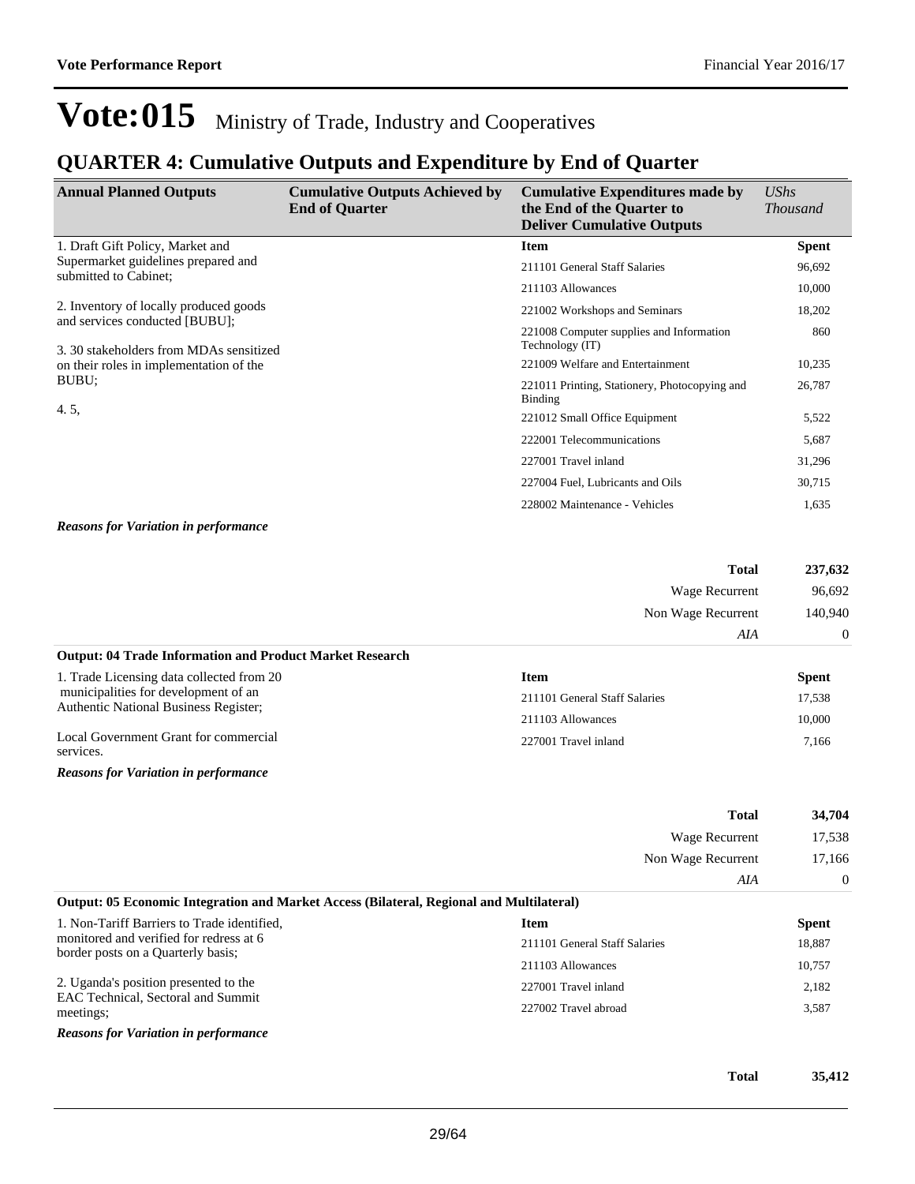# Vote:015 Ministry of Trade, Industry and Cooperatives

## QUARTER 4: Cumulative Outputs and Expenditure by End of Quarter

| Annual Planned Outputs | Cumulative Outputs Achieved by End of Quarter | Cumulative Expenditures made by the End of the Quarter to Deliver Cumulative Outputs | *UShs Thousand* |
|---|---|---|---|
| 1. Draft Gift Policy, Market and Supermarket guidelines prepared and submitted to Cabinet;<br><br>2. Inventory of locally produced goods and services conducted [BUBU];<br><br>3. 30 stakeholders from MDAs sensitized on their roles in implementation of the BUBU;<br><br>4. 5, | | **Item** | **Spent** |
| | | 211101 General Staff Salaries | 96,692 |
| | | 211103 Allowances | 10,000 |
| | | 221002 Workshops and Seminars | 18,202 |
| | | 221008 Computer supplies and Information Technology (IT) | 860 |
| | | 221009 Welfare and Entertainment | 10,235 |
| | | 221011 Printing, Stationery, Photocopying and Binding | 26,787 |
| | | 221012 Small Office Equipment | 5,522 |
| | | 222001 Telecommunications | 5,687 |
| | | 227001 Travel inland | 31,296 |
| | | 227004 Fuel, Lubricants and Oils | 30,715 |
| | | 228002 Maintenance - Vehicles | 1,635 |

***Reasons for Variation in performance***

| | |
|---|---|
| **Total** | **237,632** |
| Wage Recurrent | 96,692 |
| Non Wage Recurrent | 140,940 |
| *AIA* | 0 |

**Output: 04 Trade Information and Product Market Research**

| Annual Planned Outputs | Item | Spent |
|---|---|---|
| 1. Trade Licensing data collected from 20 municipalities for development of an Authentic National Business Register;<br><br>Local Government Grant for commercial services. | 211101 General Staff Salaries | 17,538 |
| | 211103 Allowances | 10,000 |
| | 227001 Travel inland | 7,166 |

***Reasons for Variation in performance***

| | |
|---|---|
| **Total** | **34,704** |
| Wage Recurrent | 17,538 |
| Non Wage Recurrent | 17,166 |
| *AIA* | 0 |

**Output: 05 Economic Integration and Market Access (Bilateral, Regional and Multilateral)**

| Annual Planned Outputs | Item | Spent |
|---|---|---|
| 1. Non-Tariff Barriers to Trade identified, monitored and verified for redress at 6 border posts on a Quarterly basis;<br><br>2. Uganda's position presented to the EAC Technical, Sectoral and Summit meetings; | 211101 General Staff Salaries | 18,887 |
| | 211103 Allowances | 10,757 |
| | 227001 Travel inland | 2,182 |
| | 227002 Travel abroad | 3,587 |

***Reasons for Variation in performance***

| | |
|---|---|
| **Total** | **35,412** |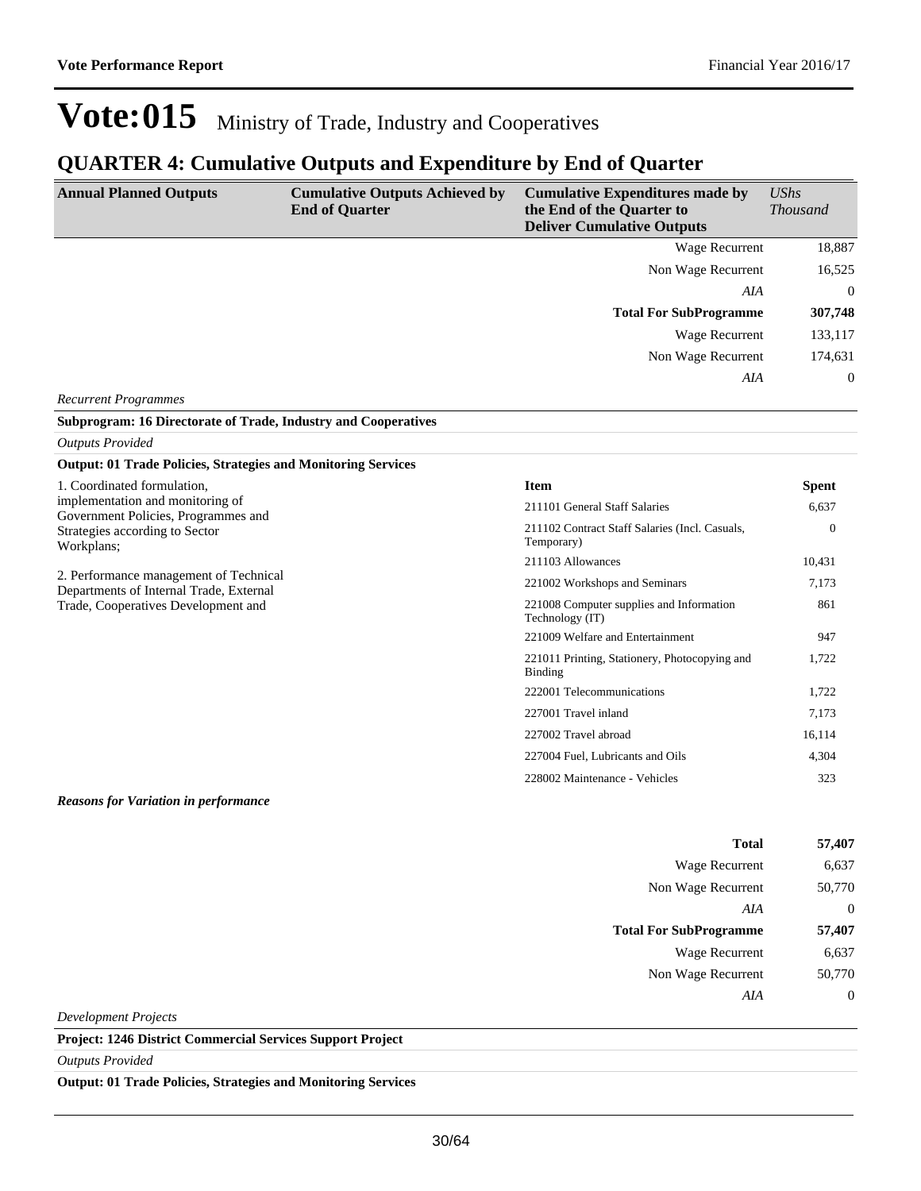# Vote:015 Ministry of Trade, Industry and Cooperatives

## QUARTER 4: Cumulative Outputs and Expenditure by End of Quarter

| Annual Planned Outputs | Cumulative Outputs Achieved by End of Quarter | Cumulative Expenditures made by the End of the Quarter to Deliver Cumulative Outputs | *UShs Thousand* |
|---|---|---|---|
| | | Wage Recurrent | 18,887 |
| | | Non Wage Recurrent | 16,525 |
| | | *AIA* | 0 |
| | | **Total For SubProgramme** | **307,748** |
| | | Wage Recurrent | 133,117 |
| | | Non Wage Recurrent | 174,631 |
| | | *AIA* | 0 |

*Recurrent Programmes*

**Subprogram: 16 Directorate of Trade, Industry and Cooperatives**

*Outputs Provided*

**Output: 01 Trade Policies, Strategies and Monitoring Services**

1. Coordinated formulation, implementation and monitoring of Government Policies, Programmes and Strategies according to Sector Workplans;

2. Performance management of Technical Departments of Internal Trade, External Trade, Cooperatives Development and

| Item | Spent |
|---|---|
| 211101 General Staff Salaries | 6,637 |
| 211102 Contract Staff Salaries (Incl. Casuals, Temporary) | 0 |
| 211103 Allowances | 10,431 |
| 221002 Workshops and Seminars | 7,173 |
| 221008 Computer supplies and Information Technology (IT) | 861 |
| 221009 Welfare and Entertainment | 947 |
| 221011 Printing, Stationery, Photocopying and Binding | 1,722 |
| 222001 Telecommunications | 1,722 |
| 227001 Travel inland | 7,173 |
| 227002 Travel abroad | 16,114 |
| 227004 Fuel, Lubricants and Oils | 4,304 |
| 228002 Maintenance - Vehicles | 323 |

***Reasons for Variation in performance***

| | |
|---|---|
| **Total** | **57,407** |
| Wage Recurrent | 6,637 |
| Non Wage Recurrent | 50,770 |
| *AIA* | 0 |
| **Total For SubProgramme** | **57,407** |
| Wage Recurrent | 6,637 |
| Non Wage Recurrent | 50,770 |
| *AIA* | 0 |

*Development Projects*

**Project: 1246 District Commercial Services Support Project**

*Outputs Provided*

**Output: 01 Trade Policies, Strategies and Monitoring Services**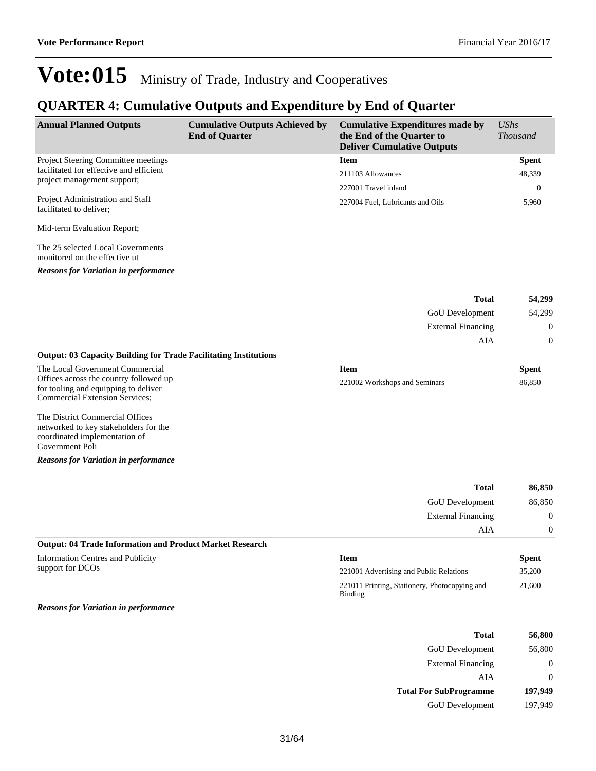# Vote:015 Ministry of Trade, Industry and Cooperatives

## QUARTER 4: Cumulative Outputs and Expenditure by End of Quarter

| Annual Planned Outputs | Cumulative Outputs Achieved by End of Quarter | Cumulative Expenditures made by the End of the Quarter to Deliver Cumulative Outputs | *UShs Thousand* |
|---|---|---|---|
| Project Steering Committee meetings facilitated for effective and efficient project management support;<br><br>Project Administration and Staff facilitated to deliver;<br><br>Mid-term Evaluation Report;<br><br>The 25 selected Local Governments monitored on the effective ut | | **Item** | **Spent** |
| | | 211103 Allowances | 48,339 |
| | | 227001 Travel inland | 0 |
| | | 227004 Fuel, Lubricants and Oils | 5,960 |
| ***Reasons for Variation in performance*** | | | |
| | | **Total** | **54,299** |
| | | GoU Development | 54,299 |
| | | External Financing | 0 |
| | | AIA | 0 |
| **Output: 03 Capacity Building for Trade Facilitating Institutions** | | | |
| The Local Government Commercial Offices across the country followed up for tooling and equipping to deliver Commercial Extension Services;<br><br>The District Commercial Offices networked to key stakeholders for the coordinated implementation of Government Poli | | **Item** | **Spent** |
| | | 221002 Workshops and Seminars | 86,850 |
| ***Reasons for Variation in performance*** | | | |
| | | **Total** | **86,850** |
| | | GoU Development | 86,850 |
| | | External Financing | 0 |
| | | AIA | 0 |
| **Output: 04 Trade Information and Product Market Research** | | | |
| Information Centres and Publicity support for DCOs | | **Item** | **Spent** |
| | | 221001 Advertising and Public Relations | 35,200 |
| | | 221011 Printing, Stationery, Photocopying and Binding | 21,600 |
| ***Reasons for Variation in performance*** | | | |
| | | **Total** | **56,800** |
| | | GoU Development | 56,800 |
| | | External Financing | 0 |
| | | AIA | 0 |
| | | **Total For SubProgramme** | **197,949** |
| | | GoU Development | 197,949 |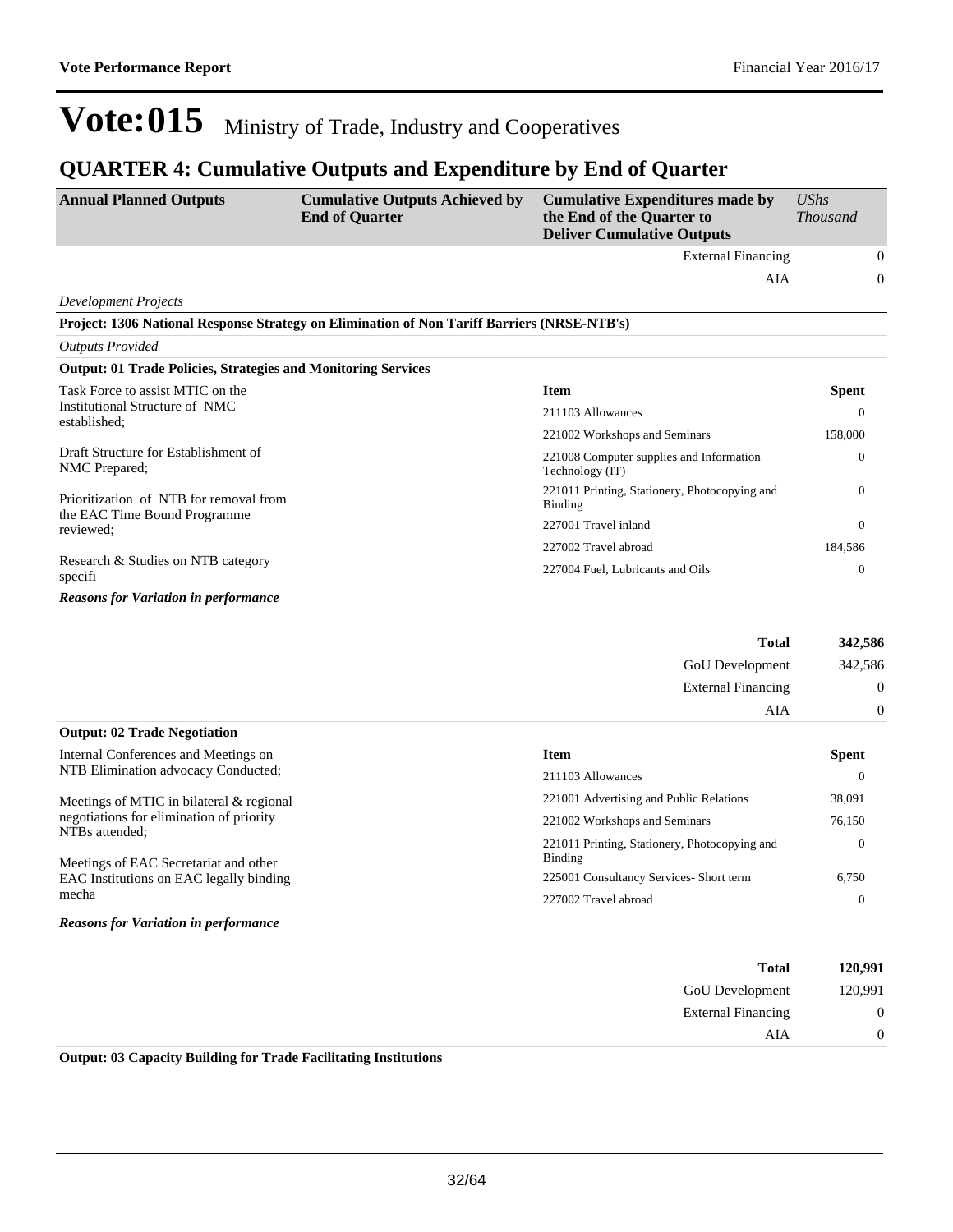# Vote:015 Ministry of Trade, Industry and Cooperatives

## QUARTER 4: Cumulative Outputs and Expenditure by End of Quarter

| Annual Planned Outputs | Cumulative Outputs Achieved by End of Quarter | Cumulative Expenditures made by the End of the Quarter to Deliver Cumulative Outputs | *UShs Thousand* |
|---|---|---|---|
| | | External Financing | 0 |
| | | AIA | 0 |

*Development Projects*

**Project: 1306 National Response Strategy on Elimination of Non Tariff Barriers (NRSE-NTB's)**

*Outputs Provided*

**Output: 01 Trade Policies, Strategies and Monitoring Services**

Task Force to assist MTIC on the Institutional Structure of NMC established;

Draft Structure for Establishment of NMC Prepared;

Prioritization of NTB for removal from the EAC Time Bound Programme reviewed;

Research & Studies on NTB category specifi

| Item | Spent |
|---|---|
| 211103 Allowances | 0 |
| 221002 Workshops and Seminars | 158,000 |
| 221008 Computer supplies and Information Technology (IT) | 0 |
| 221011 Printing, Stationery, Photocopying and Binding | 0 |
| 227001 Travel inland | 0 |
| 227002 Travel abroad | 184,586 |
| 227004 Fuel, Lubricants and Oils | 0 |

***Reasons for Variation in performance***

| | |
|---|---|
| **Total** | **342,586** |
| GoU Development | 342,586 |
| External Financing | 0 |
| AIA | 0 |

**Output: 02 Trade Negotiation**

Internal Conferences and Meetings on NTB Elimination advocacy Conducted;

Meetings of MTIC in bilateral & regional negotiations for elimination of priority NTBs attended;

Meetings of EAC Secretariat and other EAC Institutions on EAC legally binding mecha

| Item | Spent |
|---|---|
| 211103 Allowances | 0 |
| 221001 Advertising and Public Relations | 38,091 |
| 221002 Workshops and Seminars | 76,150 |
| 221011 Printing, Stationery, Photocopying and Binding | 0 |
| 225001 Consultancy Services- Short term | 6,750 |
| 227002 Travel abroad | 0 |

***Reasons for Variation in performance***

| | |
|---|---|
| **Total** | **120,991** |
| GoU Development | 120,991 |
| External Financing | 0 |
| AIA | 0 |

**Output: 03 Capacity Building for Trade Facilitating Institutions**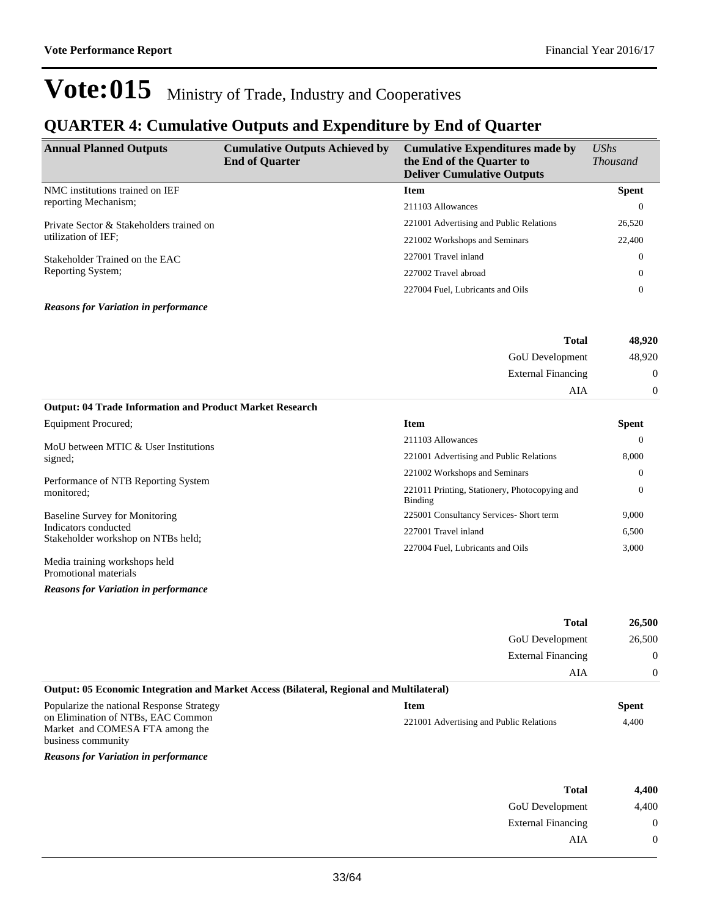# Vote:015 Ministry of Trade, Industry and Cooperatives

## QUARTER 4: Cumulative Outputs and Expenditure by End of Quarter

| Annual Planned Outputs | Cumulative Outputs Achieved by End of Quarter | Cumulative Expenditures made by the End of the Quarter to Deliver Cumulative Outputs | *UShs Thousand* |
|---|---|---|---|
| NMC institutions trained on IEF reporting Mechanism;<br><br>Private Sector & Stakeholders trained on utilization of IEF;<br><br>Stakeholder Trained on the EAC Reporting System; | | **Item** | **Spent** |
| | | 211103 Allowances | 0 |
| | | 221001 Advertising and Public Relations | 26,520 |
| | | 221002 Workshops and Seminars | 22,400 |
| | | 227001 Travel inland | 0 |
| | | 227002 Travel abroad | 0 |
| | | 227004 Fuel, Lubricants and Oils | 0 |

***Reasons for Variation in performance***

| | |
|---|---|
| **Total** | **48,920** |
| GoU Development | 48,920 |
| External Financing | 0 |
| AIA | 0 |

**Output: 04 Trade Information and Product Market Research**

| Annual Planned Outputs | Cumulative Outputs Achieved by End of Quarter | Item | Spent |
|---|---|---|---|
| Equipment Procured;<br><br>MoU between MTIC & User Institutions signed;<br><br>Performance of NTB Reporting System monitored;<br><br>Baseline Survey for Monitoring Indicators conducted<br>Stakeholder workshop on NTBs held;<br><br>Media training workshops held<br>Promotional materials | | 211103 Allowances | 0 |
| | | 221001 Advertising and Public Relations | 8,000 |
| | | 221002 Workshops and Seminars | 0 |
| | | 221011 Printing, Stationery, Photocopying and Binding | 0 |
| | | 225001 Consultancy Services- Short term | 9,000 |
| | | 227001 Travel inland | 6,500 |
| | | 227004 Fuel, Lubricants and Oils | 3,000 |

***Reasons for Variation in performance***

| | |
|---|---|
| **Total** | **26,500** |
| GoU Development | 26,500 |
| External Financing | 0 |
| AIA | 0 |

**Output: 05 Economic Integration and Market Access (Bilateral, Regional and Multilateral)**

| Annual Planned Outputs | Cumulative Outputs Achieved by End of Quarter | Item | Spent |
|---|---|---|---|
| Popularize the national Response Strategy on Elimination of NTBs, EAC Common Market and COMESA FTA among the business community | | 221001 Advertising and Public Relations | 4,400 |

***Reasons for Variation in performance***

| | |
|---|---|
| **Total** | **4,400** |
| GoU Development | 4,400 |
| External Financing | 0 |
| AIA | 0 |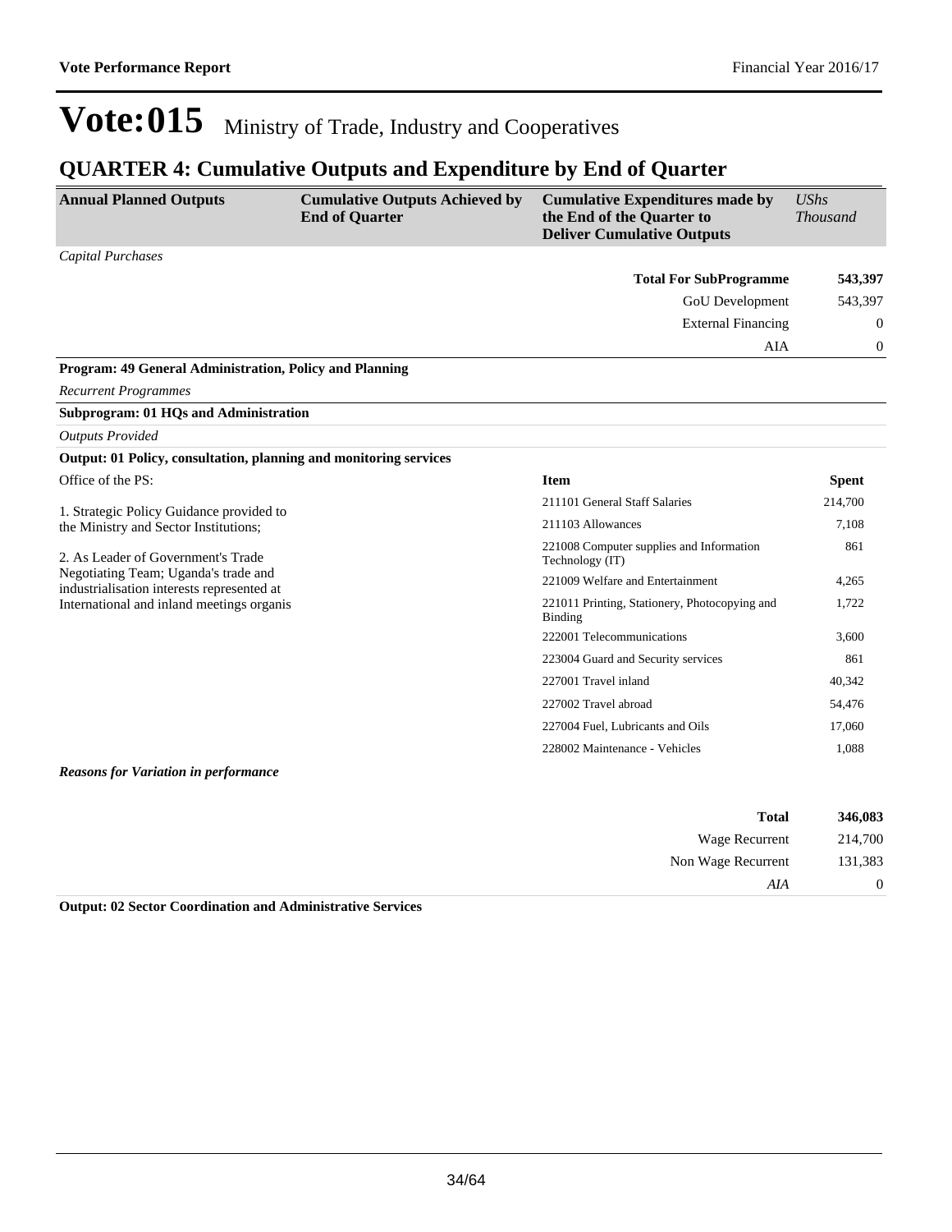# Vote:015 Ministry of Trade, Industry and Cooperatives

## QUARTER 4: Cumulative Outputs and Expenditure by End of Quarter

| Annual Planned Outputs | Cumulative Outputs Achieved by End of Quarter | Cumulative Expenditures made by the End of the Quarter to Deliver Cumulative Outputs | *UShs Thousand* |
|---|---|---|---|
| *Capital Purchases* | | | |
| | | **Total For SubProgramme** | **543,397** |
| | | GoU Development | 543,397 |
| | | External Financing | 0 |
| | | AIA | 0 |

**Program: 49 General Administration, Policy and Planning**

*Recurrent Programmes*

**Subprogram: 01 HQs and Administration**

*Outputs Provided*

**Output: 01 Policy, consultation, planning and monitoring services**

Office of the PS:

1. Strategic Policy Guidance provided to the Ministry and Sector Institutions;

2. As Leader of Government's Trade Negotiating Team; Uganda's trade and industrialisation interests represented at International and inland meetings organis

| Item | Spent |
|---|---|
| 211101 General Staff Salaries | 214,700 |
| 211103 Allowances | 7,108 |
| 221008 Computer supplies and Information Technology (IT) | 861 |
| 221009 Welfare and Entertainment | 4,265 |
| 221011 Printing, Stationery, Photocopying and Binding | 1,722 |
| 222001 Telecommunications | 3,600 |
| 223004 Guard and Security services | 861 |
| 227001 Travel inland | 40,342 |
| 227002 Travel abroad | 54,476 |
| 227004 Fuel, Lubricants and Oils | 17,060 |
| 228002 Maintenance - Vehicles | 1,088 |

***Reasons for Variation in performance***

| | |
|---|---|
| **Total** | **346,083** |
| Wage Recurrent | 214,700 |
| Non Wage Recurrent | 131,383 |
| *AIA* | 0 |

**Output: 02 Sector Coordination and Administrative Services**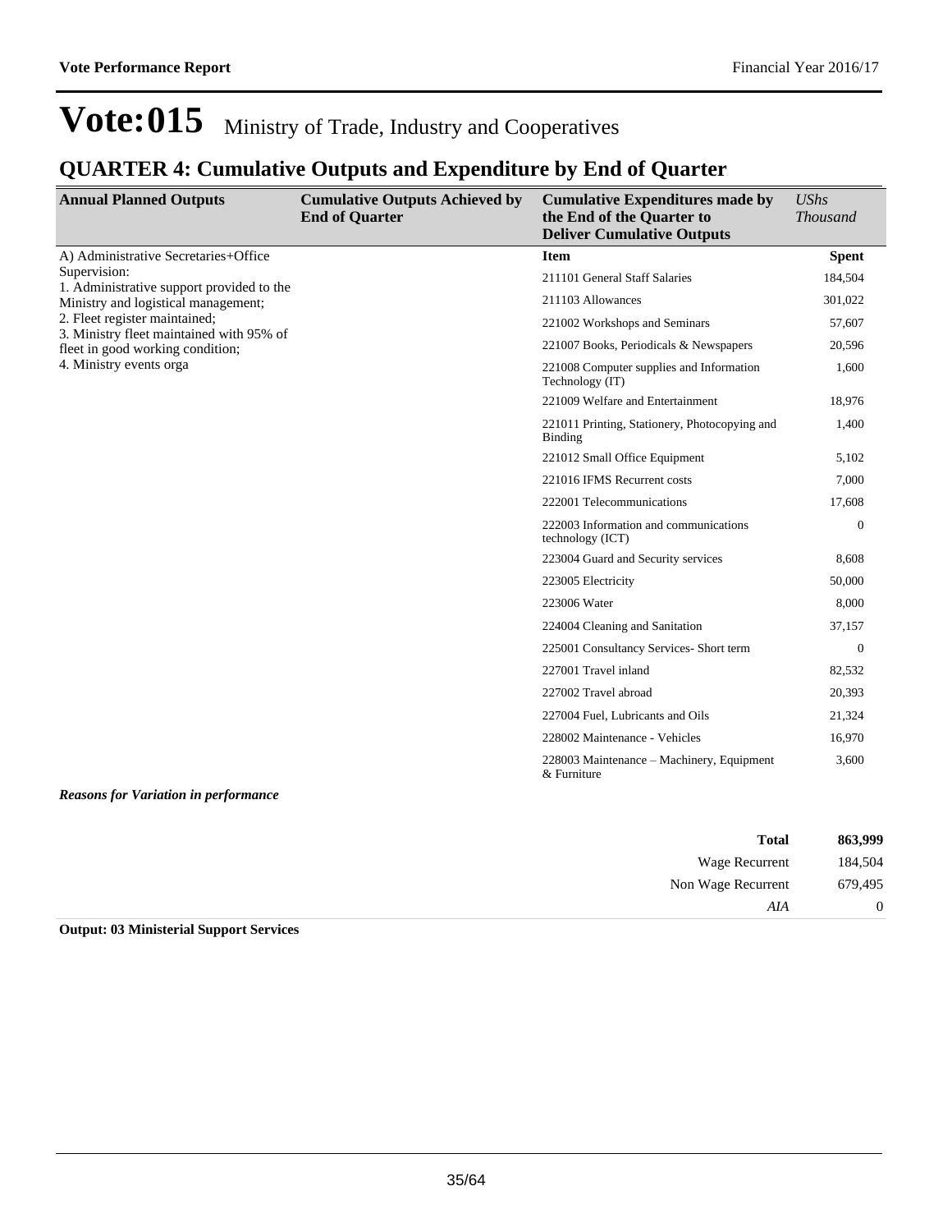# Vote:015 Ministry of Trade, Industry and Cooperatives

## QUARTER 4: Cumulative Outputs and Expenditure by End of Quarter

| Annual Planned Outputs | Cumulative Outputs Achieved by End of Quarter | Cumulative Expenditures made by the End of the Quarter to Deliver Cumulative Outputs | *UShs Thousand* |
|---|---|---|---|
| A) Administrative Secretaries+Office Supervision:<br>1. Administrative support provided to the Ministry and logistical management;<br>2. Fleet register maintained;<br>3. Ministry fleet maintained with 95% of fleet in good working condition;<br>4. Ministry events orga | | **Item** | **Spent** |
| | | 211101 General Staff Salaries | 184,504 |
| | | 211103 Allowances | 301,022 |
| | | 221002 Workshops and Seminars | 57,607 |
| | | 221007 Books, Periodicals & Newspapers | 20,596 |
| | | 221008 Computer supplies and Information Technology (IT) | 1,600 |
| | | 221009 Welfare and Entertainment | 18,976 |
| | | 221011 Printing, Stationery, Photocopying and Binding | 1,400 |
| | | 221012 Small Office Equipment | 5,102 |
| | | 221016 IFMS Recurrent costs | 7,000 |
| | | 222001 Telecommunications | 17,608 |
| | | 222003 Information and communications technology (ICT) | 0 |
| | | 223004 Guard and Security services | 8,608 |
| | | 223005 Electricity | 50,000 |
| | | 223006 Water | 8,000 |
| | | 224004 Cleaning and Sanitation | 37,157 |
| | | 225001 Consultancy Services- Short term | 0 |
| | | 227001 Travel inland | 82,532 |
| | | 227002 Travel abroad | 20,393 |
| | | 227004 Fuel, Lubricants and Oils | 21,324 |
| | | 228002 Maintenance - Vehicles | 16,970 |
| | | 228003 Maintenance – Machinery, Equipment & Furniture | 3,600 |

***Reasons for Variation in performance***

| | |
|---|---|
| **Total** | **863,999** |
| Wage Recurrent | 184,504 |
| Non Wage Recurrent | 679,495 |
| *AIA* | 0 |

**Output: 03 Ministerial Support Services**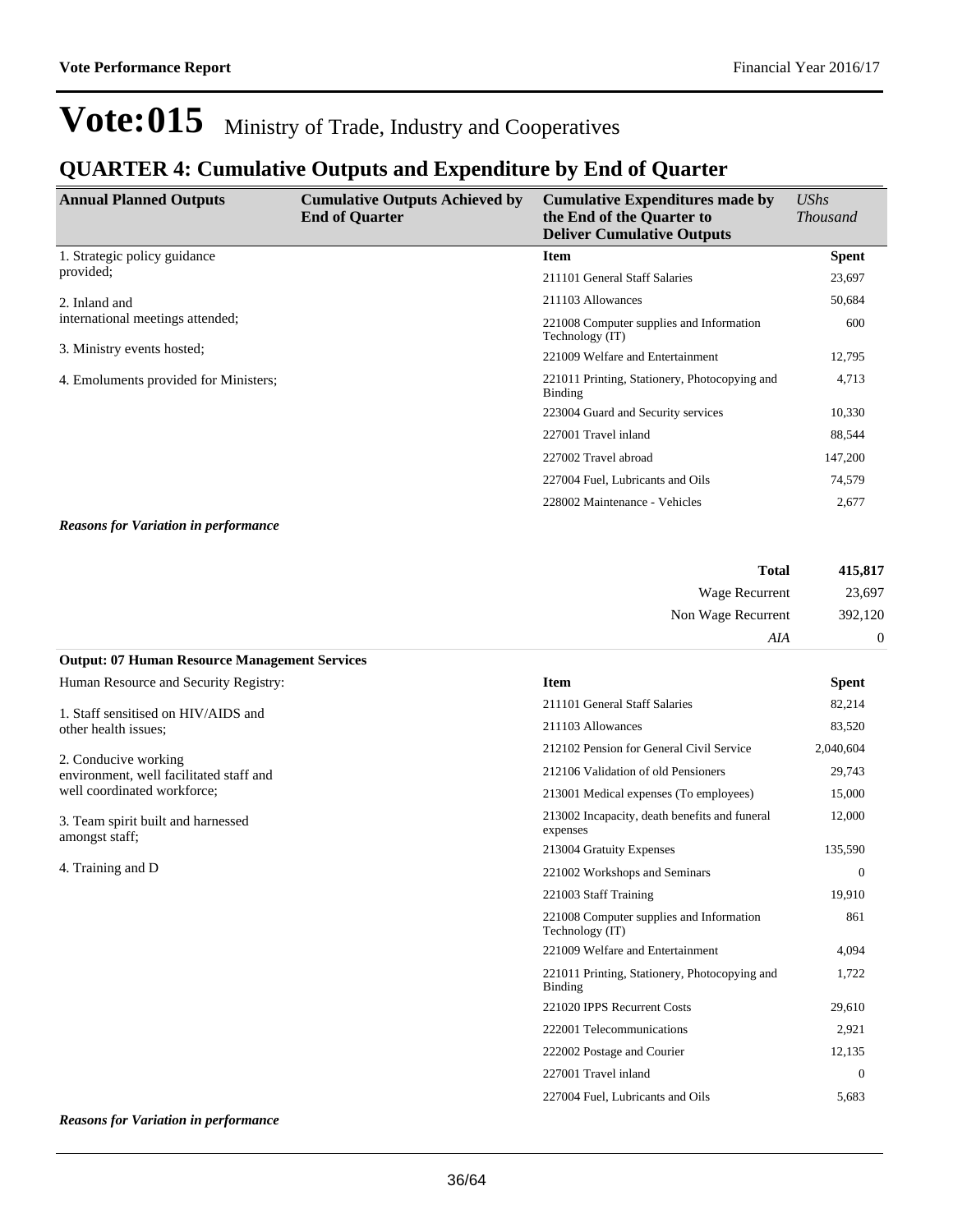# Vote:015 Ministry of Trade, Industry and Cooperatives

## QUARTER 4: Cumulative Outputs and Expenditure by End of Quarter

| Annual Planned Outputs | Cumulative Outputs Achieved by End of Quarter | Cumulative Expenditures made by the End of the Quarter to Deliver Cumulative Outputs | *UShs Thousand* |
|---|---|---|---|
| 1. Strategic policy guidance provided;<br><br>2. Inland and international meetings attended;<br><br>3. Ministry events hosted;<br><br>4. Emoluments provided for Ministers; | | **Item** | **Spent** |
| | | 211101 General Staff Salaries | 23,697 |
| | | 211103 Allowances | 50,684 |
| | | 221008 Computer supplies and Information Technology (IT) | 600 |
| | | 221009 Welfare and Entertainment | 12,795 |
| | | 221011 Printing, Stationery, Photocopying and Binding | 4,713 |
| | | 223004 Guard and Security services | 10,330 |
| | | 227001 Travel inland | 88,544 |
| | | 227002 Travel abroad | 147,200 |
| | | 227004 Fuel, Lubricants and Oils | 74,579 |
| | | 228002 Maintenance - Vehicles | 2,677 |

***Reasons for Variation in performance***

| | |
|---|---|
| **Total** | **415,817** |
| Wage Recurrent | 23,697 |
| Non Wage Recurrent | 392,120 |
| *AIA* | 0 |

**Output: 07 Human Resource Management Services**

| Annual Planned Outputs | Cumulative Outputs Achieved by End of Quarter | Item | Spent |
|---|---|---|---|
| Human Resource and Security Registry:<br><br>1. Staff sensitised on HIV/AIDS and other health issues;<br><br>2. Conducive working environment, well facilitated staff and well coordinated workforce;<br><br>3. Team spirit built and harnessed amongst staff;<br><br>4. Training and D | | **Item** | **Spent** |
| | | 211101 General Staff Salaries | 82,214 |
| | | 211103 Allowances | 83,520 |
| | | 212102 Pension for General Civil Service | 2,040,604 |
| | | 212106 Validation of old Pensioners | 29,743 |
| | | 213001 Medical expenses (To employees) | 15,000 |
| | | 213002 Incapacity, death benefits and funeral expenses | 12,000 |
| | | 213004 Gratuity Expenses | 135,590 |
| | | 221002 Workshops and Seminars | 0 |
| | | 221003 Staff Training | 19,910 |
| | | 221008 Computer supplies and Information Technology (IT) | 861 |
| | | 221009 Welfare and Entertainment | 4,094 |
| | | 221011 Printing, Stationery, Photocopying and Binding | 1,722 |
| | | 221020 IPPS Recurrent Costs | 29,610 |
| | | 222001 Telecommunications | 2,921 |
| | | 222002 Postage and Courier | 12,135 |
| | | 227001 Travel inland | 0 |
| | | 227004 Fuel, Lubricants and Oils | 5,683 |

***Reasons for Variation in performance***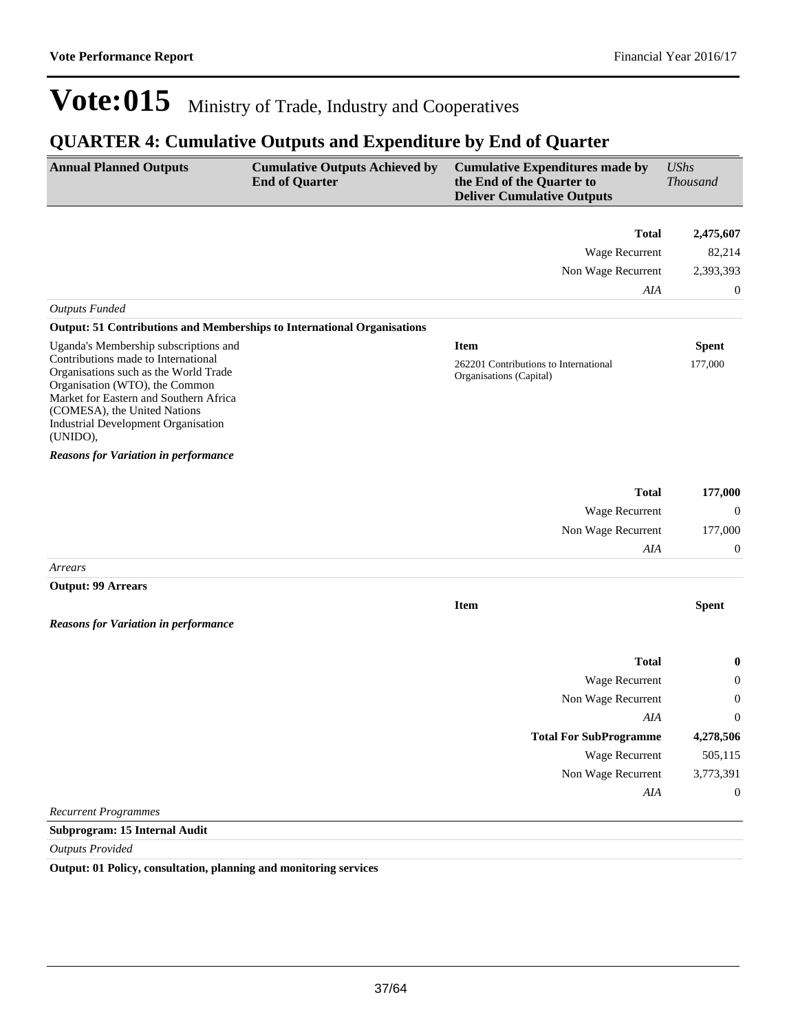# Vote:015 Ministry of Trade, Industry and Cooperatives

## QUARTER 4: Cumulative Outputs and Expenditure by End of Quarter

| Annual Planned Outputs | Cumulative Outputs Achieved by End of Quarter | Cumulative Expenditures made by the End of the Quarter to Deliver Cumulative Outputs | *UShs Thousand* |
|---|---|---|---|
| | | **Total** | **2,475,607** |
| | | Wage Recurrent | 82,214 |
| | | Non Wage Recurrent | 2,393,393 |
| | | *AIA* | 0 |

*Outputs Funded*

**Output: 51 Contributions and Memberships to International Organisations**

| Annual Planned Outputs | Cumulative Outputs Achieved by End of Quarter | Item | Spent |
|---|---|---|---|
| Uganda's Membership subscriptions and Contributions made to International Organisations such as the World Trade Organisation (WTO), the Common Market for Eastern and Southern Africa (COMESA), the United Nations Industrial Development Organisation (UNIDO), | | 262201 Contributions to International Organisations (Capital) | 177,000 |

***Reasons for Variation in performance***

| | | | |
|---|---|---|---|
| | | **Total** | **177,000** |
| | | Wage Recurrent | 0 |
| | | Non Wage Recurrent | 177,000 |
| | | *AIA* | 0 |

*Arrears*

**Output: 99 Arrears**

| | | Item | Spent |
|---|---|---|---|

***Reasons for Variation in performance***

| | | | |
|---|---|---|---|
| | | **Total** | **0** |
| | | Wage Recurrent | 0 |
| | | Non Wage Recurrent | 0 |
| | | *AIA* | 0 |
| | | **Total For SubProgramme** | **4,278,506** |
| | | Wage Recurrent | 505,115 |
| | | Non Wage Recurrent | 3,773,391 |
| | | *AIA* | 0 |

*Recurrent Programmes*

**Subprogram: 15 Internal Audit**

*Outputs Provided*

**Output: 01 Policy, consultation, planning and monitoring services**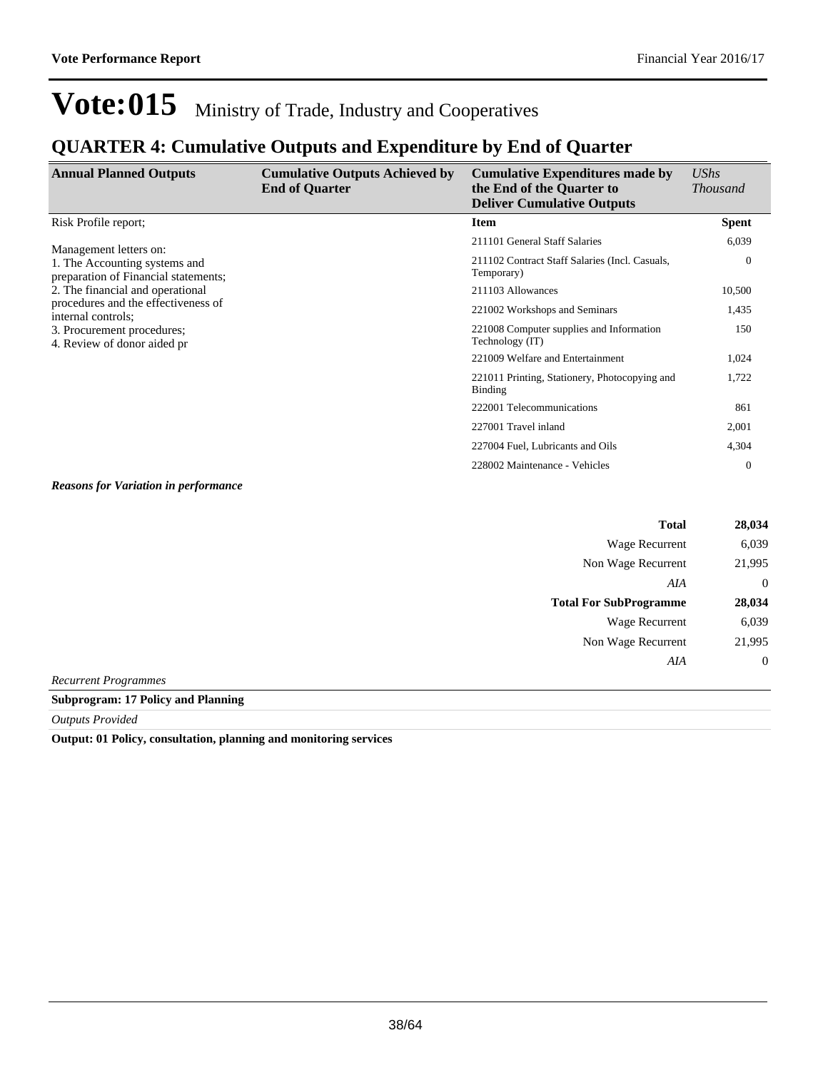# Vote:015 Ministry of Trade, Industry and Cooperatives

## QUARTER 4: Cumulative Outputs and Expenditure by End of Quarter

| Annual Planned Outputs | Cumulative Outputs Achieved by End of Quarter | Cumulative Expenditures made by the End of the Quarter to Deliver Cumulative Outputs | *UShs Thousand* |
|---|---|---|---|
| Risk Profile report;<br><br>Management letters on:<br>1. The Accounting systems and preparation of Financial statements;<br>2. The financial and operational procedures and the effectiveness of internal controls;<br>3. Procurement procedures;<br>4. Review of donor aided pr | | **Item** | **Spent** |
| | | 211101 General Staff Salaries | 6,039 |
| | | 211102 Contract Staff Salaries (Incl. Casuals, Temporary) | 0 |
| | | 211103 Allowances | 10,500 |
| | | 221002 Workshops and Seminars | 1,435 |
| | | 221008 Computer supplies and Information Technology (IT) | 150 |
| | | 221009 Welfare and Entertainment | 1,024 |
| | | 221011 Printing, Stationery, Photocopying and Binding | 1,722 |
| | | 222001 Telecommunications | 861 |
| | | 227001 Travel inland | 2,001 |
| | | 227004 Fuel, Lubricants and Oils | 4,304 |
| | | 228002 Maintenance - Vehicles | 0 |

***Reasons for Variation in performance***

| | |
|---|---|
| **Total** | **28,034** |
| Wage Recurrent | 6,039 |
| Non Wage Recurrent | 21,995 |
| *AIA* | 0 |
| **Total For SubProgramme** | **28,034** |
| Wage Recurrent | 6,039 |
| Non Wage Recurrent | 21,995 |
| *AIA* | 0 |

*Recurrent Programmes*

**Subprogram: 17 Policy and Planning**

*Outputs Provided*

**Output: 01 Policy, consultation, planning and monitoring services**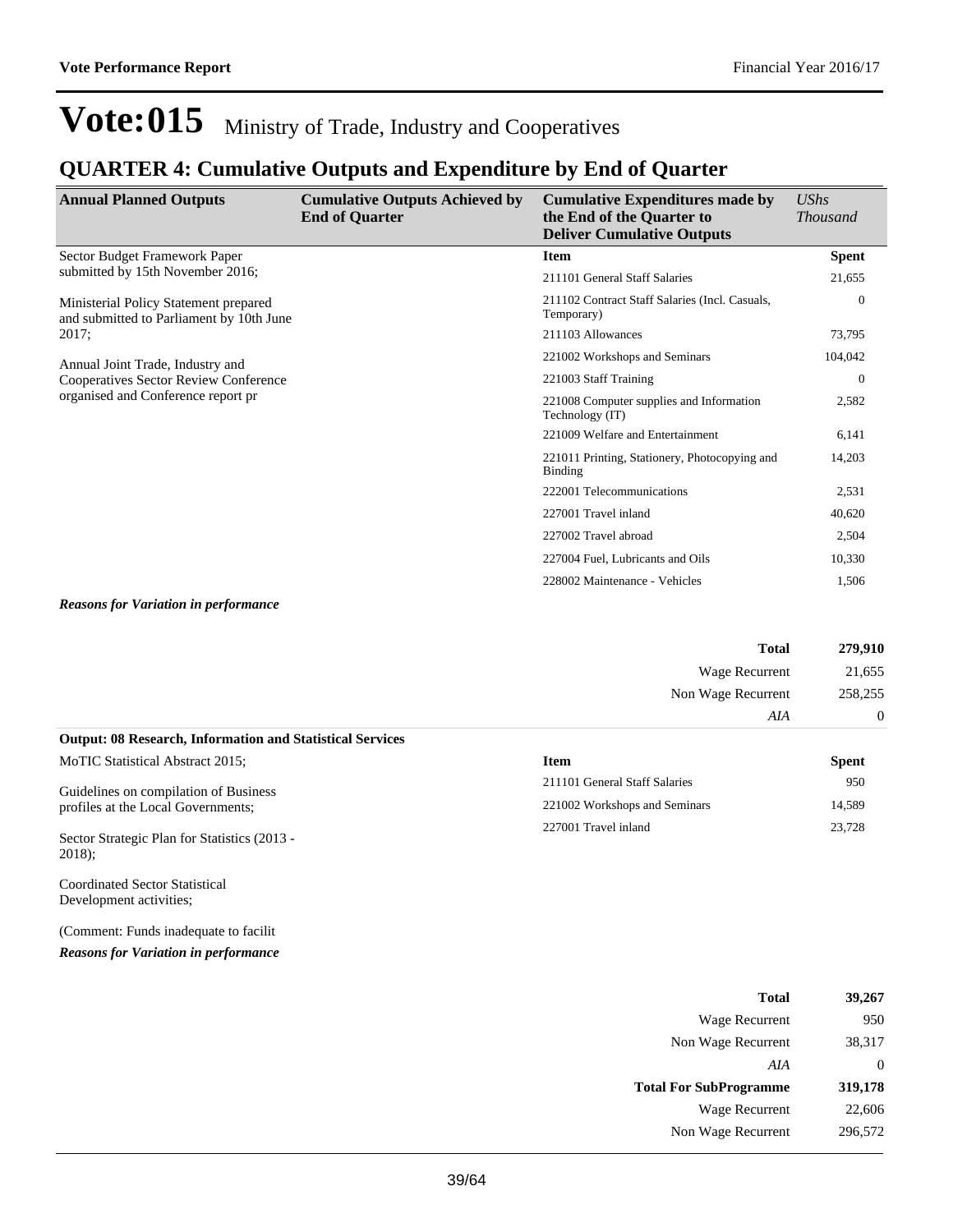# Vote:015 Ministry of Trade, Industry and Cooperatives

## QUARTER 4: Cumulative Outputs and Expenditure by End of Quarter

| Annual Planned Outputs | Cumulative Outputs Achieved by End of Quarter | Cumulative Expenditures made by the End of the Quarter to Deliver Cumulative Outputs | *UShs Thousand* |
|---|---|---|---|
| Sector Budget Framework Paper submitted by 15th November 2016;<br><br>Ministerial Policy Statement prepared and submitted to Parliament by 10th June 2017;<br><br>Annual Joint Trade, Industry and Cooperatives Sector Review Conference organised and Conference report pr | | **Item** | **Spent** |
| | | 211101 General Staff Salaries | 21,655 |
| | | 211102 Contract Staff Salaries (Incl. Casuals, Temporary) | 0 |
| | | 211103 Allowances | 73,795 |
| | | 221002 Workshops and Seminars | 104,042 |
| | | 221003 Staff Training | 0 |
| | | 221008 Computer supplies and Information Technology (IT) | 2,582 |
| | | 221009 Welfare and Entertainment | 6,141 |
| | | 221011 Printing, Stationery, Photocopying and Binding | 14,203 |
| | | 222001 Telecommunications | 2,531 |
| | | 227001 Travel inland | 40,620 |
| | | 227002 Travel abroad | 2,504 |
| | | 227004 Fuel, Lubricants and Oils | 10,330 |
| | | 228002 Maintenance - Vehicles | 1,506 |

***Reasons for Variation in performance***

| | |
|---|---|
| **Total** | **279,910** |
| Wage Recurrent | 21,655 |
| Non Wage Recurrent | 258,255 |
| *AIA* | 0 |

**Output: 08 Research, Information and Statistical Services**

| Annual Planned Outputs | Cumulative Outputs Achieved by End of Quarter | Item | Spent |
|---|---|---|---|
| MoTIC Statistical Abstract 2015;<br><br>Guidelines on compilation of Business profiles at the Local Governments;<br><br>Sector Strategic Plan for Statistics (2013 - 2018);<br><br>Coordinated Sector Statistical Development activities;<br><br>(Comment: Funds inadequate to facilit | | 211101 General Staff Salaries | 950 |
| | | 221002 Workshops and Seminars | 14,589 |
| | | 227001 Travel inland | 23,728 |

***Reasons for Variation in performance***

| | |
|---|---|
| **Total** | **39,267** |
| Wage Recurrent | 950 |
| Non Wage Recurrent | 38,317 |
| *AIA* | 0 |
| **Total For SubProgramme** | **319,178** |
| Wage Recurrent | 22,606 |
| Non Wage Recurrent | 296,572 |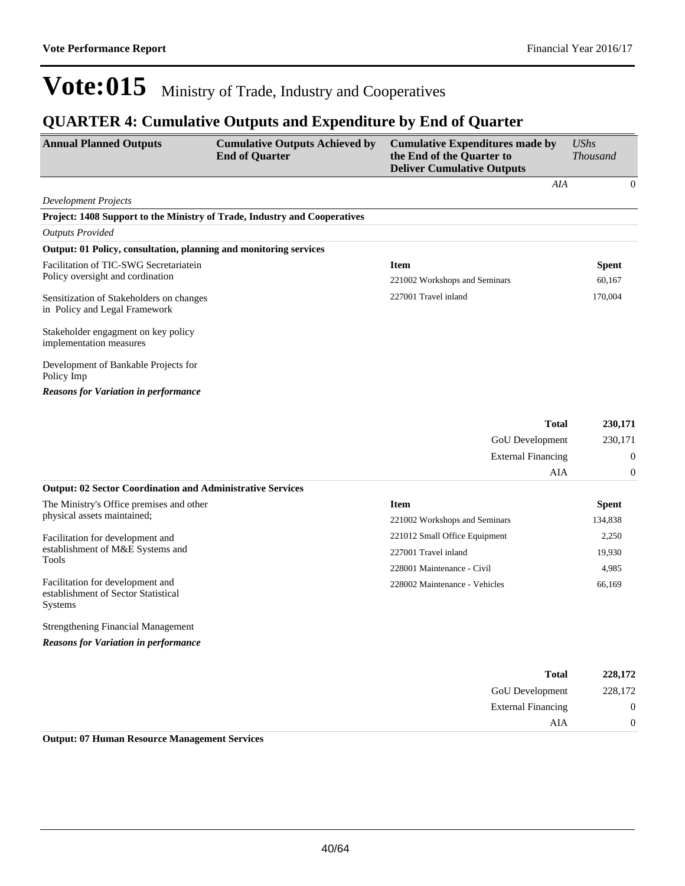# Vote:015 Ministry of Trade, Industry and Cooperatives

## QUARTER 4: Cumulative Outputs and Expenditure by End of Quarter

| Annual Planned Outputs | Cumulative Outputs Achieved by End of Quarter | Cumulative Expenditures made by the End of the Quarter to Deliver Cumulative Outputs | *UShs Thousand* |
|---|---|---|---|
| | | *AIA* | 0 |

*Development Projects*

**Project: 1408 Support to the Ministry of Trade, Industry and Cooperatives**

*Outputs Provided*

**Output: 01 Policy, consultation, planning and monitoring services**

Facilitation of TIC-SWG Secretariatein Policy oversight and cordination

Sensitization of Stakeholders on changes in Policy and Legal Framework

Stakeholder engagment on key policy implementation measures

Development of Bankable Projects for Policy Imp

| Item | Spent |
|---|---|
| 221002 Workshops and Seminars | 60,167 |
| 227001 Travel inland | 170,004 |

***Reasons for Variation in performance***

| | |
|---|---|
| **Total** | **230,171** |
| GoU Development | 230,171 |
| External Financing | 0 |
| AIA | 0 |

**Output: 02 Sector Coordination and Administrative Services**

The Ministry's Office premises and other physical assets maintained;

Facilitation for development and establishment of M&E Systems and Tools

Facilitation for development and establishment of Sector Statistical Systems

Strengthening Financial Management

| Item | Spent |
|---|---|
| 221002 Workshops and Seminars | 134,838 |
| 221012 Small Office Equipment | 2,250 |
| 227001 Travel inland | 19,930 |
| 228001 Maintenance - Civil | 4,985 |
| 228002 Maintenance - Vehicles | 66,169 |

***Reasons for Variation in performance***

| | |
|---|---|
| **Total** | **228,172** |
| GoU Development | 228,172 |
| External Financing | 0 |
| AIA | 0 |

**Output: 07 Human Resource Management Services**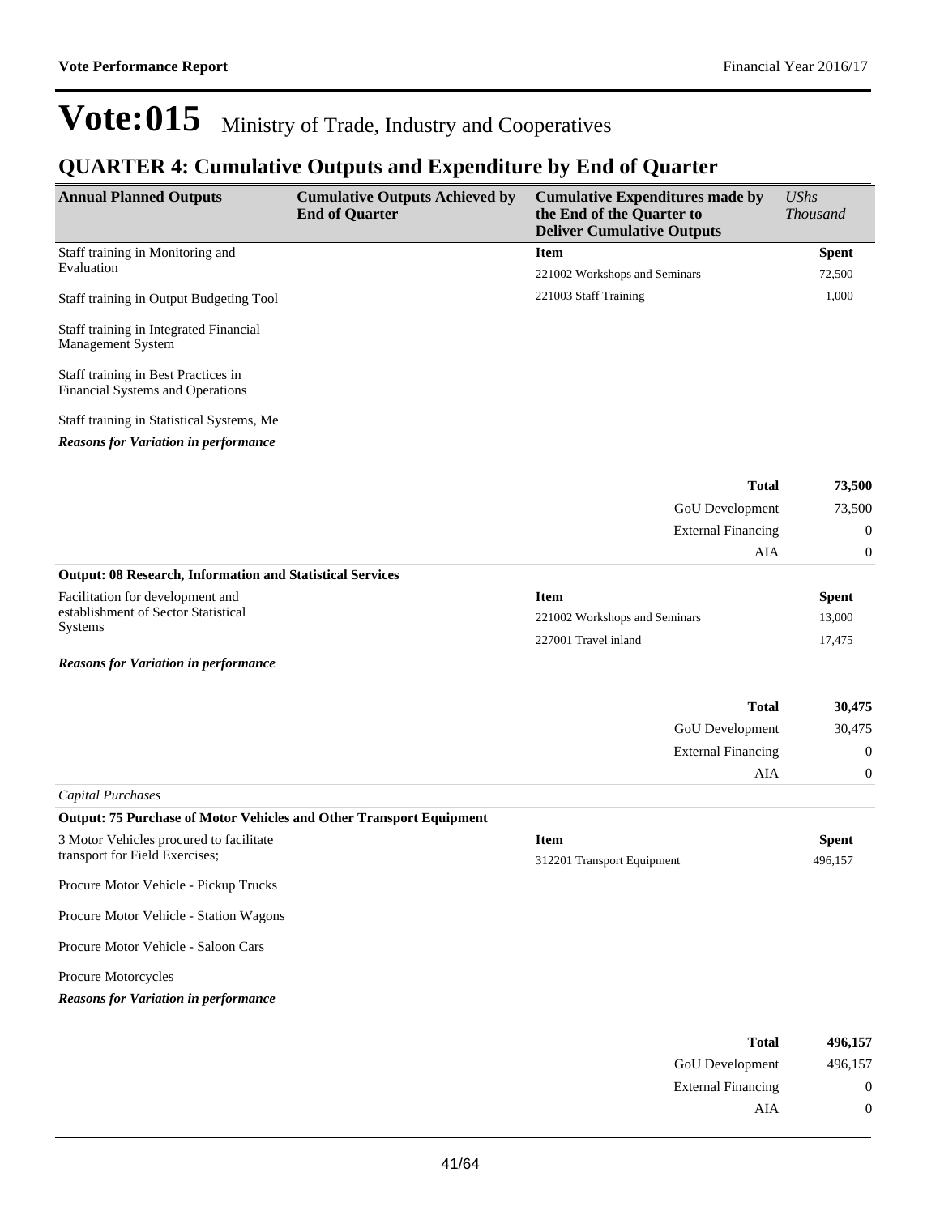# Vote:015 Ministry of Trade, Industry and Cooperatives

## QUARTER 4: Cumulative Outputs and Expenditure by End of Quarter

| Annual Planned Outputs | Cumulative Outputs Achieved by End of Quarter | Cumulative Expenditures made by the End of the Quarter to Deliver Cumulative Outputs | *UShs Thousand* |
|---|---|---|---|
| Staff training in Monitoring and Evaluation | | **Item** | **Spent** |
| Staff training in Output Budgeting Tool | | 221002 Workshops and Seminars | 72,500 |
| Staff training in Integrated Financial Management System | | 221003 Staff Training | 1,000 |
| Staff training in Best Practices in Financial Systems and Operations | | | |
| Staff training in Statistical Systems, Me | | | |
| ***Reasons for Variation in performance*** | | | |
| | | **Total** | **73,500** |
| | | GoU Development | 73,500 |
| | | External Financing | 0 |
| | | AIA | 0 |
| **Output: 08 Research, Information and Statistical Services** | | | |
| Facilitation for development and establishment of Sector Statistical Systems | | **Item** | **Spent** |
| | | 221002 Workshops and Seminars | 13,000 |
| | | 227001 Travel inland | 17,475 |
| ***Reasons for Variation in performance*** | | | |
| | | **Total** | **30,475** |
| | | GoU Development | 30,475 |
| | | External Financing | 0 |
| | | AIA | 0 |
| *Capital Purchases* | | | |
| **Output: 75 Purchase of Motor Vehicles and Other Transport Equipment** | | | |
| 3 Motor Vehicles procured to facilitate transport for Field Exercises; | | **Item** | **Spent** |
| Procure Motor Vehicle - Pickup Trucks | | 312201 Transport Equipment | 496,157 |
| Procure Motor Vehicle - Station Wagons | | | |
| Procure Motor Vehicle - Saloon Cars | | | |
| Procure Motorcycles | | | |
| ***Reasons for Variation in performance*** | | | |
| | | **Total** | **496,157** |
| | | GoU Development | 496,157 |
| | | External Financing | 0 |
| | | AIA | 0 |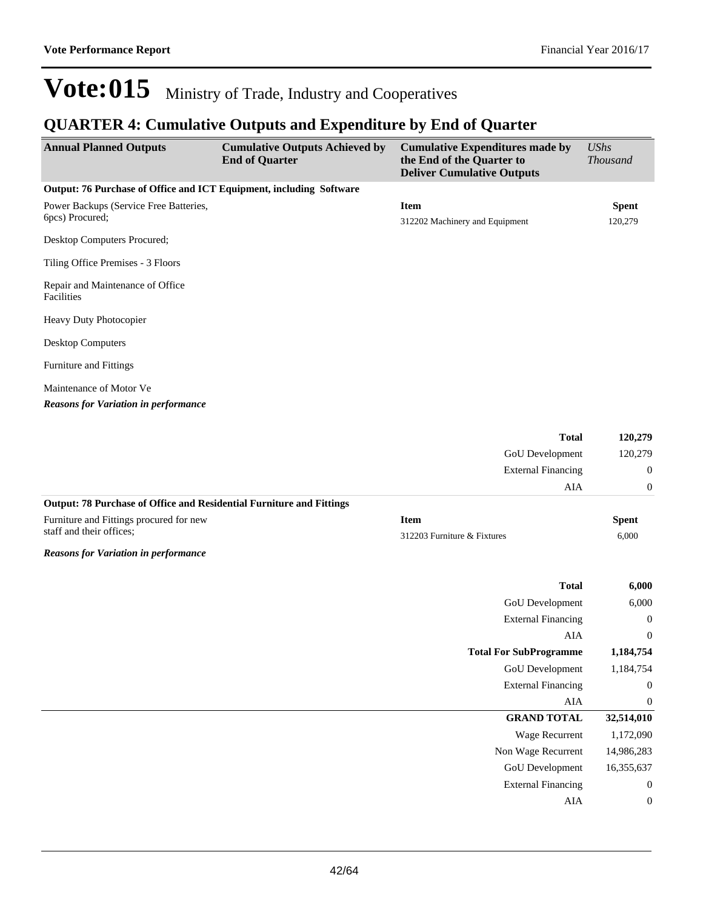# Vote:015 Ministry of Trade, Industry and Cooperatives

## QUARTER 4: Cumulative Outputs and Expenditure by End of Quarter

| Annual Planned Outputs | Cumulative Outputs Achieved by End of Quarter | Cumulative Expenditures made by the End of the Quarter to Deliver Cumulative Outputs | *UShs Thousand* |
|---|---|---|---|

**Output: 76 Purchase of Office and ICT Equipment, including Software**

Power Backups (Service Free Batteries, 6pcs) Procured;

Desktop Computers Procured;

Tiling Office Premises - 3 Floors

Repair and Maintenance of Office Facilities

Heavy Duty Photocopier

Desktop Computers

Furniture and Fittings

Maintenance of Motor Ve

| Item | Spent |
|---|---|
| 312202 Machinery and Equipment | 120,279 |

***Reasons for Variation in performance***

| | |
|---|---|
| **Total** | **120,279** |
| GoU Development | 120,279 |
| External Financing | 0 |
| AIA | 0 |

**Output: 78 Purchase of Office and Residential Furniture and Fittings**

Furniture and Fittings procured for new staff and their offices;

| Item | Spent |
|---|---|
| 312203 Furniture & Fixtures | 6,000 |

***Reasons for Variation in performance***

| | |
|---|---|
| **Total** | **6,000** |
| GoU Development | 6,000 |
| External Financing | 0 |
| AIA | 0 |
| **Total For SubProgramme** | **1,184,754** |
| GoU Development | 1,184,754 |
| External Financing | 0 |
| AIA | 0 |
| **GRAND TOTAL** | **32,514,010** |
| Wage Recurrent | 1,172,090 |
| Non Wage Recurrent | 14,986,283 |
| GoU Development | 16,355,637 |
| External Financing | 0 |
| AIA | 0 |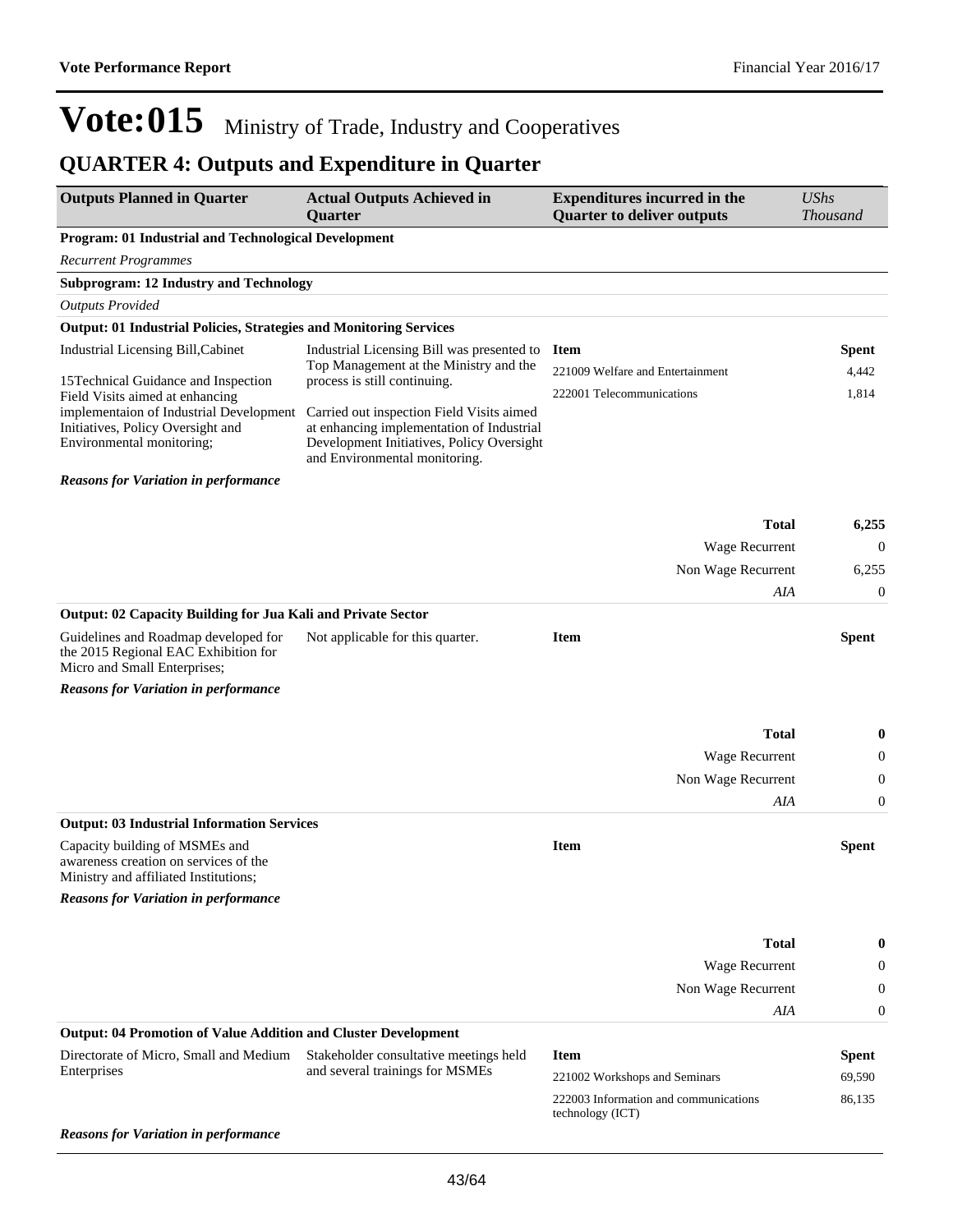# Vote:015 Ministry of Trade, Industry and Cooperatives

## QUARTER 4: Outputs and Expenditure in Quarter

| Outputs Planned in Quarter | Actual Outputs Achieved in Quarter | Expenditures incurred in the Quarter to deliver outputs | *UShs Thousand* |
|---|---|---|---|
| **Program: 01 Industrial and Technological Development** | | | |
| *Recurrent Programmes* | | | |
| **Subprogram: 12 Industry and Technology** | | | |
| *Outputs Provided* | | | |
| **Output: 01 Industrial Policies, Strategies and Monitoring Services** | | | |
| Industrial Licensing Bill,Cabinet<br><br>15Technical Guidance and Inspection Field Visits aimed at enhancing implementaion of Industrial Development Initiatives, Policy Oversight and Environmental monitoring; | Industrial Licensing Bill was presented to Top Management at the Ministry and the process is still continuing.<br><br>Carried out inspection Field Visits aimed at enhancing implementation of Industrial Development Initiatives, Policy Oversight and Environmental monitoring. | **Item** | **Spent** |
| | | 221009 Welfare and Entertainment | 4,442 |
| | | 222001 Telecommunications | 1,814 |
| ***Reasons for Variation in performance*** | | | |
| | | **Total** | **6,255** |
| | | Wage Recurrent | 0 |
| | | Non Wage Recurrent | 6,255 |
| | | *AIA* | 0 |
| **Output: 02 Capacity Building for Jua Kali and Private Sector** | | | |
| Guidelines and Roadmap developed for the 2015 Regional EAC Exhibition for Micro and Small Enterprises; | Not applicable for this quarter. | **Item** | **Spent** |
| ***Reasons for Variation in performance*** | | | |
| | | **Total** | **0** |
| | | Wage Recurrent | 0 |
| | | Non Wage Recurrent | 0 |
| | | *AIA* | 0 |
| **Output: 03 Industrial Information Services** | | | |
| Capacity building of MSMEs and awareness creation on services of the Ministry and affiliated Institutions; | | **Item** | **Spent** |
| ***Reasons for Variation in performance*** | | | |
| | | **Total** | **0** |
| | | Wage Recurrent | 0 |
| | | Non Wage Recurrent | 0 |
| | | *AIA* | 0 |
| **Output: 04 Promotion of Value Addition and Cluster Development** | | | |
| Directorate of Micro, Small and Medium Enterprises | Stakeholder consultative meetings held and several trainings for MSMEs | **Item** | **Spent** |
| | | 221002 Workshops and Seminars | 69,590 |
| | | 222003 Information and communications technology (ICT) | 86,135 |
| ***Reasons for Variation in performance*** | | | |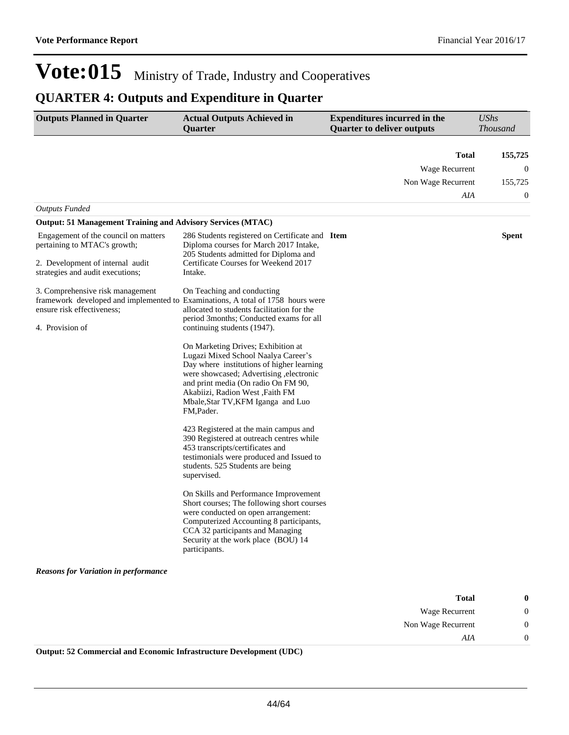# Vote:015 Ministry of Trade, Industry and Cooperatives

## QUARTER 4: Outputs and Expenditure in Quarter

| Outputs Planned in Quarter | Actual Outputs Achieved in Quarter | Expenditures incurred in the Quarter to deliver outputs | UShs Thousand |
|---|---|---|---|
| | | **Total** | **155,725** |
| | | Wage Recurrent | 0 |
| | | Non Wage Recurrent | 155,725 |
| | | *AIA* | 0 |

*Outputs Funded*

**Output: 51 Management Training and Advisory Services (MTAC)**

| Outputs Planned in Quarter | Actual Outputs Achieved in Quarter | Item | Spent |
|---|---|---|---|
| Engagement of the council on matters pertaining to MTAC's growth;<br><br>2. Development of internal audit strategies and audit executions;<br><br>3. Comprehensive risk management framework developed and implemented to ensure risk effectiveness;<br><br>4. Provision of | 286 Students registered on Certificate and Diploma courses for March 2017 Intake, 205 Students admitted for Diploma and Certificate Courses for Weekend 2017 Intake.<br><br>On Teaching and conducting Examinations, A total of 1758 hours were allocated to students facilitation for the period 3months; Conducted exams for all continuing students (1947).<br><br>On Marketing Drives; Exhibition at Lugazi Mixed School Naalya Career's Day where institutions of higher learning were showcased; Advertising ,electronic and print media (On radio On FM 90, Akabiizi, Radion West ,Faith FM Mbale,Star TV,KFM Iganga and Luo FM,Pader.<br><br>423 Registered at the main campus and 390 Registered at outreach centres while 453 transcripts/certificates and testimonials were produced and Issued to students. 525 Students are being supervised.<br><br>On Skills and Performance Improvement Short courses; The following short courses were conducted on open arrangement: Computerized Accounting 8 participants, CCA 32 participants and Managing Security at the work place (BOU) 14 participants. | | |

***Reasons for Variation in performance***

| | |
|---|---|
| **Total** | **0** |
| Wage Recurrent | 0 |
| Non Wage Recurrent | 0 |
| *AIA* | 0 |

**Output: 52 Commercial and Economic Infrastructure Development (UDC)**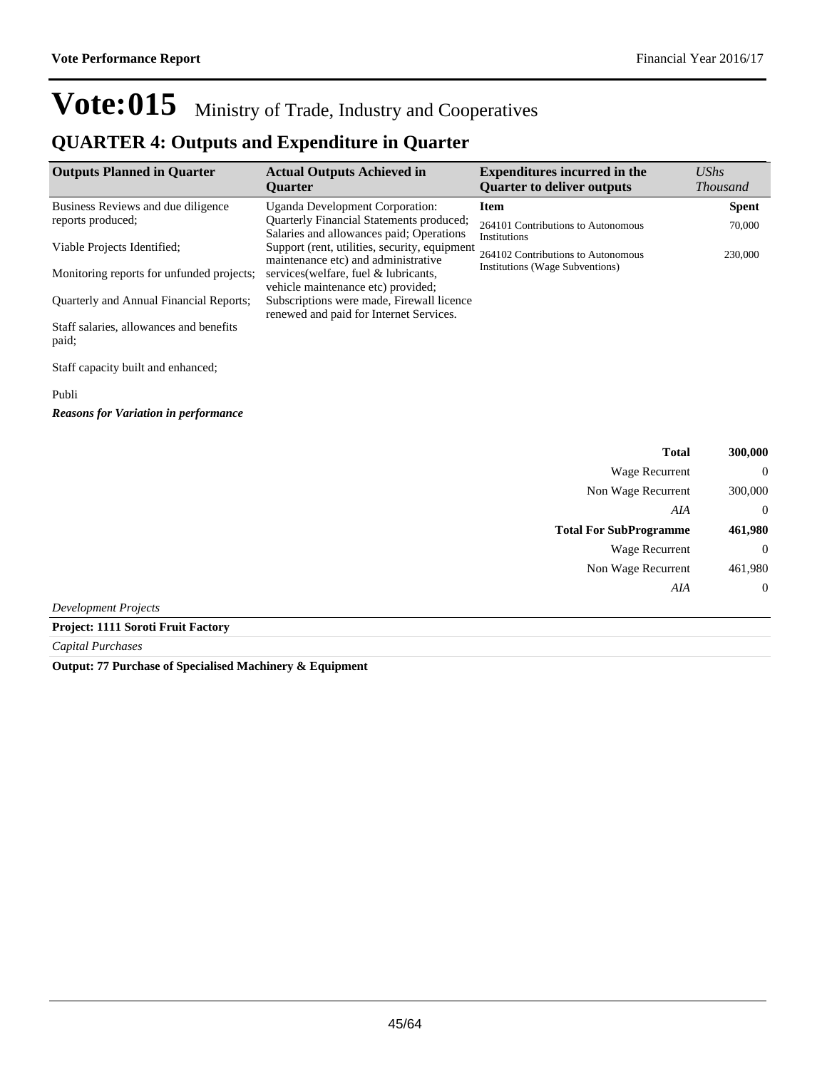# Vote:015 Ministry of Trade, Industry and Cooperatives

## QUARTER 4: Outputs and Expenditure in Quarter

| Outputs Planned in Quarter | Actual Outputs Achieved in Quarter | Expenditures incurred in the Quarter to deliver outputs | *UShs Thousand* |
|---|---|---|---|
| Business Reviews and due diligence reports produced;<br><br>Viable Projects Identified;<br><br>Monitoring reports for unfunded projects;<br><br>Quarterly and Annual Financial Reports;<br><br>Staff salaries, allowances and benefits paid;<br><br>Staff capacity built and enhanced;<br><br>Publi | Uganda Development Corporation: Quarterly Financial Statements produced; Salaries and allowances paid; Operations Support (rent, utilities, security, equipment maintenance etc) and administrative services(welfare, fuel & lubricants, vehicle maintenance etc) provided; Subscriptions were made, Firewall licence renewed and paid for Internet Services. | **Item** | **Spent** |
| | | 264101 Contributions to Autonomous Institutions | 70,000 |
| | | 264102 Contributions to Autonomous Institutions (Wage Subventions) | 230,000 |

***Reasons for Variation in performance***

| | |
|---|---|
| **Total** | **300,000** |
| Wage Recurrent | 0 |
| Non Wage Recurrent | 300,000 |
| *AIA* | 0 |
| **Total For SubProgramme** | **461,980** |
| Wage Recurrent | 0 |
| Non Wage Recurrent | 461,980 |
| *AIA* | 0 |

*Development Projects*

**Project: 1111 Soroti Fruit Factory**

*Capital Purchases*

**Output: 77 Purchase of Specialised Machinery & Equipment**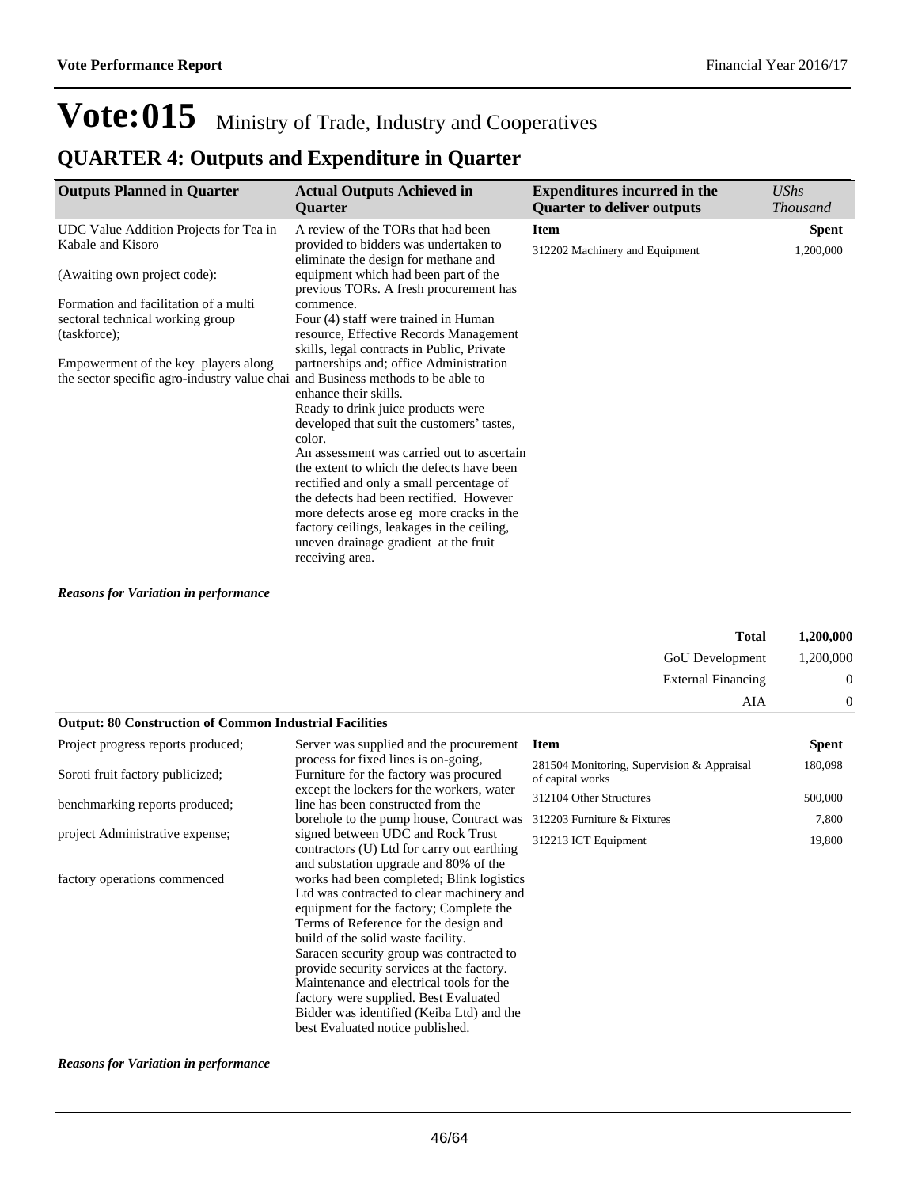# Vote:015 Ministry of Trade, Industry and Cooperatives

## QUARTER 4: Outputs and Expenditure in Quarter

| Outputs Planned in Quarter | Actual Outputs Achieved in Quarter | Expenditures incurred in the Quarter to deliver outputs | *UShs Thousand* |
|---|---|---|---|
| UDC Value Addition Projects for Tea in Kabale and Kisoro<br><br>(Awaiting own project code):<br><br>Formation and facilitation of a multi sectoral technical working group (taskforce);<br><br>Empowerment of the key players along the sector specific agro-industry value chai | A review of the TORs that had been provided to bidders was undertaken to eliminate the design for methane and equipment which had been part of the previous TORs. A fresh procurement has commence.<br>Four (4) staff were trained in Human resource, Effective Records Management skills, legal contracts in Public, Private partnerships and; office Administration and Business methods to be able to enhance their skills.<br>Ready to drink juice products were developed that suit the customers' tastes, color.<br>An assessment was carried out to ascertain the extent to which the defects have been rectified and only a small percentage of the defects had been rectified. However more defects arose eg more cracks in the factory ceilings, leakages in the ceiling, uneven drainage gradient at the fruit receiving area. | **Item** | **Spent** |
| | | 312202 Machinery and Equipment | 1,200,000 |

***Reasons for Variation in performance***

| | |
|---|---|
| **Total** | **1,200,000** |
| GoU Development | 1,200,000 |
| External Financing | 0 |
| AIA | 0 |

**Output: 80 Construction of Common Industrial Facilities**

| | | | |
|---|---|---|---|
| Project progress reports produced;<br><br>Soroti fruit factory publicized;<br><br>benchmarking reports produced;<br><br>project Administrative expense;<br><br>factory operations commenced | Server was supplied and the procurement process for fixed lines is on-going, Furniture for the factory was procured except the lockers for the workers, water line has been constructed from the borehole to the pump house, Contract was signed between UDC and Rock Trust contractors (U) Ltd for carry out earthing and substation upgrade and 80% of the works had been completed; Blink logistics Ltd was contracted to clear machinery and equipment for the factory; Complete the Terms of Reference for the design and build of the solid waste facility.<br>Saracen security group was contracted to provide security services at the factory.<br>Maintenance and electrical tools for the factory were supplied. Best Evaluated Bidder was identified (Keiba Ltd) and the best Evaluated notice published. | **Item** | **Spent** |
| | | 281504 Monitoring, Supervision & Appraisal of capital works | 180,098 |
| | | 312104 Other Structures | 500,000 |
| | | 312203 Furniture & Fixtures | 7,800 |
| | | 312213 ICT Equipment | 19,800 |

***Reasons for Variation in performance***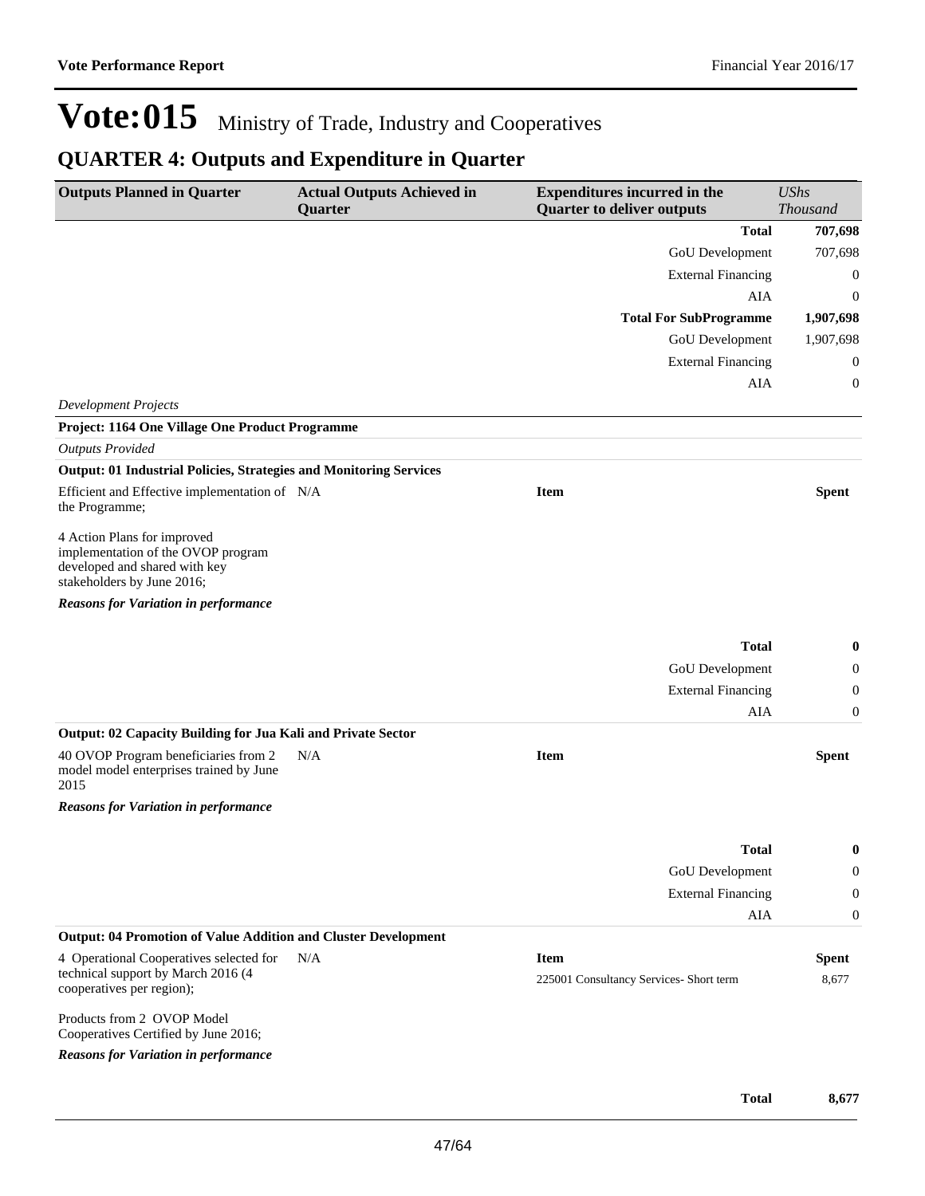# Vote:015 Ministry of Trade, Industry and Cooperatives

## QUARTER 4: Outputs and Expenditure in Quarter

| Outputs Planned in Quarter | Actual Outputs Achieved in Quarter | Expenditures incurred in the Quarter to deliver outputs | *UShs Thousand* |
|---|---|---|---|
| | | **Total** | **707,698** |
| | | GoU Development | 707,698 |
| | | External Financing | 0 |
| | | AIA | 0 |
| | | **Total For SubProgramme** | **1,907,698** |
| | | GoU Development | 1,907,698 |
| | | External Financing | 0 |
| | | AIA | 0 |

*Development Projects*

**Project: 1164 One Village One Product Programme**

*Outputs Provided*

**Output: 01 Industrial Policies, Strategies and Monitoring Services**

| Outputs Planned in Quarter | Actual Outputs Achieved in Quarter | Item | Spent |
|---|---|---|---|
| Efficient and Effective implementation of the Programme;<br><br>4 Action Plans for improved implementation of the OVOP program developed and shared with key stakeholders by June 2016; | N/A | | |

***Reasons for Variation in performance***

| | |
|---|---|
| **Total** | **0** |
| GoU Development | 0 |
| External Financing | 0 |
| AIA | 0 |

**Output: 02 Capacity Building for Jua Kali and Private Sector**

| Outputs Planned in Quarter | Actual Outputs Achieved in Quarter | Item | Spent |
|---|---|---|---|
| 40 OVOP Program beneficiaries from 2 model model enterprises trained by June 2015 | N/A | | |

***Reasons for Variation in performance***

| | |
|---|---|
| **Total** | **0** |
| GoU Development | 0 |
| External Financing | 0 |
| AIA | 0 |

**Output: 04 Promotion of Value Addition and Cluster Development**

| Outputs Planned in Quarter | Actual Outputs Achieved in Quarter | Item | Spent |
|---|---|---|---|
| 4 Operational Cooperatives selected for technical support by March 2016 (4 cooperatives per region);<br><br>Products from 2 OVOP Model Cooperatives Certified by June 2016; | N/A | 225001 Consultancy Services- Short term | 8,677 |

***Reasons for Variation in performance***

| | |
|---|---|
| **Total** | **8,677** |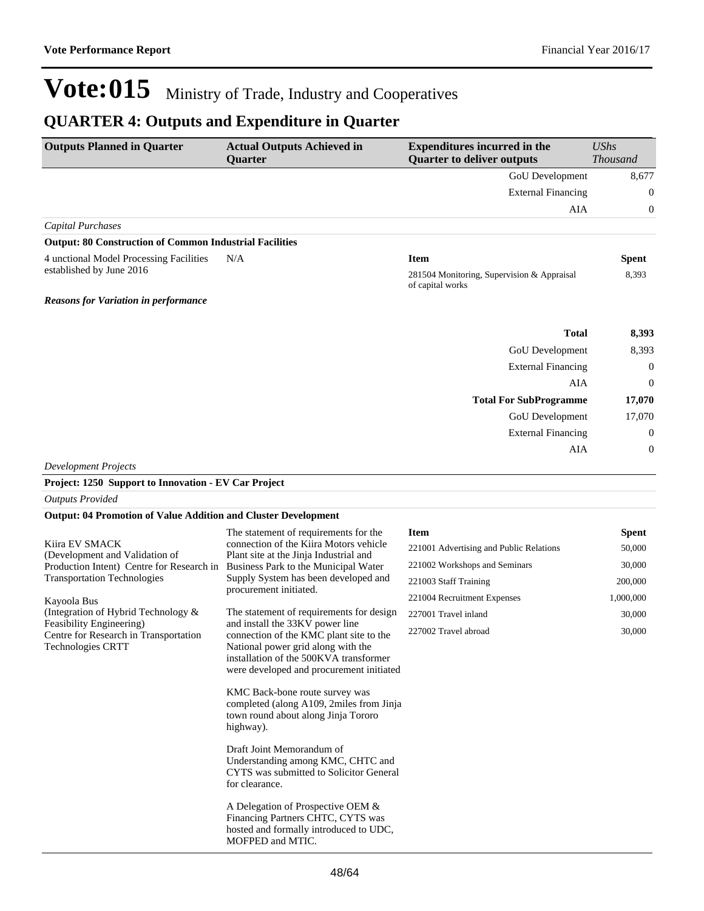# Vote:015 Ministry of Trade, Industry and Cooperatives

## QUARTER 4: Outputs and Expenditure in Quarter

| Outputs Planned in Quarter | Actual Outputs Achieved in Quarter | Expenditures incurred in the Quarter to deliver outputs | *UShs Thousand* |
|---|---|---|---|
| | | GoU Development | 8,677 |
| | | External Financing | 0 |
| | | AIA | 0 |

*Capital Purchases*

**Output: 80 Construction of Common Industrial Facilities**

| Outputs Planned in Quarter | Actual Outputs Achieved in Quarter | Item | Spent |
|---|---|---|---|
| 4 unctional Model Processing Facilities established by June 2016 | N/A | 281504 Monitoring, Supervision & Appraisal of capital works | 8,393 |

***Reasons for Variation in performance***

| | |
|---|---|
| **Total** | **8,393** |
| GoU Development | 8,393 |
| External Financing | 0 |
| AIA | 0 |
| **Total For SubProgramme** | **17,070** |
| GoU Development | 17,070 |
| External Financing | 0 |
| AIA | 0 |

*Development Projects*

**Project: 1250 Support to Innovation - EV Car Project**

*Outputs Provided*

**Output: 04 Promotion of Value Addition and Cluster Development**

| Outputs Planned in Quarter | Actual Outputs Achieved in Quarter | Item | Spent |
|---|---|---|---|
| Kiira EV SMACK (Development and Validation of Production Intent) Centre for Research in Transportation Technologies<br><br>Kayoola Bus (Integration of Hybrid Technology & Feasibility Engineering) Centre for Research in Transportation Technologies CRTT | The statement of requirements for the connection of the Kiira Motors vehicle Plant site at the Jinja Industrial and Business Park to the Municipal Water Supply System has been developed and procurement initiated.<br><br>The statement of requirements for design and install the 33KV power line connection of the KMC plant site to the National power grid along with the installation of the 500KVA transformer were developed and procurement initiated<br><br>KMC Back-bone route survey was completed (along A109, 2miles from Jinja town round about along Jinja Tororo highway).<br><br>Draft Joint Memorandum of Understanding among KMC, CHTC and CYTS was submitted to Solicitor General for clearance.<br><br>A Delegation of Prospective OEM & Financing Partners CHTC, CYTS was hosted and formally introduced to UDC, MOFPED and MTIC. | 221001 Advertising and Public Relations | 50,000 |
| | | 221002 Workshops and Seminars | 30,000 |
| | | 221003 Staff Training | 200,000 |
| | | 221004 Recruitment Expenses | 1,000,000 |
| | | 227001 Travel inland | 30,000 |
| | | 227002 Travel abroad | 30,000 |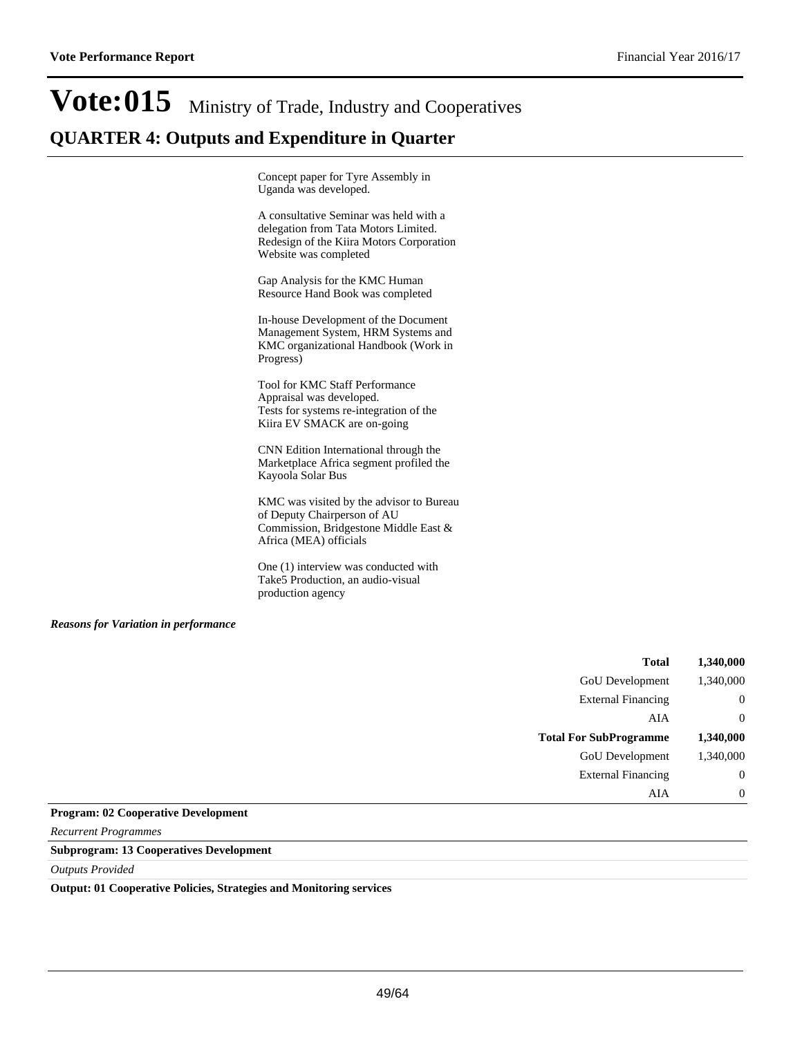# Vote:015 Ministry of Trade, Industry and Cooperatives

## QUARTER 4: Outputs and Expenditure in Quarter

Concept paper for Tyre Assembly in Uganda was developed.

A consultative Seminar was held with a delegation from Tata Motors Limited.
Redesign of the Kiira Motors Corporation Website was completed

Gap Analysis for the KMC Human Resource Hand Book was completed

In-house Development of the Document Management System, HRM Systems and KMC organizational Handbook (Work in Progress)

Tool for KMC Staff Performance Appraisal was developed.
Tests for systems re-integration of the Kiira EV SMACK are on-going

CNN Edition International through the Marketplace Africa segment profiled the Kayoola Solar Bus

KMC was visited by the advisor to Bureau of Deputy Chairperson of AU Commission, Bridgestone Middle East & Africa (MEA) officials

One (1) interview was conducted with Take5 Production, an audio-visual production agency

***Reasons for Variation in performance***

| | |
|---|---|
| **Total** | **1,340,000** |
| GoU Development | 1,340,000 |
| External Financing | 0 |
| AIA | 0 |
| **Total For SubProgramme** | **1,340,000** |
| GoU Development | 1,340,000 |
| External Financing | 0 |
| AIA | 0 |

**Program: 02 Cooperative Development**

*Recurrent Programmes*

**Subprogram: 13 Cooperatives Development**

*Outputs Provided*

**Output: 01 Cooperative Policies, Strategies and Monitoring services**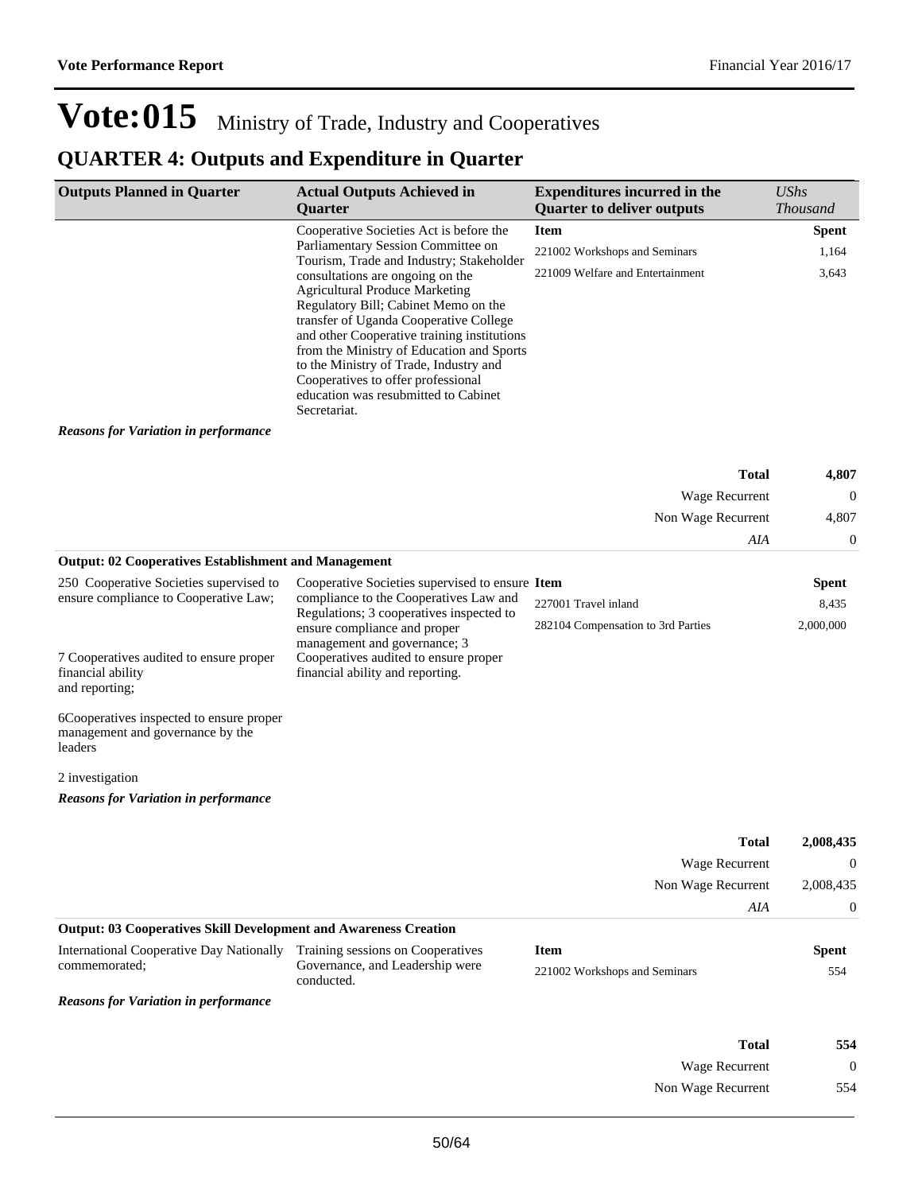# Vote:015 Ministry of Trade, Industry and Cooperatives

## QUARTER 4: Outputs and Expenditure in Quarter

| Outputs Planned in Quarter | Actual Outputs Achieved in Quarter | Expenditures incurred in the Quarter to deliver outputs | UShs Thousand |
|---|---|---|---|
| | Cooperative Societies Act is before the Parliamentary Session Committee on Tourism, Trade and Industry; Stakeholder consultations are ongoing on the Agricultural Produce Marketing Regulatory Bill; Cabinet Memo on the transfer of Uganda Cooperative College and other Cooperative training institutions from the Ministry of Education and Sports to the Ministry of Trade, Industry and Cooperatives to offer professional education was resubmitted to Cabinet Secretariat. | **Item** | **Spent** |
| | | 221002 Workshops and Seminars | 1,164 |
| | | 221009 Welfare and Entertainment | 3,643 |

***Reasons for Variation in performance***

| | |
|---|---|
| **Total** | **4,807** |
| Wage Recurrent | 0 |
| Non Wage Recurrent | 4,807 |
| *AIA* | 0 |

**Output: 02 Cooperatives Establishment and Management**

| Outputs Planned in Quarter | Actual Outputs Achieved in Quarter | Item | Spent |
|---|---|---|---|
| 250 Cooperative Societies supervised to ensure compliance to Cooperative Law;<br><br>7 Cooperatives audited to ensure proper financial ability and reporting;<br><br>6Cooperatives inspected to ensure proper management and governance by the leaders<br><br>2 investigation | Cooperative Societies supervised to ensure compliance to the Cooperatives Law and Regulations; 3 cooperatives inspected to ensure compliance and proper management and governance; 3 Cooperatives audited to ensure proper financial ability and reporting. | 227001 Travel inland | 8,435 |
| | | 282104 Compensation to 3rd Parties | 2,000,000 |

***Reasons for Variation in performance***

| | |
|---|---|
| **Total** | **2,008,435** |
| Wage Recurrent | 0 |
| Non Wage Recurrent | 2,008,435 |
| *AIA* | 0 |

**Output: 03 Cooperatives Skill Development and Awareness Creation**

| Outputs Planned in Quarter | Actual Outputs Achieved in Quarter | Item | Spent |
|---|---|---|---|
| International Cooperative Day Nationally commemorated; | Training sessions on Cooperatives Governance, and Leadership were conducted. | 221002 Workshops and Seminars | 554 |

***Reasons for Variation in performance***

| | |
|---|---|
| **Total** | **554** |
| Wage Recurrent | 0 |
| Non Wage Recurrent | 554 |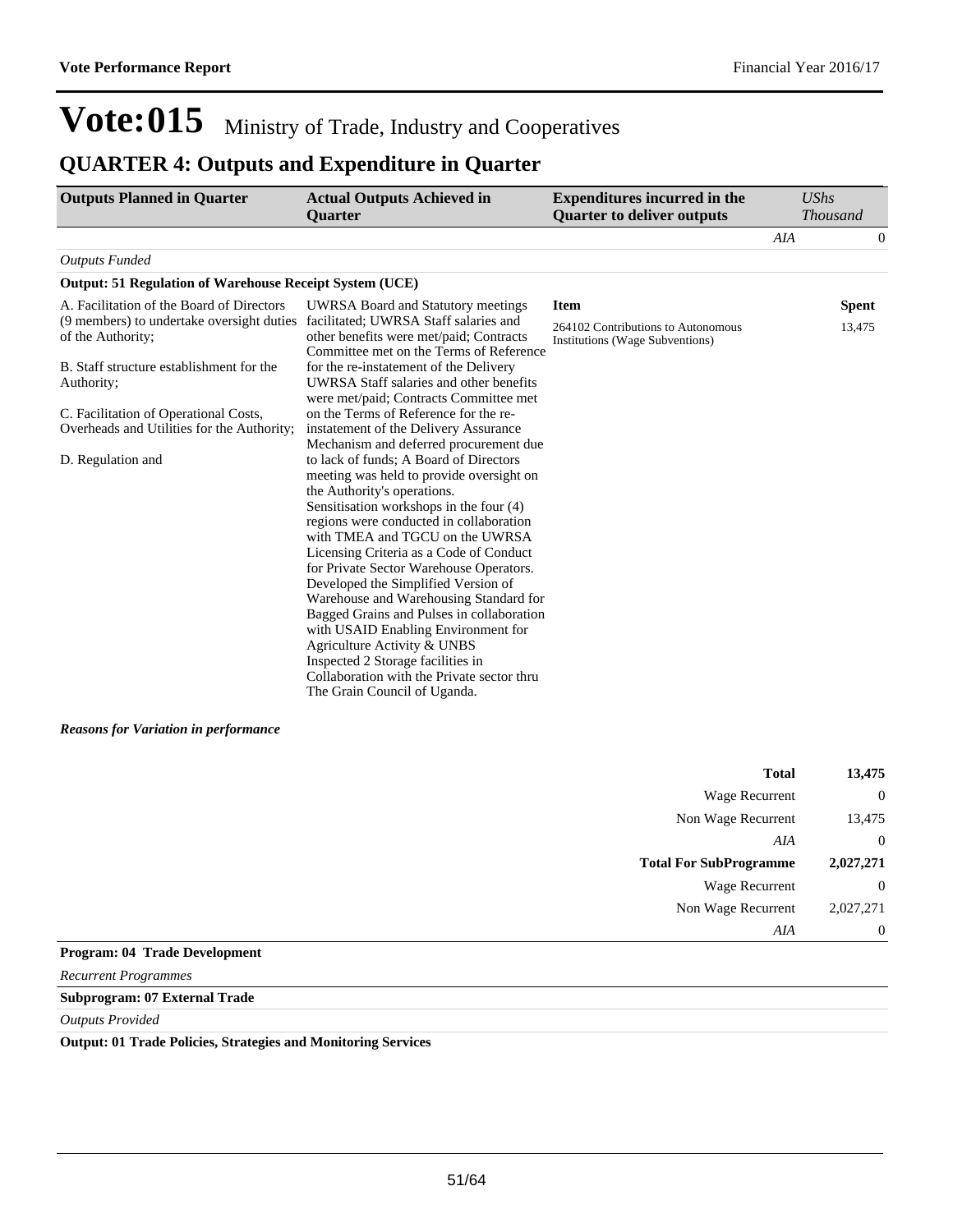# Vote:015 Ministry of Trade, Industry and Cooperatives

## QUARTER 4: Outputs and Expenditure in Quarter

| Outputs Planned in Quarter | Actual Outputs Achieved in Quarter | Expenditures incurred in the Quarter to deliver outputs | UShs Thousand |
|---|---|---|---|
| | | *AIA* | 0 |

*Outputs Funded*

**Output: 51 Regulation of Warehouse Receipt System (UCE)**

| Outputs Planned in Quarter | Actual Outputs Achieved in Quarter | Item | Spent |
|---|---|---|---|
| A. Facilitation of the Board of Directors (9 members) to undertake oversight duties of the Authority;<br><br>B. Staff structure establishment for the Authority;<br><br>C. Facilitation of Operational Costs, Overheads and Utilities for the Authority;<br><br>D. Regulation and | UWRSA Board and Statutory meetings facilitated; UWRSA Staff salaries and other benefits were met/paid; Contracts Committee met on the Terms of Reference for the re-instatement of the Delivery UWRSA Staff salaries and other benefits were met/paid; Contracts Committee met on the Terms of Reference for the re-instatement of the Delivery Assurance Mechanism and deferred procurement due to lack of funds; A Board of Directors meeting was held to provide oversight on the Authority's operations.<br>Sensitisation workshops in the four (4) regions were conducted in collaboration with TMEA and TGCU on the UWRSA Licensing Criteria as a Code of Conduct for Private Sector Warehouse Operators.<br>Developed the Simplified Version of Warehouse and Warehousing Standard for Bagged Grains and Pulses in collaboration with USAID Enabling Environment for Agriculture Activity & UNBS<br>Inspected 2 Storage facilities in Collaboration with the Private sector thru The Grain Council of Uganda. | 264102 Contributions to Autonomous Institutions (Wage Subventions) | 13,475 |

***Reasons for Variation in performance***

| | |
|---|---|
| **Total** | **13,475** |
| Wage Recurrent | 0 |
| Non Wage Recurrent | 13,475 |
| *AIA* | 0 |
| **Total For SubProgramme** | **2,027,271** |
| Wage Recurrent | 0 |
| Non Wage Recurrent | 2,027,271 |
| *AIA* | 0 |

**Program: 04 Trade Development**

*Recurrent Programmes*

**Subprogram: 07 External Trade**

*Outputs Provided*

**Output: 01 Trade Policies, Strategies and Monitoring Services**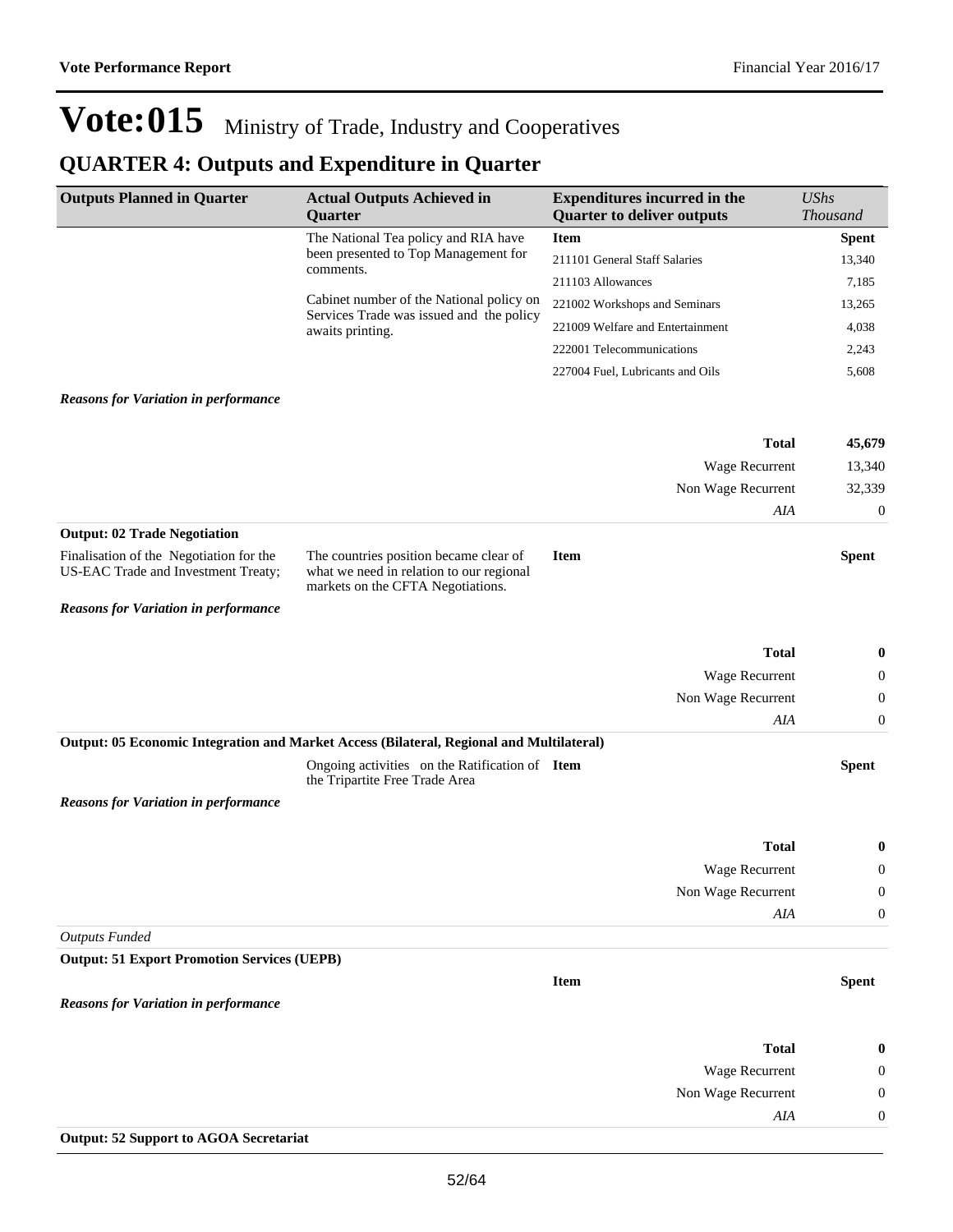# Vote:015 Ministry of Trade, Industry and Cooperatives

## QUARTER 4: Outputs and Expenditure in Quarter

| Outputs Planned in Quarter | Actual Outputs Achieved in Quarter | Expenditures incurred in the Quarter to deliver outputs | *UShs Thousand* |
|---|---|---|---|
| | The National Tea policy and RIA have been presented to Top Management for comments. | **Item** | **Spent** |
| | | 211101 General Staff Salaries | 13,340 |
| | | 211103 Allowances | 7,185 |
| | Cabinet number of the National policy on Services Trade was issued and the policy awaits printing. | 221002 Workshops and Seminars | 13,265 |
| | | 221009 Welfare and Entertainment | 4,038 |
| | | 222001 Telecommunications | 2,243 |
| | | 227004 Fuel, Lubricants and Oils | 5,608 |

***Reasons for Variation in performance***

| | |
|---|---|
| **Total** | **45,679** |
| Wage Recurrent | 13,340 |
| Non Wage Recurrent | 32,339 |
| *AIA* | 0 |

**Output: 02 Trade Negotiation**

| Outputs Planned in Quarter | Actual Outputs Achieved in Quarter | Item | Spent |
|---|---|---|---|
| Finalisation of the Negotiation for the US-EAC Trade and Investment Treaty; | The countries position became clear of what we need in relation to our regional markets on the CFTA Negotiations. | **Item** | **Spent** |

***Reasons for Variation in performance***

| | |
|---|---|
| **Total** | **0** |
| Wage Recurrent | 0 |
| Non Wage Recurrent | 0 |
| *AIA* | 0 |

**Output: 05 Economic Integration and Market Access (Bilateral, Regional and Multilateral)**

| Outputs Planned in Quarter | Actual Outputs Achieved in Quarter | Item | Spent |
|---|---|---|---|
| | Ongoing activities on the Ratification of the Tripartite Free Trade Area | **Item** | **Spent** |

***Reasons for Variation in performance***

| | |
|---|---|
| **Total** | **0** |
| Wage Recurrent | 0 |
| Non Wage Recurrent | 0 |
| *AIA* | 0 |

*Outputs Funded*

**Output: 51 Export Promotion Services (UEPB)**

| Item | Spent |
|---|---|

***Reasons for Variation in performance***

| | |
|---|---|
| **Total** | **0** |
| Wage Recurrent | 0 |
| Non Wage Recurrent | 0 |
| *AIA* | 0 |

**Output: 52 Support to AGOA Secretariat**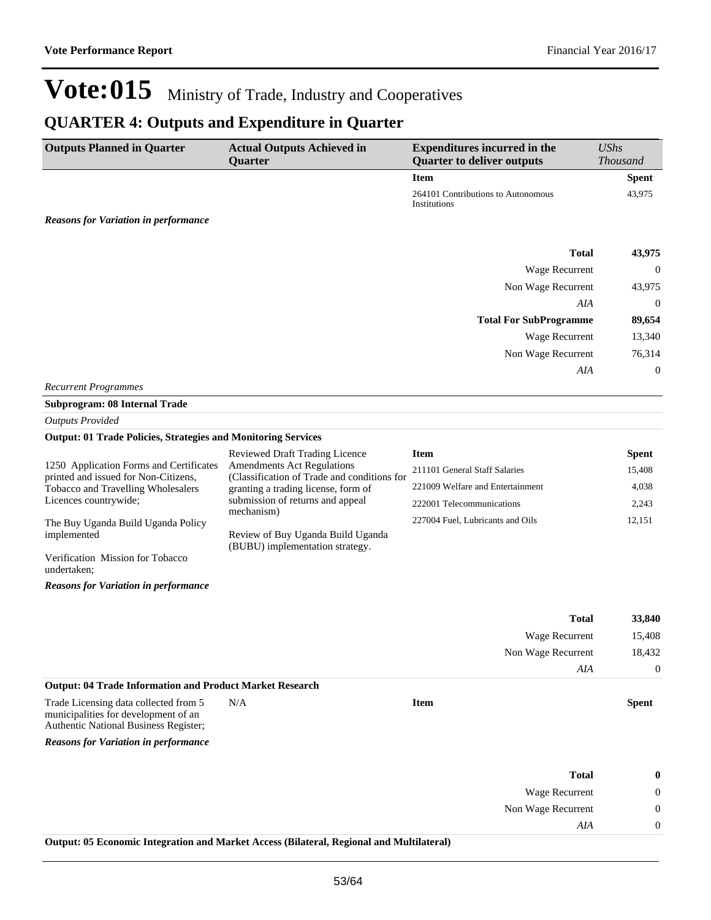# Vote:015 Ministry of Trade, Industry and Cooperatives

## QUARTER 4: Outputs and Expenditure in Quarter

| Outputs Planned in Quarter | Actual Outputs Achieved in Quarter | Expenditures incurred in the Quarter to deliver outputs | *UShs Thousand* |
|---|---|---|---|
| | | **Item** | **Spent** |
| | | 264101 Contributions to Autonomous Institutions | 43,975 |

***Reasons for Variation in performance***

| | |
|---|---|
| **Total** | **43,975** |
| Wage Recurrent | 0 |
| Non Wage Recurrent | 43,975 |
| *AIA* | 0 |
| **Total For SubProgramme** | **89,654** |
| Wage Recurrent | 13,340 |
| Non Wage Recurrent | 76,314 |
| *AIA* | 0 |

*Recurrent Programmes*

**Subprogram: 08 Internal Trade**

*Outputs Provided*

**Output: 01 Trade Policies, Strategies and Monitoring Services**

| Outputs Planned in Quarter | Actual Outputs Achieved in Quarter | Item | Spent |
|---|---|---|---|
| 1250 Application Forms and Certificates printed and issued for Non-Citizens, Tobacco and Travelling Wholesalers Licences countrywide;<br><br>The Buy Uganda Build Uganda Policy implemented<br><br>Verification Mission for Tobacco undertaken; | Reviewed Draft Trading Licence Amendments Act Regulations (Classification of Trade and conditions for granting a trading license, form of submission of returns and appeal mechanism)<br><br>Review of Buy Uganda Build Uganda (BUBU) implementation strategy. | 211101 General Staff Salaries | 15,408 |
| | | 221009 Welfare and Entertainment | 4,038 |
| | | 222001 Telecommunications | 2,243 |
| | | 227004 Fuel, Lubricants and Oils | 12,151 |

***Reasons for Variation in performance***

| | |
|---|---|
| **Total** | **33,840** |
| Wage Recurrent | 15,408 |
| Non Wage Recurrent | 18,432 |
| *AIA* | 0 |

**Output: 04 Trade Information and Product Market Research**

| Outputs Planned in Quarter | Actual Outputs Achieved in Quarter | Item | Spent |
|---|---|---|---|
| Trade Licensing data collected from 5 municipalities for development of an Authentic National Business Register; | N/A | | |

***Reasons for Variation in performance***

| | |
|---|---|
| **Total** | **0** |
| Wage Recurrent | 0 |
| Non Wage Recurrent | 0 |
| *AIA* | 0 |

**Output: 05 Economic Integration and Market Access (Bilateral, Regional and Multilateral)**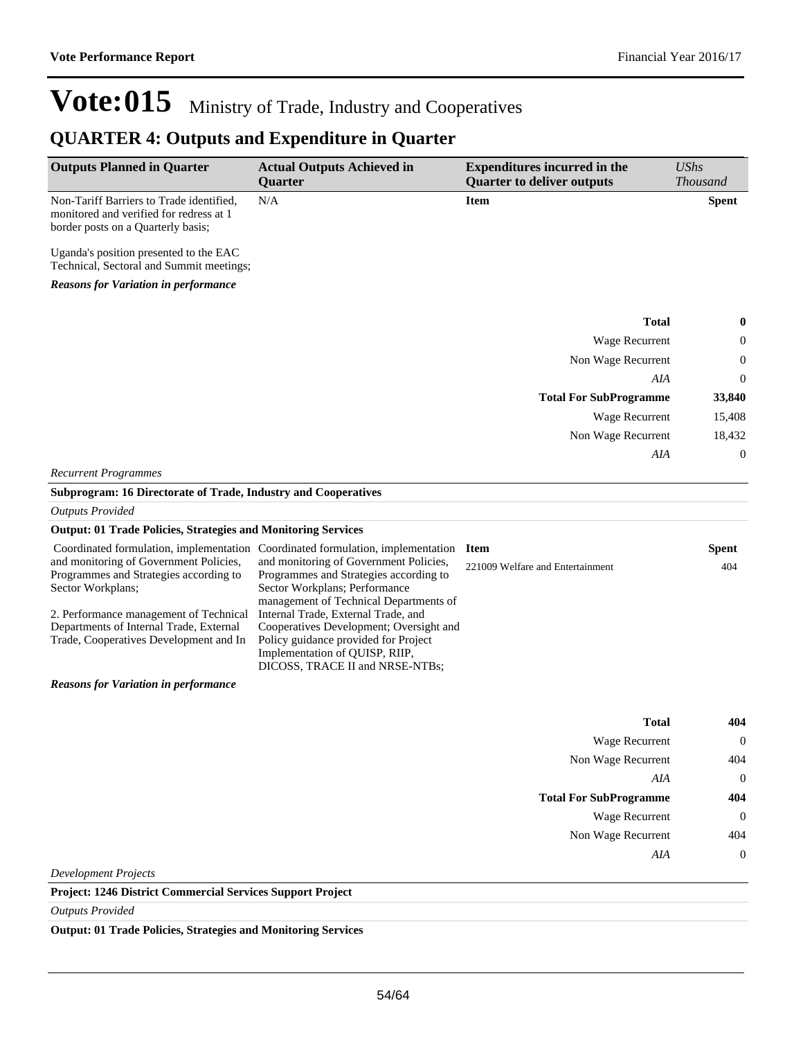# Vote:015 Ministry of Trade, Industry and Cooperatives

## QUARTER 4: Outputs and Expenditure in Quarter

| Outputs Planned in Quarter | Actual Outputs Achieved in Quarter | Expenditures incurred in the Quarter to deliver outputs | *UShs Thousand* |
|---|---|---|---|
| Non-Tariff Barriers to Trade identified, monitored and verified for redress at 1 border posts on a Quarterly basis;<br><br>Uganda's position presented to the EAC Technical, Sectoral and Summit meetings; | N/A | **Item** | **Spent** |

***Reasons for Variation in performance***

| | |
|---|---|
| **Total** | **0** |
| Wage Recurrent | 0 |
| Non Wage Recurrent | 0 |
| *AIA* | 0 |
| **Total For SubProgramme** | **33,840** |
| Wage Recurrent | 15,408 |
| Non Wage Recurrent | 18,432 |
| *AIA* | 0 |

*Recurrent Programmes*

**Subprogram: 16 Directorate of Trade, Industry and Cooperatives**

*Outputs Provided*

**Output: 01 Trade Policies, Strategies and Monitoring Services**

| | | | |
|---|---|---|---|
| Coordinated formulation, implementation and monitoring of Government Policies, Programmes and Strategies according to Sector Workplans;<br><br>2. Performance management of Technical Departments of Internal Trade, External Trade, Cooperatives Development and In | Coordinated formulation, implementation and monitoring of Government Policies, Programmes and Strategies according to Sector Workplans; Performance management of Technical Departments of Internal Trade, External Trade, and Cooperatives Development; Oversight and Policy guidance provided for Project Implementation of QUISP, RIIP, DICOSS, TRACE II and NRSE-NTBs; | **Item**<br>221009 Welfare and Entertainment | **Spent**<br>404 |

***Reasons for Variation in performance***

| | |
|---|---|
| **Total** | **404** |
| Wage Recurrent | 0 |
| Non Wage Recurrent | 404 |
| *AIA* | 0 |
| **Total For SubProgramme** | **404** |
| Wage Recurrent | 0 |
| Non Wage Recurrent | 404 |
| *AIA* | 0 |

*Development Projects*

**Project: 1246 District Commercial Services Support Project**

*Outputs Provided*

**Output: 01 Trade Policies, Strategies and Monitoring Services**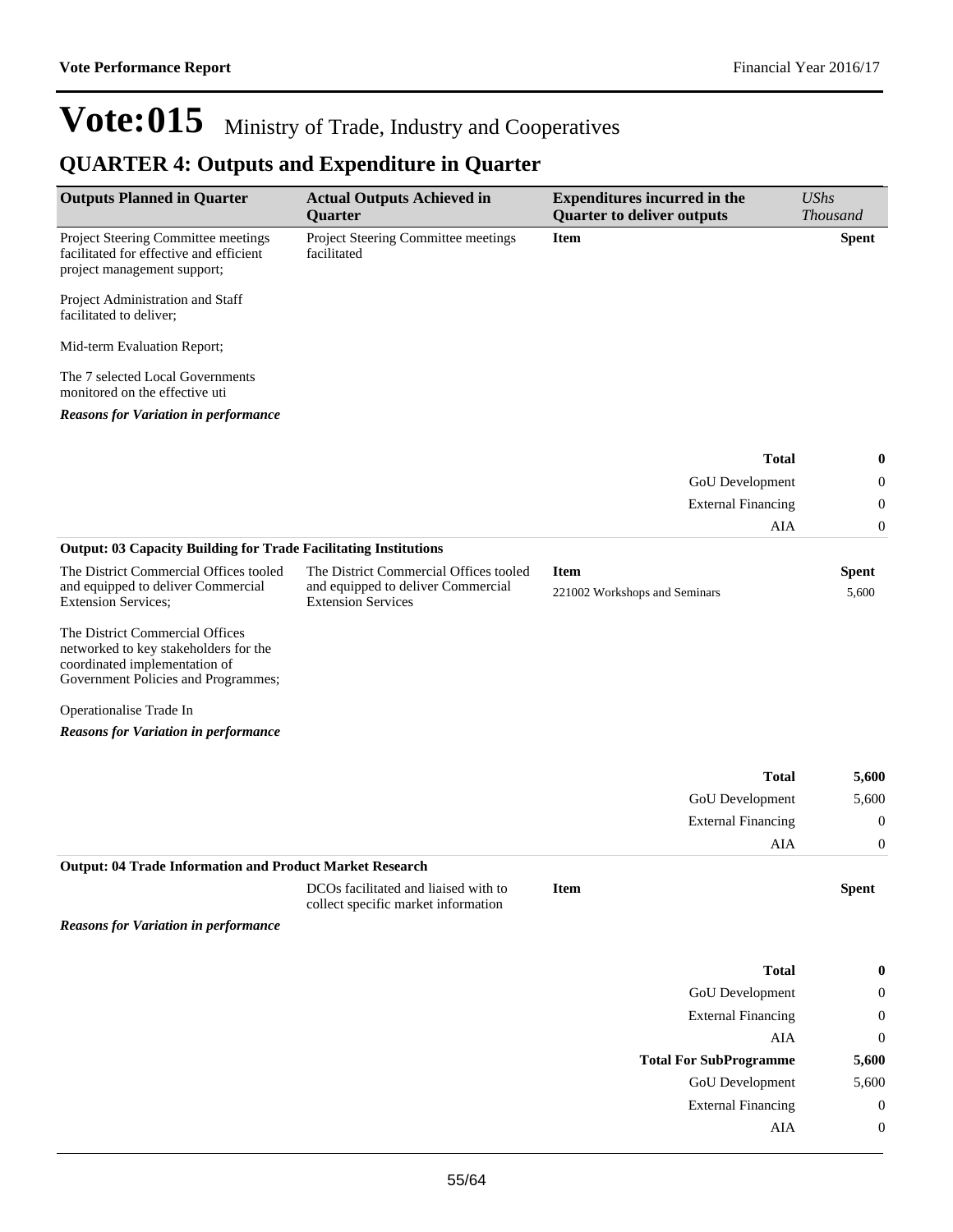# Vote:015 Ministry of Trade, Industry and Cooperatives

## QUARTER 4: Outputs and Expenditure in Quarter

| Outputs Planned in Quarter | Actual Outputs Achieved in Quarter | Expenditures incurred in the Quarter to deliver outputs | *UShs Thousand* |
|---|---|---|---|
| Project Steering Committee meetings facilitated for effective and efficient project management support;<br><br>Project Administration and Staff facilitated to deliver;<br><br>Mid-term Evaluation Report;<br><br>The 7 selected Local Governments monitored on the effective uti | Project Steering Committee meetings facilitated | **Item** | **Spent** |
| ***Reasons for Variation in performance*** | | | |
| | | **Total** | **0** |
| | | GoU Development | 0 |
| | | External Financing | 0 |
| | | AIA | 0 |
| **Output: 03 Capacity Building for Trade Facilitating Institutions** | | | |
| The District Commercial Offices tooled and equipped to deliver Commercial Extension Services;<br><br>The District Commercial Offices networked to key stakeholders for the coordinated implementation of Government Policies and Programmes;<br><br>Operationalise Trade In | The District Commercial Offices tooled and equipped to deliver Commercial Extension Services | **Item** | **Spent** |
| | | 221002 Workshops and Seminars | 5,600 |
| ***Reasons for Variation in performance*** | | | |
| | | **Total** | **5,600** |
| | | GoU Development | 5,600 |
| | | External Financing | 0 |
| | | AIA | 0 |
| **Output: 04 Trade Information and Product Market Research** | | | |
| | DCOs facilitated and liaised with to collect specific market information | **Item** | **Spent** |
| ***Reasons for Variation in performance*** | | | |
| | | **Total** | **0** |
| | | GoU Development | 0 |
| | | External Financing | 0 |
| | | AIA | 0 |
| | | **Total For SubProgramme** | **5,600** |
| | | GoU Development | 5,600 |
| | | External Financing | 0 |
| | | AIA | 0 |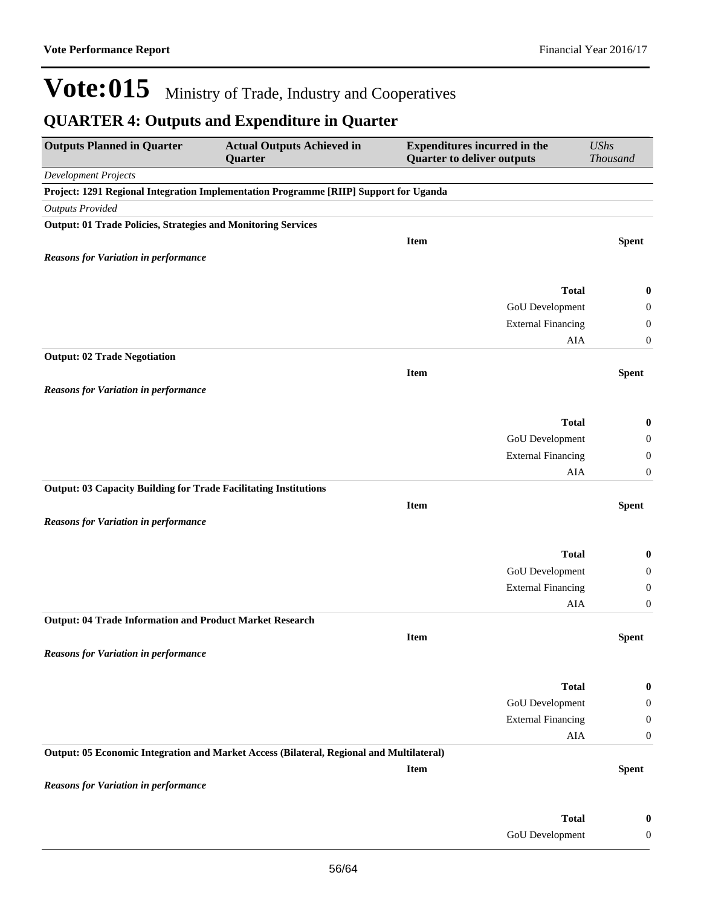# Vote:015 Ministry of Trade, Industry and Cooperatives

## QUARTER 4: Outputs and Expenditure in Quarter

| Outputs Planned in Quarter | Actual Outputs Achieved in Quarter | Expenditures incurred in the Quarter to deliver outputs | *UShs Thousand* |
|---|---|---|---|
| *Development Projects* | | | |
| **Project: 1291 Regional Integration Implementation Programme [RIIP] Support for Uganda** | | | |
| *Outputs Provided* | | | |
| **Output: 01 Trade Policies, Strategies and Monitoring Services** | | | |
| | | **Item** | **Spent** |
| ***Reasons for Variation in performance*** | | | |
| | | **Total** | **0** |
| | | GoU Development | 0 |
| | | External Financing | 0 |
| | | AIA | 0 |
| **Output: 02 Trade Negotiation** | | | |
| | | **Item** | **Spent** |
| ***Reasons for Variation in performance*** | | | |
| | | **Total** | **0** |
| | | GoU Development | 0 |
| | | External Financing | 0 |
| | | AIA | 0 |
| **Output: 03 Capacity Building for Trade Facilitating Institutions** | | | |
| | | **Item** | **Spent** |
| ***Reasons for Variation in performance*** | | | |
| | | **Total** | **0** |
| | | GoU Development | 0 |
| | | External Financing | 0 |
| | | AIA | 0 |
| **Output: 04 Trade Information and Product Market Research** | | | |
| | | **Item** | **Spent** |
| ***Reasons for Variation in performance*** | | | |
| | | **Total** | **0** |
| | | GoU Development | 0 |
| | | External Financing | 0 |
| | | AIA | 0 |
| **Output: 05 Economic Integration and Market Access (Bilateral, Regional and Multilateral)** | | | |
| | | **Item** | **Spent** |
| ***Reasons for Variation in performance*** | | | |
| | | **Total** | **0** |
| | | GoU Development | 0 |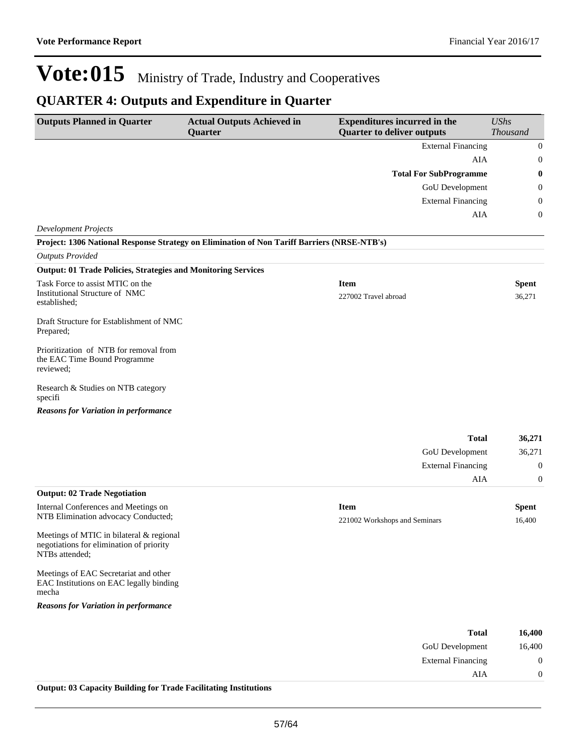# Vote:015 Ministry of Trade, Industry and Cooperatives

## QUARTER 4: Outputs and Expenditure in Quarter

| Outputs Planned in Quarter | Actual Outputs Achieved in Quarter | Expenditures incurred in the Quarter to deliver outputs | UShs Thousand |
|---|---|---|---|
| | | External Financing | 0 |
| | | AIA | 0 |
| | | **Total For SubProgramme** | **0** |
| | | GoU Development | 0 |
| | | External Financing | 0 |
| | | AIA | 0 |

*Development Projects*

**Project: 1306 National Response Strategy on Elimination of Non Tariff Barriers (NRSE-NTB's)**

*Outputs Provided*

**Output: 01 Trade Policies, Strategies and Monitoring Services**

| Outputs Planned in Quarter | Actual Outputs Achieved in Quarter | Item | Spent |
|---|---|---|---|
| Task Force to assist MTIC on the Institutional Structure of NMC established;<br><br>Draft Structure for Establishment of NMC Prepared;<br><br>Prioritization of NTB for removal from the EAC Time Bound Programme reviewed;<br><br>Research & Studies on NTB category specifi | | 227002 Travel abroad | 36,271 |

***Reasons for Variation in performance***

| | |
|---|---|
| **Total** | **36,271** |
| GoU Development | 36,271 |
| External Financing | 0 |
| AIA | 0 |

**Output: 02 Trade Negotiation**

| Outputs Planned in Quarter | Actual Outputs Achieved in Quarter | Item | Spent |
|---|---|---|---|
| Internal Conferences and Meetings on NTB Elimination advocacy Conducted;<br><br>Meetings of MTIC in bilateral & regional negotiations for elimination of priority NTBs attended;<br><br>Meetings of EAC Secretariat and other EAC Institutions on EAC legally binding mecha | | 221002 Workshops and Seminars | 16,400 |

***Reasons for Variation in performance***

| | |
|---|---|
| **Total** | **16,400** |
| GoU Development | 16,400 |
| External Financing | 0 |
| AIA | 0 |

**Output: 03 Capacity Building for Trade Facilitating Institutions**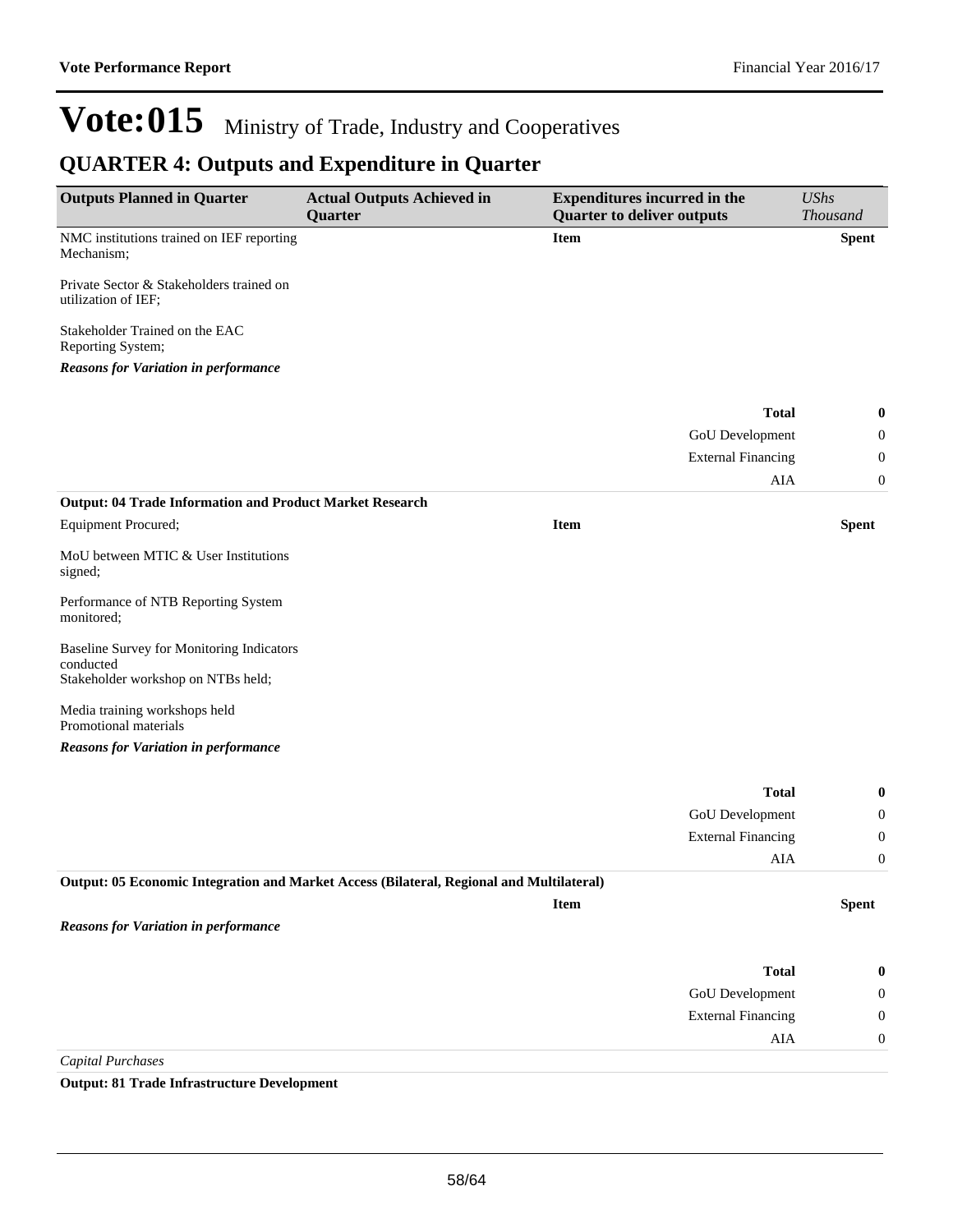# Vote:015 Ministry of Trade, Industry and Cooperatives

## QUARTER 4: Outputs and Expenditure in Quarter

| Outputs Planned in Quarter | Actual Outputs Achieved in Quarter | Expenditures incurred in the Quarter to deliver outputs | *UShs Thousand* |
|---|---|---|---|
| NMC institutions trained on IEF reporting Mechanism;<br><br>Private Sector & Stakeholders trained on utilization of IEF;<br><br>Stakeholder Trained on the EAC Reporting System; | | **Item** | **Spent** |
| ***Reasons for Variation in performance*** | | | |
| | | **Total** | **0** |
| | | GoU Development | 0 |
| | | External Financing | 0 |
| | | AIA | 0 |
| **Output: 04 Trade Information and Product Market Research** | | | |
| Equipment Procured;<br><br>MoU between MTIC & User Institutions signed;<br><br>Performance of NTB Reporting System monitored;<br><br>Baseline Survey for Monitoring Indicators conducted<br>Stakeholder workshop on NTBs held;<br><br>Media training workshops held<br>Promotional materials | | **Item** | **Spent** |
| ***Reasons for Variation in performance*** | | | |
| | | **Total** | **0** |
| | | GoU Development | 0 |
| | | External Financing | 0 |
| | | AIA | 0 |
| **Output: 05 Economic Integration and Market Access (Bilateral, Regional and Multilateral)** | | | |
| | | **Item** | **Spent** |
| ***Reasons for Variation in performance*** | | | |
| | | **Total** | **0** |
| | | GoU Development | 0 |
| | | External Financing | 0 |
| | | AIA | 0 |
| *Capital Purchases* | | | |
| **Output: 81 Trade Infrastructure Development** | | | |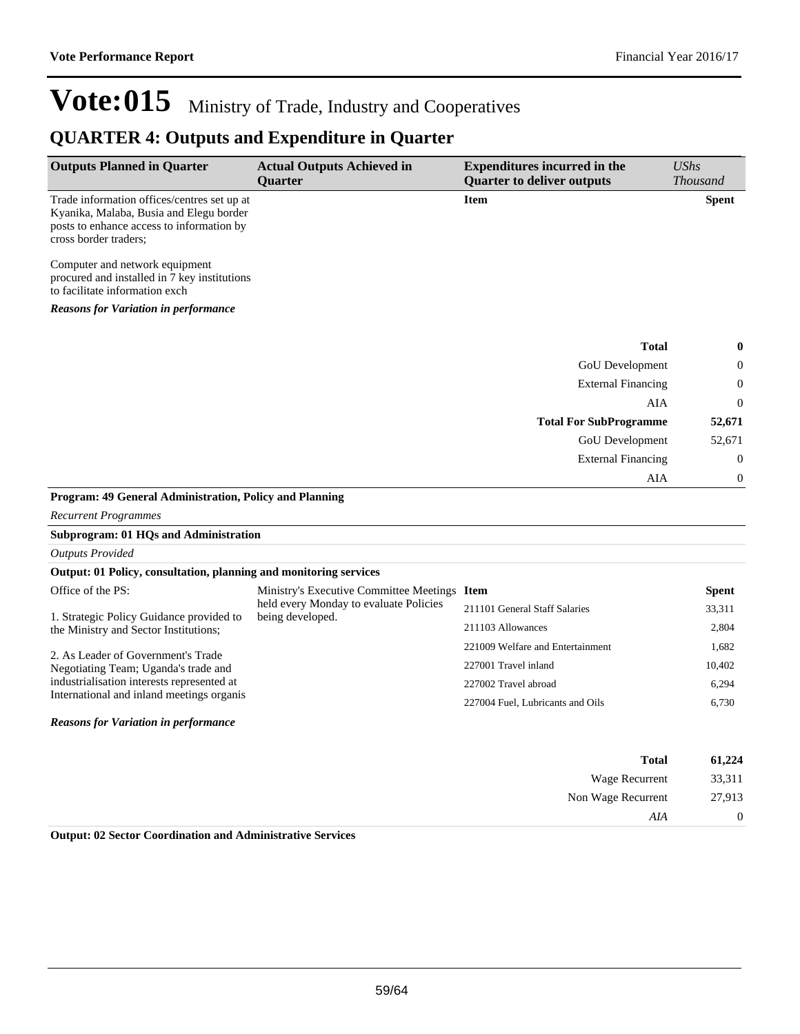# Vote:015 Ministry of Trade, Industry and Cooperatives

## QUARTER 4: Outputs and Expenditure in Quarter

| Outputs Planned in Quarter | Actual Outputs Achieved in Quarter | Expenditures incurred in the Quarter to deliver outputs | *UShs Thousand* |
|---|---|---|---|
| Trade information offices/centres set up at Kyanika, Malaba, Busia and Elegu border posts to enhance access to information by cross border traders;<br><br>Computer and network equipment procured and installed in 7 key institutions to facilitate information exch | | **Item** | **Spent** |

***Reasons for Variation in performance***

| | |
|---|---|
| **Total** | **0** |
| GoU Development | 0 |
| External Financing | 0 |
| AIA | 0 |
| **Total For SubProgramme** | **52,671** |
| GoU Development | 52,671 |
| External Financing | 0 |
| AIA | 0 |

**Program: 49 General Administration, Policy and Planning**

*Recurrent Programmes*

**Subprogram: 01 HQs and Administration**

*Outputs Provided*

**Output: 01 Policy, consultation, planning and monitoring services**

| Outputs Planned in Quarter | Actual Outputs Achieved in Quarter | Item | Spent |
|---|---|---|---|
| Office of the PS:<br><br>1. Strategic Policy Guidance provided to the Ministry and Sector Institutions;<br><br>2. As Leader of Government's Trade Negotiating Team; Uganda's trade and industrialisation interests represented at International and inland meetings organis | Ministry's Executive Committee Meetings held every Monday to evaluate Policies being developed. | 211101 General Staff Salaries | 33,311 |
| | | 211103 Allowances | 2,804 |
| | | 221009 Welfare and Entertainment | 1,682 |
| | | 227001 Travel inland | 10,402 |
| | | 227002 Travel abroad | 6,294 |
| | | 227004 Fuel, Lubricants and Oils | 6,730 |

***Reasons for Variation in performance***

| | |
|---|---|
| **Total** | **61,224** |
| Wage Recurrent | 33,311 |
| Non Wage Recurrent | 27,913 |
| *AIA* | 0 |

**Output: 02 Sector Coordination and Administrative Services**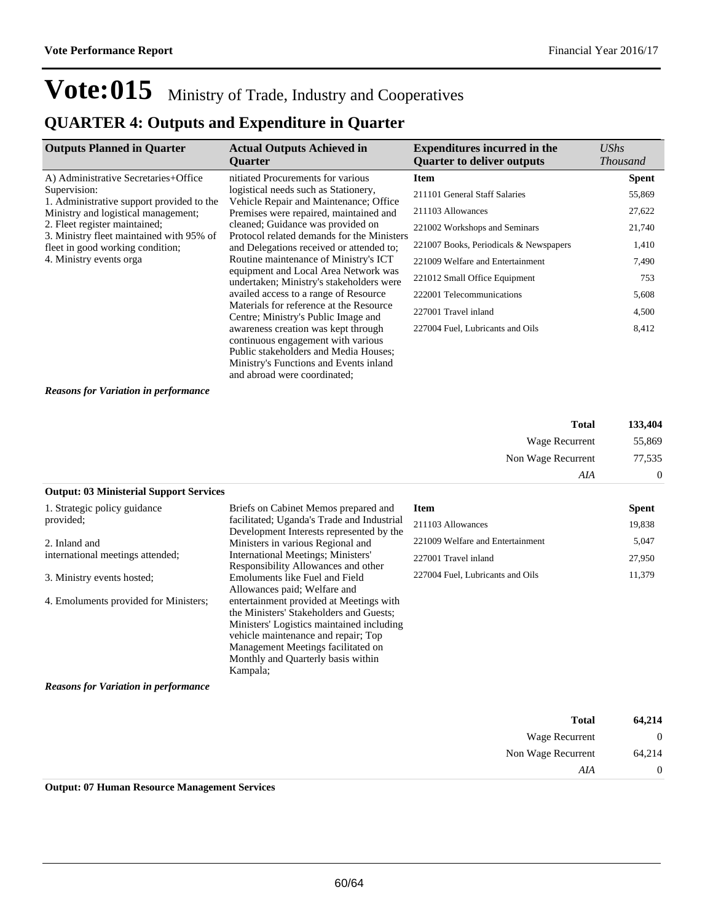# Vote:015 Ministry of Trade, Industry and Cooperatives

## QUARTER 4: Outputs and Expenditure in Quarter

| Outputs Planned in Quarter | Actual Outputs Achieved in Quarter | Expenditures incurred in the Quarter to deliver outputs | UShs Thousand |
|---|---|---|---|
| A) Administrative Secretaries+Office Supervision:<br>1. Administrative support provided to the Ministry and logistical management;<br>2. Fleet register maintained;<br>3. Ministry fleet maintained with 95% of fleet in good working condition;<br>4. Ministry events orga | nitiated Procurements for various logistical needs such as Stationery, Vehicle Repair and Maintenance; Office Premises were repaired, maintained and cleaned; Guidance was provided on Protocol related demands for the Ministers and Delegations received or attended to; Routine maintenance of Ministry's ICT equipment and Local Area Network was undertaken; Ministry's stakeholders were availed access to a range of Resource Materials for reference at the Resource Centre; Ministry's Public Image and awareness creation was kept through continuous engagement with various Public stakeholders and Media Houses; Ministry's Functions and Events inland and abroad were coordinated; | **Item** | **Spent** |
| | | 211101 General Staff Salaries | 55,869 |
| | | 211103 Allowances | 27,622 |
| | | 221002 Workshops and Seminars | 21,740 |
| | | 221007 Books, Periodicals & Newspapers | 1,410 |
| | | 221009 Welfare and Entertainment | 7,490 |
| | | 221012 Small Office Equipment | 753 |
| | | 222001 Telecommunications | 5,608 |
| | | 227001 Travel inland | 4,500 |
| | | 227004 Fuel, Lubricants and Oils | 8,412 |

***Reasons for Variation in performance***

| | |
|---|---|
| **Total** | **133,404** |
| Wage Recurrent | 55,869 |
| Non Wage Recurrent | 77,535 |
| *AIA* | 0 |

**Output: 03 Ministerial Support Services**

| Outputs Planned in Quarter | Actual Outputs Achieved in Quarter | Item | Spent |
|---|---|---|---|
| 1. Strategic policy guidance provided;<br><br>2. Inland and international meetings attended;<br><br>3. Ministry events hosted;<br><br>4. Emoluments provided for Ministers; | Briefs on Cabinet Memos prepared and facilitated; Uganda's Trade and Industrial Development Interests represented by the Ministers in various Regional and International Meetings; Ministers' Responsibility Allowances and other Emoluments like Fuel and Field Allowances paid; Welfare and entertainment provided at Meetings with the Ministers' Stakeholders and Guests; Ministers' Logistics maintained including vehicle maintenance and repair; Top Management Meetings facilitated on Monthly and Quarterly basis within Kampala; | 211103 Allowances | 19,838 |
| | | 221009 Welfare and Entertainment | 5,047 |
| | | 227001 Travel inland | 27,950 |
| | | 227004 Fuel, Lubricants and Oils | 11,379 |

***Reasons for Variation in performance***

| | |
|---|---|
| **Total** | **64,214** |
| Wage Recurrent | 0 |
| Non Wage Recurrent | 64,214 |
| *AIA* | 0 |

**Output: 07 Human Resource Management Services**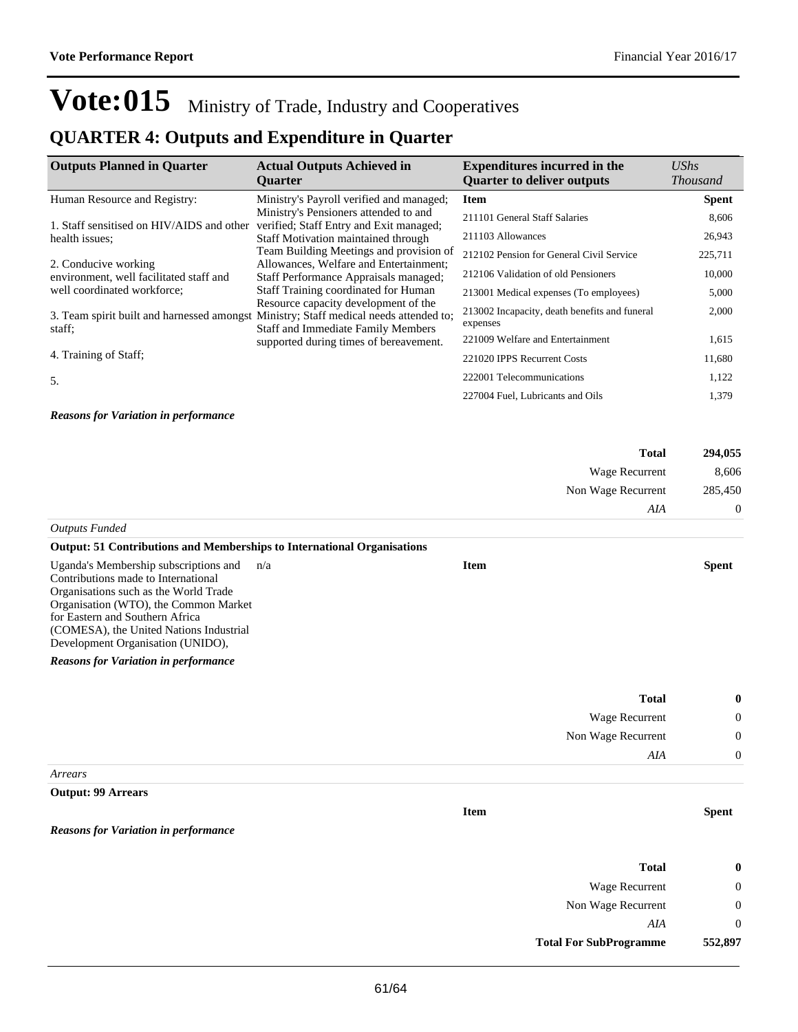# Vote:015 Ministry of Trade, Industry and Cooperatives

## QUARTER 4: Outputs and Expenditure in Quarter

| Outputs Planned in Quarter | Actual Outputs Achieved in Quarter | Expenditures incurred in the Quarter to deliver outputs | UShs Thousand |
|---|---|---|---|
| Human Resource and Registry:<br><br>1. Staff sensitised on HIV/AIDS and other health issues;<br><br>2. Conducive working environment, well facilitated staff and well coordinated workforce;<br><br>3. Team spirit built and harnessed amongst staff;<br><br>4. Training of Staff;<br><br>5. | Ministry's Payroll verified and managed; Ministry's Pensioners attended to and verified; Staff Entry and Exit managed; Staff Motivation maintained through Team Building Meetings and provision of Allowances, Welfare and Entertainment; Staff Performance Appraisals managed; Staff Training coordinated for Human Resource capacity development of the Ministry; Staff medical needs attended to; Staff and Immediate Family Members supported during times of bereavement. | **Item** | **Spent** |
| | | 211101 General Staff Salaries | 8,606 |
| | | 211103 Allowances | 26,943 |
| | | 212102 Pension for General Civil Service | 225,711 |
| | | 212106 Validation of old Pensioners | 10,000 |
| | | 213001 Medical expenses (To employees) | 5,000 |
| | | 213002 Incapacity, death benefits and funeral expenses | 2,000 |
| | | 221009 Welfare and Entertainment | 1,615 |
| | | 221020 IPPS Recurrent Costs | 11,680 |
| | | 222001 Telecommunications | 1,122 |
| | | 227004 Fuel, Lubricants and Oils | 1,379 |

***Reasons for Variation in performance***

| | |
|---|---|
| **Total** | **294,055** |
| Wage Recurrent | 8,606 |
| Non Wage Recurrent | 285,450 |
| *AIA* | 0 |

*Outputs Funded*

**Output: 51 Contributions and Memberships to International Organisations**

| | | | |
|---|---|---|---|
| Uganda's Membership subscriptions and Contributions made to International Organisations such as the World Trade Organisation (WTO), the Common Market for Eastern and Southern Africa (COMESA), the United Nations Industrial Development Organisation (UNIDO), | n/a | **Item** | **Spent** |

***Reasons for Variation in performance***

| | |
|---|---|
| **Total** | **0** |
| Wage Recurrent | 0 |
| Non Wage Recurrent | 0 |
| *AIA* | 0 |

*Arrears*

**Output: 99 Arrears**

| | |
|---|---|
| **Item** | **Spent** |

***Reasons for Variation in performance***

| | |
|---|---|
| **Total** | **0** |
| Wage Recurrent | 0 |
| Non Wage Recurrent | 0 |
| *AIA* | 0 |
| **Total For SubProgramme** | **552,897** |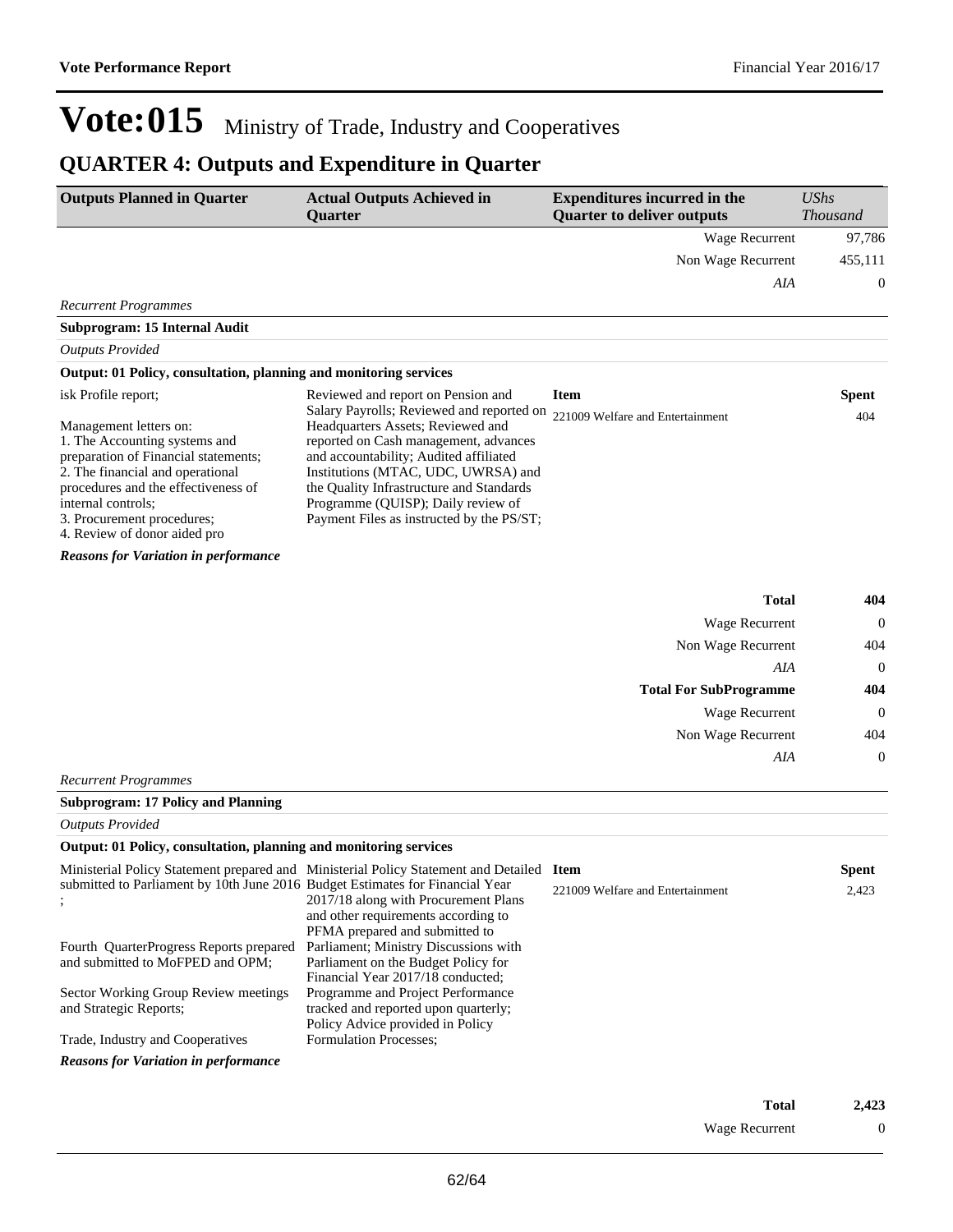# Vote:015 Ministry of Trade, Industry and Cooperatives

## QUARTER 4: Outputs and Expenditure in Quarter

| Outputs Planned in Quarter | Actual Outputs Achieved in Quarter | Expenditures incurred in the Quarter to deliver outputs | *UShs Thousand* |
|---|---|---|---|
| | | Wage Recurrent | 97,786 |
| | | Non Wage Recurrent | 455,111 |
| | | *AIA* | 0 |

*Recurrent Programmes*

**Subprogram: 15 Internal Audit**

*Outputs Provided*

**Output: 01 Policy, consultation, planning and monitoring services**

| Outputs Planned in Quarter | Actual Outputs Achieved in Quarter | Item | Spent |
|---|---|---|---|
| isk Profile report;<br><br>Management letters on:<br>1. The Accounting systems and preparation of Financial statements;<br>2. The financial and operational procedures and the effectiveness of internal controls;<br>3. Procurement procedures;<br>4. Review of donor aided pro | Reviewed and report on Pension and Salary Payrolls; Reviewed and reported on Headquarters Assets; Reviewed and reported on Cash management, advances and accountability; Audited affiliated Institutions (MTAC, UDC, UWRSA) and the Quality Infrastructure and Standards Programme (QUISP); Daily review of Payment Files as instructed by the PS/ST; | 221009 Welfare and Entertainment | 404 |

***Reasons for Variation in performance***

| | |
|---|---|
| **Total** | **404** |
| Wage Recurrent | 0 |
| Non Wage Recurrent | 404 |
| *AIA* | 0 |
| **Total For SubProgramme** | **404** |
| Wage Recurrent | 0 |
| Non Wage Recurrent | 404 |
| *AIA* | 0 |

*Recurrent Programmes*

**Subprogram: 17 Policy and Planning**

*Outputs Provided*

**Output: 01 Policy, consultation, planning and monitoring services**

| Outputs Planned in Quarter | Actual Outputs Achieved in Quarter | Item | Spent |
|---|---|---|---|
| Ministerial Policy Statement prepared and submitted to Parliament by 10th June 2016 ;<br><br>Fourth QuarterProgress Reports prepared and submitted to MoFPED and OPM;<br><br>Sector Working Group Review meetings and Strategic Reports;<br><br>Trade, Industry and Cooperatives | Ministerial Policy Statement and Detailed Budget Estimates for Financial Year 2017/18 along with Procurement Plans and other requirements according to PFMA prepared and submitted to Parliament; Ministry Discussions with Parliament on the Budget Policy for Financial Year 2017/18 conducted; Programme and Project Performance tracked and reported upon quarterly; Policy Advice provided in Policy Formulation Processes; | 221009 Welfare and Entertainment | 2,423 |

***Reasons for Variation in performance***

| | |
|---|---|
| **Total** | **2,423** |
| Wage Recurrent | 0 |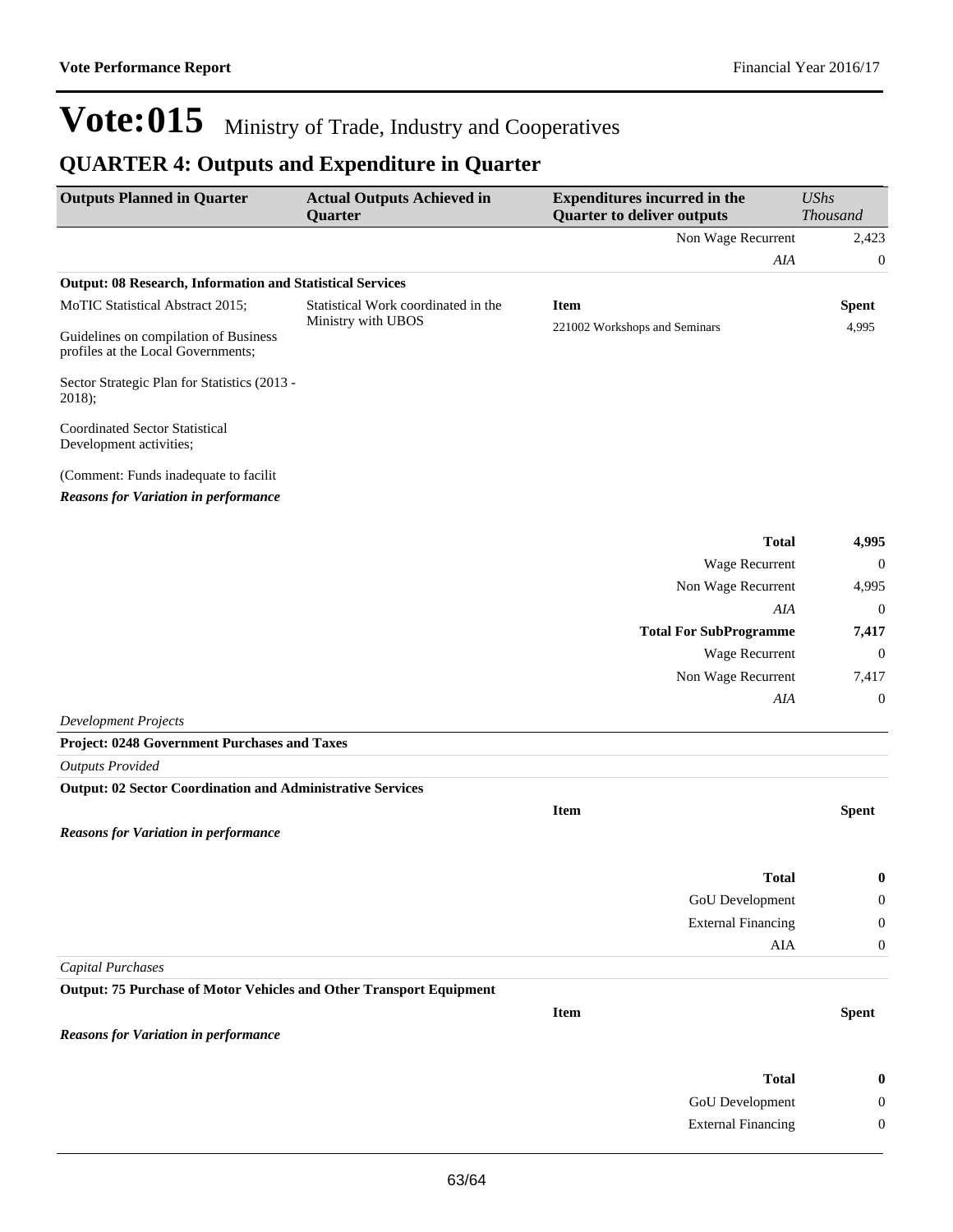# Vote:015 Ministry of Trade, Industry and Cooperatives

## QUARTER 4: Outputs and Expenditure in Quarter

| Outputs Planned in Quarter | Actual Outputs Achieved in Quarter | Expenditures incurred in the Quarter to deliver outputs | *UShs Thousand* |
|---|---|---|---|
| | | Non Wage Recurrent | 2,423 |
| | | *AIA* | 0 |
| **Output: 08 Research, Information and Statistical Services** | | | |
| MoTIC Statistical Abstract 2015;<br><br>Guidelines on compilation of Business profiles at the Local Governments;<br><br>Sector Strategic Plan for Statistics (2013 - 2018);<br><br>Coordinated Sector Statistical Development activities;<br><br>(Comment: Funds inadequate to facilit | Statistical Work coordinated in the Ministry with UBOS | **Item**<br>221002 Workshops and Seminars | **Spent**<br>4,995 |
| ***Reasons for Variation in performance*** | | | |
| | | **Total** | **4,995** |
| | | Wage Recurrent | 0 |
| | | Non Wage Recurrent | 4,995 |
| | | *AIA* | 0 |
| | | **Total For SubProgramme** | **7,417** |
| | | Wage Recurrent | 0 |
| | | Non Wage Recurrent | 7,417 |
| | | *AIA* | 0 |
| *Development Projects* | | | |
| **Project: 0248 Government Purchases and Taxes** | | | |
| *Outputs Provided* | | | |
| **Output: 02 Sector Coordination and Administrative Services** | | | |
| | | **Item** | **Spent** |
| ***Reasons for Variation in performance*** | | | |
| | | **Total** | **0** |
| | | GoU Development | 0 |
| | | External Financing | 0 |
| | | AIA | 0 |
| *Capital Purchases* | | | |
| **Output: 75 Purchase of Motor Vehicles and Other Transport Equipment** | | | |
| | | **Item** | **Spent** |
| ***Reasons for Variation in performance*** | | | |
| | | **Total** | **0** |
| | | GoU Development | 0 |
| | | External Financing | 0 |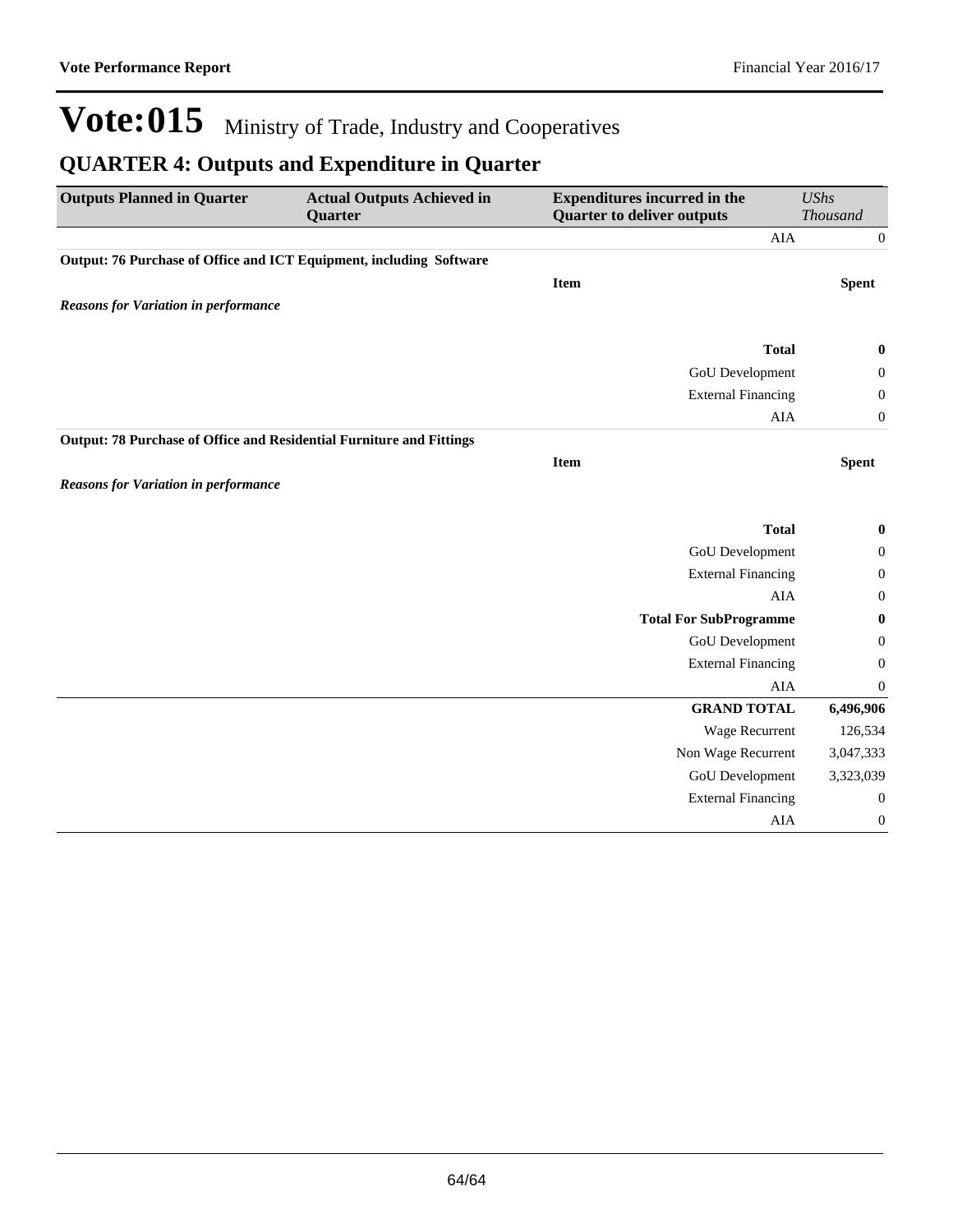# Vote:015 Ministry of Trade, Industry and Cooperatives

## QUARTER 4: Outputs and Expenditure in Quarter

| Outputs Planned in Quarter | Actual Outputs Achieved in Quarter | Expenditures incurred in the Quarter to deliver outputs | *UShs Thousand* |
|---|---|---|---|
| | | AIA | 0 |
| **Output: 76 Purchase of Office and ICT Equipment, including Software** | | | |
| | | **Item** | **Spent** |
| ***Reasons for Variation in performance*** | | | |
| | | **Total** | **0** |
| | | GoU Development | 0 |
| | | External Financing | 0 |
| | | AIA | 0 |
| **Output: 78 Purchase of Office and Residential Furniture and Fittings** | | | |
| | | **Item** | **Spent** |
| ***Reasons for Variation in performance*** | | | |
| | | **Total** | **0** |
| | | GoU Development | 0 |
| | | External Financing | 0 |
| | | AIA | 0 |
| | | **Total For SubProgramme** | **0** |
| | | GoU Development | 0 |
| | | External Financing | 0 |
| | | AIA | 0 |
| | | **GRAND TOTAL** | **6,496,906** |
| | | Wage Recurrent | 126,534 |
| | | Non Wage Recurrent | 3,047,333 |
| | | GoU Development | 3,323,039 |
| | | External Financing | 0 |
| | | AIA | 0 |